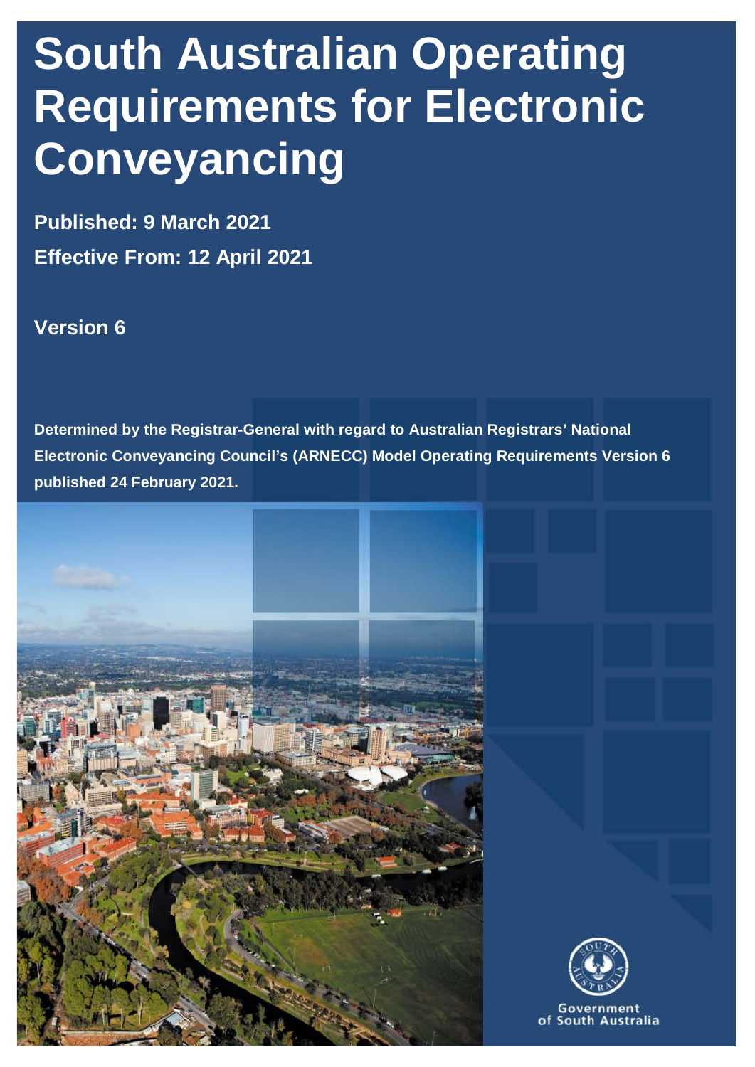# South Australian Operating Requirements for Electronic Conveyancing

**Published: 9 March 2021**

**Effective From: 12 April 2021**

**Version 6**

**Determined by the Registrar-General with regard to Australian Registrars' National Electronic Conveyancing Council's (ARNECC) Model Operating Requirements Version 6 published 24 February 2021.**

Government of South Australia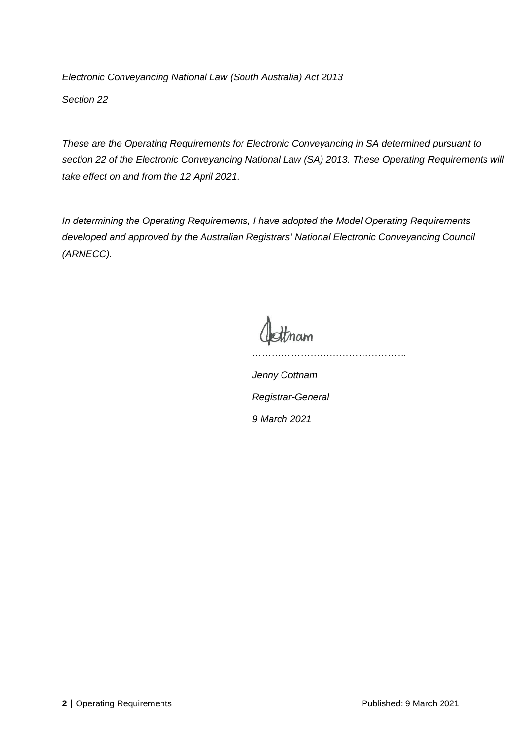*Electronic Conveyancing National Law (South Australia) Act 2013*

*Section 22*

*These are the Operating Requirements for Electronic Conveyancing in SA determined pursuant to section 22 of the Electronic Conveyancing National Law (SA) 2013. These Operating Requirements will take effect on and from the 12 April 2021.*

*In determining the Operating Requirements, I have adopted the Model Operating Requirements developed and approved by the Australian Registrars' National Electronic Conveyancing Council (ARNECC).*

*…………………………………………*

*Jenny Cottnam*

*Registrar-General*

*9 March 2021*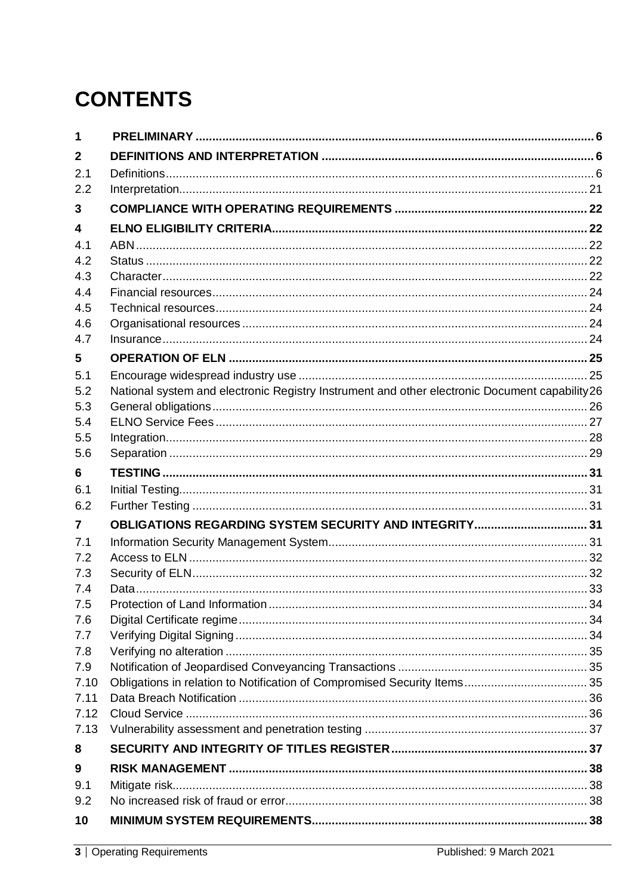# CONTENTS

| | | |
|---|---|---|
| **1** | **PRELIMINARY** | **6** |
| **2** | **DEFINITIONS AND INTERPRETATION** | **6** |
| 2.1 | Definitions | 6 |
| 2.2 | Interpretation | 21 |
| **3** | **COMPLIANCE WITH OPERATING REQUIREMENTS** | **22** |
| **4** | **ELNO ELIGIBILITY CRITERIA** | **22** |
| 4.1 | ABN | 22 |
| 4.2 | Status | 22 |
| 4.3 | Character | 22 |
| 4.4 | Financial resources | 24 |
| 4.5 | Technical resources | 24 |
| 4.6 | Organisational resources | 24 |
| 4.7 | Insurance | 24 |
| **5** | **OPERATION OF ELN** | **25** |
| 5.1 | Encourage widespread industry use | 25 |
| 5.2 | National system and electronic Registry Instrument and other electronic Document capability | 26 |
| 5.3 | General obligations | 26 |
| 5.4 | ELNO Service Fees | 27 |
| 5.5 | Integration | 28 |
| 5.6 | Separation | 29 |
| **6** | **TESTING** | **31** |
| 6.1 | Initial Testing | 31 |
| 6.2 | Further Testing | 31 |
| **7** | **OBLIGATIONS REGARDING SYSTEM SECURITY AND INTEGRITY** | **31** |
| 7.1 | Information Security Management System | 31 |
| 7.2 | Access to ELN | 32 |
| 7.3 | Security of ELN | 32 |
| 7.4 | Data | 33 |
| 7.5 | Protection of Land Information | 34 |
| 7.6 | Digital Certificate regime | 34 |
| 7.7 | Verifying Digital Signing | 34 |
| 7.8 | Verifying no alteration | 35 |
| 7.9 | Notification of Jeopardised Conveyancing Transactions | 35 |
| 7.10 | Obligations in relation to Notification of Compromised Security Items | 35 |
| 7.11 | Data Breach Notification | 36 |
| 7.12 | Cloud Service | 36 |
| 7.13 | Vulnerability assessment and penetration testing | 37 |
| **8** | **SECURITY AND INTEGRITY OF TITLES REGISTER** | **37** |
| **9** | **RISK MANAGEMENT** | **38** |
| 9.1 | Mitigate risk | 38 |
| 9.2 | No increased risk of fraud or error | 38 |
| **10** | **MINIMUM SYSTEM REQUIREMENTS** | **38** |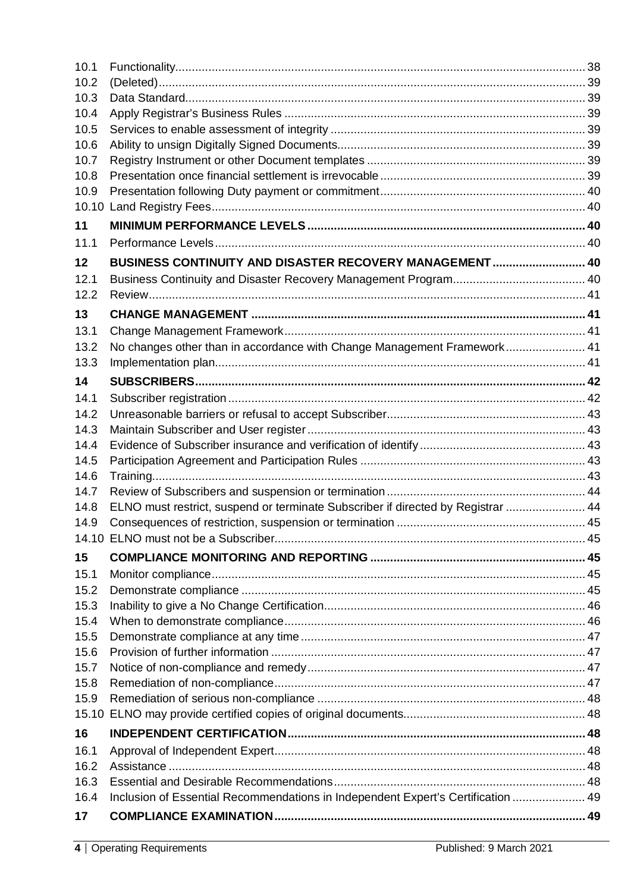| | | |
|---|---|---|
| 10.1 | Functionality | 38 |
| 10.2 | (Deleted) | 39 |
| 10.3 | Data Standard | 39 |
| 10.4 | Apply Registrar's Business Rules | 39 |
| 10.5 | Services to enable assessment of integrity | 39 |
| 10.6 | Ability to unsign Digitally Signed Documents | 39 |
| 10.7 | Registry Instrument or other Document templates | 39 |
| 10.8 | Presentation once financial settlement is irrevocable | 39 |
| 10.9 | Presentation following Duty payment or commitment | 40 |
| 10.10 | Land Registry Fees | 40 |
| **11** | **MINIMUM PERFORMANCE LEVELS** | **40** |
| 11.1 | Performance Levels | 40 |
| **12** | **BUSINESS CONTINUITY AND DISASTER RECOVERY MANAGEMENT** | **40** |
| 12.1 | Business Continuity and Disaster Recovery Management Program | 40 |
| 12.2 | Review | 41 |
| **13** | **CHANGE MANAGEMENT** | **41** |
| 13.1 | Change Management Framework | 41 |
| 13.2 | No changes other than in accordance with Change Management Framework | 41 |
| 13.3 | Implementation plan | 41 |
| **14** | **SUBSCRIBERS** | **42** |
| 14.1 | Subscriber registration | 42 |
| 14.2 | Unreasonable barriers or refusal to accept Subscriber | 43 |
| 14.3 | Maintain Subscriber and User register | 43 |
| 14.4 | Evidence of Subscriber insurance and verification of identify | 43 |
| 14.5 | Participation Agreement and Participation Rules | 43 |
| 14.6 | Training | 43 |
| 14.7 | Review of Subscribers and suspension or termination | 44 |
| 14.8 | ELNO must restrict, suspend or terminate Subscriber if directed by Registrar | 44 |
| 14.9 | Consequences of restriction, suspension or termination | 45 |
| 14.10 | ELNO must not be a Subscriber | 45 |
| **15** | **COMPLIANCE MONITORING AND REPORTING** | **45** |
| 15.1 | Monitor compliance | 45 |
| 15.2 | Demonstrate compliance | 45 |
| 15.3 | Inability to give a No Change Certification | 46 |
| 15.4 | When to demonstrate compliance | 46 |
| 15.5 | Demonstrate compliance at any time | 47 |
| 15.6 | Provision of further information | 47 |
| 15.7 | Notice of non-compliance and remedy | 47 |
| 15.8 | Remediation of non-compliance | 47 |
| 15.9 | Remediation of serious non-compliance | 48 |
| 15.10 | ELNO may provide certified copies of original documents | 48 |
| **16** | **INDEPENDENT CERTIFICATION** | **48** |
| 16.1 | Approval of Independent Expert | 48 |
| 16.2 | Assistance | 48 |
| 16.3 | Essential and Desirable Recommendations | 48 |
| 16.4 | Inclusion of Essential Recommendations in Independent Expert's Certification | 49 |
| **17** | **COMPLIANCE EXAMINATION** | **49** |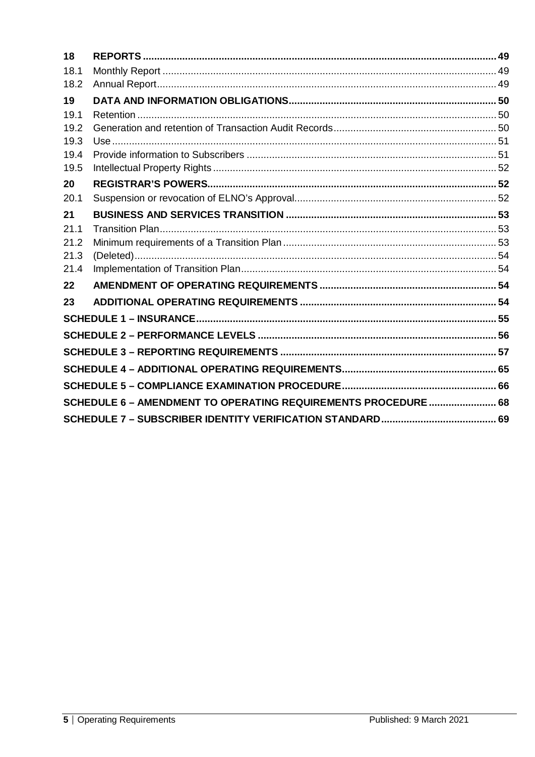| | | |
|---|---|---|
| **18** | **REPORTS** | **49** |
| 18.1 | Monthly Report | 49 |
| 18.2 | Annual Report | 49 |
| **19** | **DATA AND INFORMATION OBLIGATIONS** | **50** |
| 19.1 | Retention | 50 |
| 19.2 | Generation and retention of Transaction Audit Records | 50 |
| 19.3 | Use | 51 |
| 19.4 | Provide information to Subscribers | 51 |
| 19.5 | Intellectual Property Rights | 52 |
| **20** | **REGISTRAR'S POWERS** | **52** |
| 20.1 | Suspension or revocation of ELNO's Approval | 52 |
| **21** | **BUSINESS AND SERVICES TRANSITION** | **53** |
| 21.1 | Transition Plan | 53 |
| 21.2 | Minimum requirements of a Transition Plan | 53 |
| 21.3 | (Deleted) | 54 |
| 21.4 | Implementation of Transition Plan | 54 |
| **22** | **AMENDMENT OF OPERATING REQUIREMENTS** | **54** |
| **23** | **ADDITIONAL OPERATING REQUIREMENTS** | **54** |
| **SCHEDULE 1 – INSURANCE** | | **55** |
| **SCHEDULE 2 – PERFORMANCE LEVELS** | | **56** |
| **SCHEDULE 3 – REPORTING REQUIREMENTS** | | **57** |
| **SCHEDULE 4 – ADDITIONAL OPERATING REQUIREMENTS** | | **65** |
| **SCHEDULE 5 – COMPLIANCE EXAMINATION PROCEDURE** | | **66** |
| **SCHEDULE 6 – AMENDMENT TO OPERATING REQUIREMENTS PROCEDURE** | | **68** |
| **SCHEDULE 7 – SUBSCRIBER IDENTITY VERIFICATION STANDARD** | | **69** |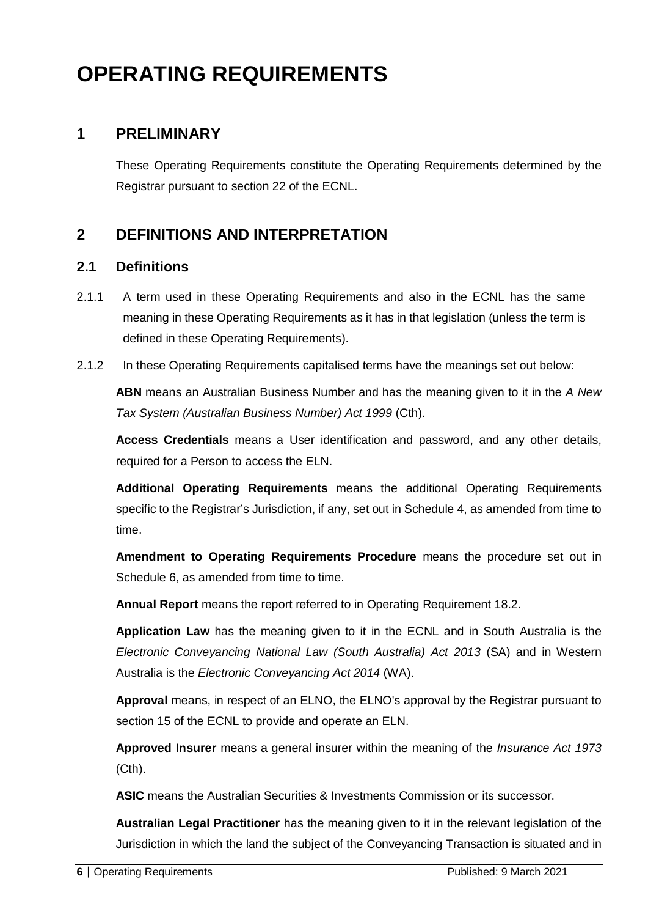# OPERATING REQUIREMENTS

## 1 PRELIMINARY

These Operating Requirements constitute the Operating Requirements determined by the Registrar pursuant to section 22 of the ECNL.

## 2 DEFINITIONS AND INTERPRETATION

### 2.1 Definitions

2.1.1 A term used in these Operating Requirements and also in the ECNL has the same meaning in these Operating Requirements as it has in that legislation (unless the term is defined in these Operating Requirements).

2.1.2 In these Operating Requirements capitalised terms have the meanings set out below:

**ABN** means an Australian Business Number and has the meaning given to it in the *A New Tax System (Australian Business Number) Act 1999* (Cth).

**Access Credentials** means a User identification and password, and any other details, required for a Person to access the ELN.

**Additional Operating Requirements** means the additional Operating Requirements specific to the Registrar's Jurisdiction, if any, set out in Schedule 4, as amended from time to time.

**Amendment to Operating Requirements Procedure** means the procedure set out in Schedule 6, as amended from time to time.

**Annual Report** means the report referred to in Operating Requirement 18.2.

**Application Law** has the meaning given to it in the ECNL and in South Australia is the *Electronic Conveyancing National Law (South Australia) Act 2013* (SA) and in Western Australia is the *Electronic Conveyancing Act 2014* (WA).

**Approval** means, in respect of an ELNO, the ELNO's approval by the Registrar pursuant to section 15 of the ECNL to provide and operate an ELN.

**Approved Insurer** means a general insurer within the meaning of the *Insurance Act 1973* (Cth).

**ASIC** means the Australian Securities & Investments Commission or its successor.

**Australian Legal Practitioner** has the meaning given to it in the relevant legislation of the Jurisdiction in which the land the subject of the Conveyancing Transaction is situated and in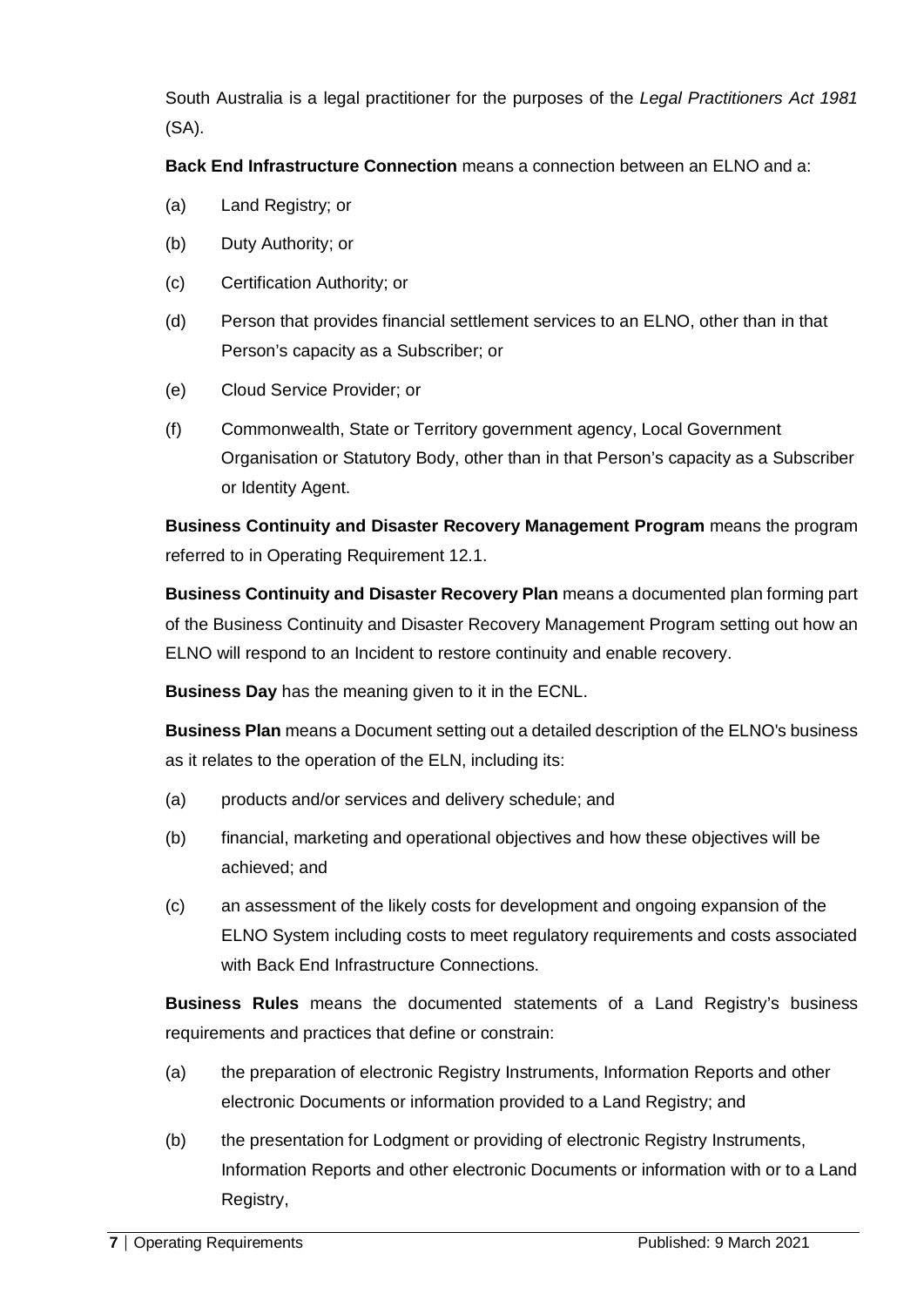South Australia is a legal practitioner for the purposes of the *Legal Practitioners Act 1981* (SA).

**Back End Infrastructure Connection** means a connection between an ELNO and a:

(a) Land Registry; or

(b) Duty Authority; or

(c) Certification Authority; or

(d) Person that provides financial settlement services to an ELNO, other than in that Person's capacity as a Subscriber; or

(e) Cloud Service Provider; or

(f) Commonwealth, State or Territory government agency, Local Government Organisation or Statutory Body, other than in that Person's capacity as a Subscriber or Identity Agent.

**Business Continuity and Disaster Recovery Management Program** means the program referred to in Operating Requirement 12.1.

**Business Continuity and Disaster Recovery Plan** means a documented plan forming part of the Business Continuity and Disaster Recovery Management Program setting out how an ELNO will respond to an Incident to restore continuity and enable recovery.

**Business Day** has the meaning given to it in the ECNL.

**Business Plan** means a Document setting out a detailed description of the ELNO's business as it relates to the operation of the ELN, including its:

(a) products and/or services and delivery schedule; and

(b) financial, marketing and operational objectives and how these objectives will be achieved; and

(c) an assessment of the likely costs for development and ongoing expansion of the ELNO System including costs to meet regulatory requirements and costs associated with Back End Infrastructure Connections.

**Business Rules** means the documented statements of a Land Registry's business requirements and practices that define or constrain:

(a) the preparation of electronic Registry Instruments, Information Reports and other electronic Documents or information provided to a Land Registry; and

(b) the presentation for Lodgment or providing of electronic Registry Instruments, Information Reports and other electronic Documents or information with or to a Land Registry,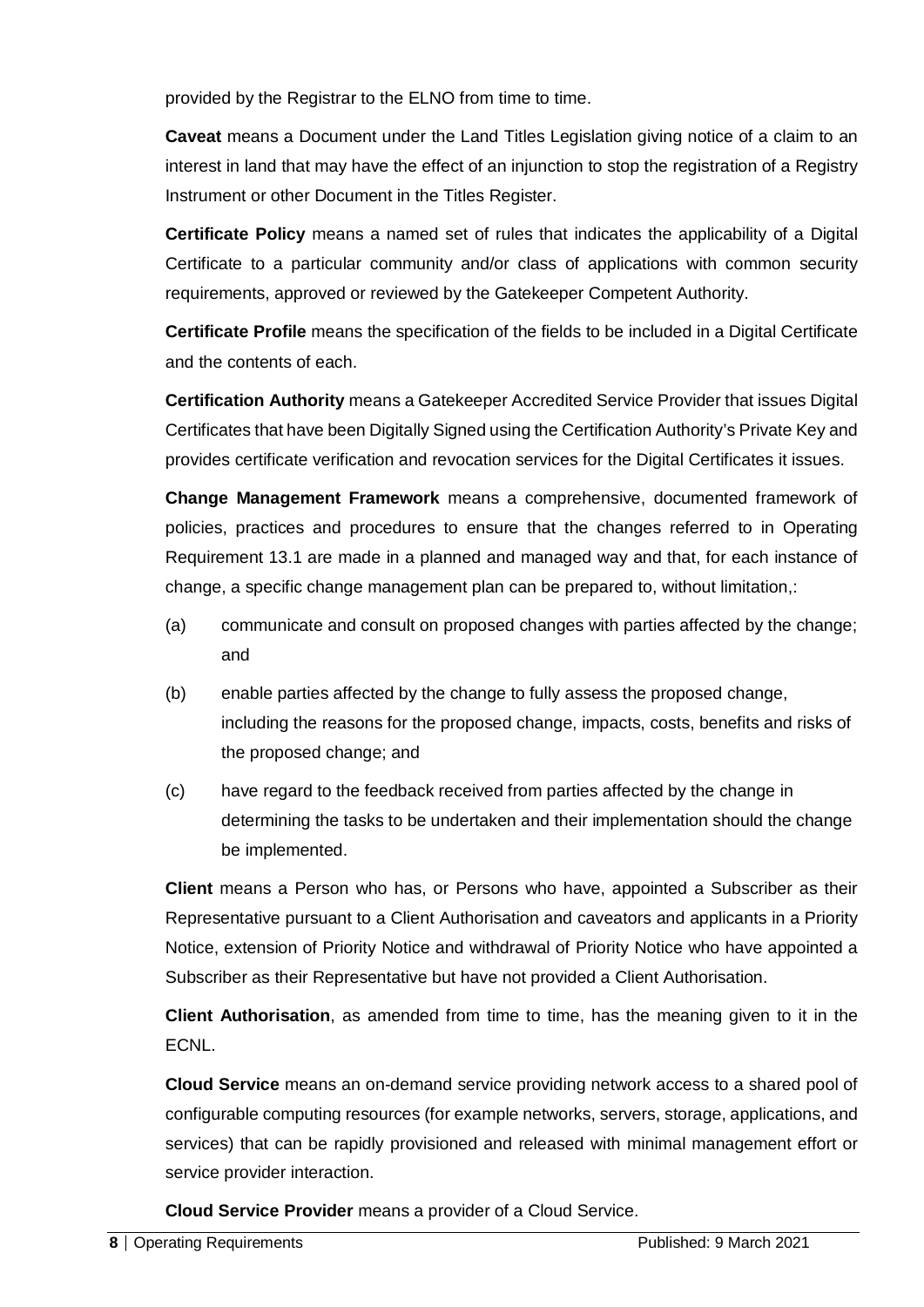provided by the Registrar to the ELNO from time to time.

**Caveat** means a Document under the Land Titles Legislation giving notice of a claim to an interest in land that may have the effect of an injunction to stop the registration of a Registry Instrument or other Document in the Titles Register.

**Certificate Policy** means a named set of rules that indicates the applicability of a Digital Certificate to a particular community and/or class of applications with common security requirements, approved or reviewed by the Gatekeeper Competent Authority.

**Certificate Profile** means the specification of the fields to be included in a Digital Certificate and the contents of each.

**Certification Authority** means a Gatekeeper Accredited Service Provider that issues Digital Certificates that have been Digitally Signed using the Certification Authority's Private Key and provides certificate verification and revocation services for the Digital Certificates it issues.

**Change Management Framework** means a comprehensive, documented framework of policies, practices and procedures to ensure that the changes referred to in Operating Requirement 13.1 are made in a planned and managed way and that, for each instance of change, a specific change management plan can be prepared to, without limitation,:

(a) communicate and consult on proposed changes with parties affected by the change; and

(b) enable parties affected by the change to fully assess the proposed change, including the reasons for the proposed change, impacts, costs, benefits and risks of the proposed change; and

(c) have regard to the feedback received from parties affected by the change in determining the tasks to be undertaken and their implementation should the change be implemented.

**Client** means a Person who has, or Persons who have, appointed a Subscriber as their Representative pursuant to a Client Authorisation and caveators and applicants in a Priority Notice, extension of Priority Notice and withdrawal of Priority Notice who have appointed a Subscriber as their Representative but have not provided a Client Authorisation.

**Client Authorisation**, as amended from time to time, has the meaning given to it in the ECNL.

**Cloud Service** means an on-demand service providing network access to a shared pool of configurable computing resources (for example networks, servers, storage, applications, and services) that can be rapidly provisioned and released with minimal management effort or service provider interaction.

**Cloud Service Provider** means a provider of a Cloud Service.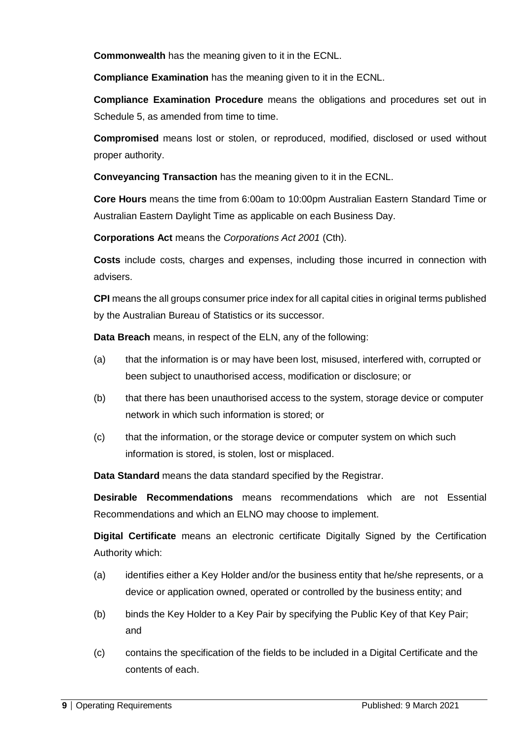**Commonwealth** has the meaning given to it in the ECNL.

**Compliance Examination** has the meaning given to it in the ECNL.

**Compliance Examination Procedure** means the obligations and procedures set out in Schedule 5, as amended from time to time.

**Compromised** means lost or stolen, or reproduced, modified, disclosed or used without proper authority.

**Conveyancing Transaction** has the meaning given to it in the ECNL.

**Core Hours** means the time from 6:00am to 10:00pm Australian Eastern Standard Time or Australian Eastern Daylight Time as applicable on each Business Day.

**Corporations Act** means the *Corporations Act 2001* (Cth).

**Costs** include costs, charges and expenses, including those incurred in connection with advisers.

**CPI** means the all groups consumer price index for all capital cities in original terms published by the Australian Bureau of Statistics or its successor.

**Data Breach** means, in respect of the ELN, any of the following:

(a) that the information is or may have been lost, misused, interfered with, corrupted or been subject to unauthorised access, modification or disclosure; or

(b) that there has been unauthorised access to the system, storage device or computer network in which such information is stored; or

(c) that the information, or the storage device or computer system on which such information is stored, is stolen, lost or misplaced.

**Data Standard** means the data standard specified by the Registrar.

**Desirable Recommendations** means recommendations which are not Essential Recommendations and which an ELNO may choose to implement.

**Digital Certificate** means an electronic certificate Digitally Signed by the Certification Authority which:

(a) identifies either a Key Holder and/or the business entity that he/she represents, or a device or application owned, operated or controlled by the business entity; and

(b) binds the Key Holder to a Key Pair by specifying the Public Key of that Key Pair; and

(c) contains the specification of the fields to be included in a Digital Certificate and the contents of each.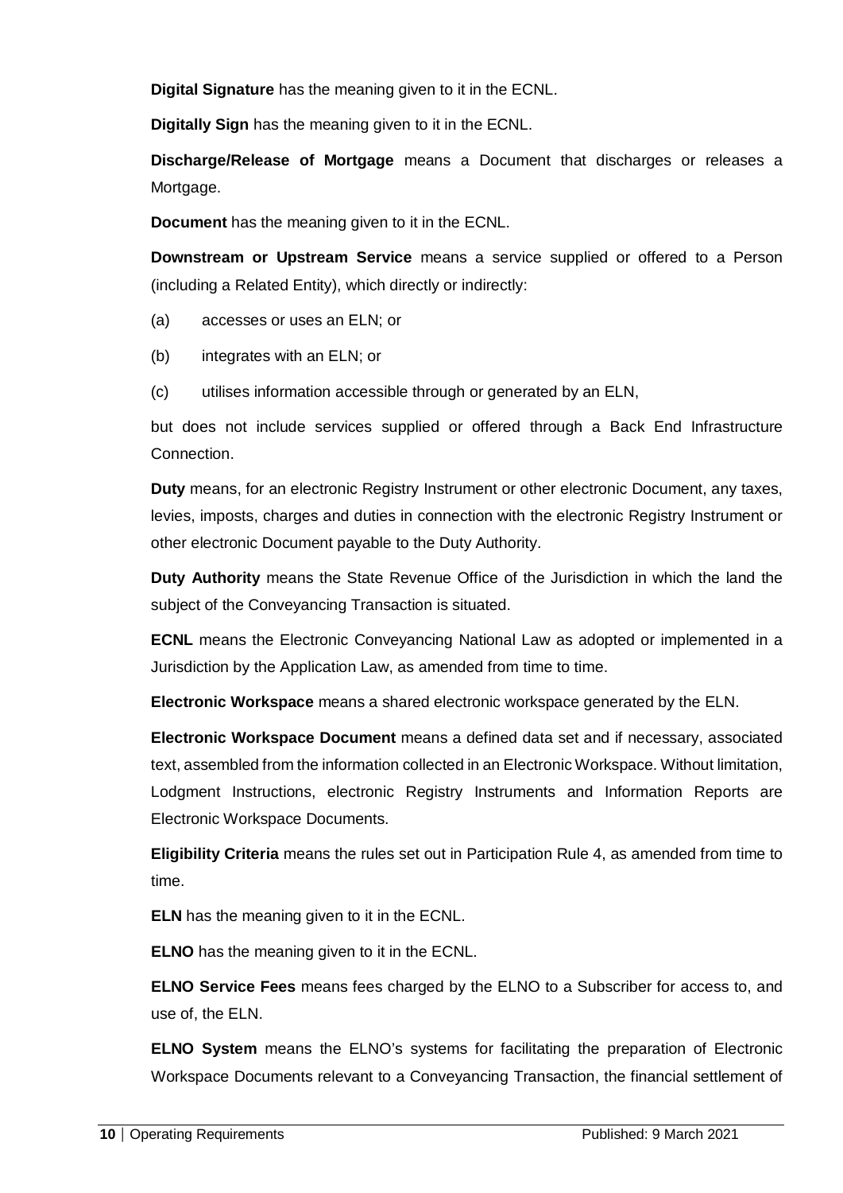**Digital Signature** has the meaning given to it in the ECNL.

**Digitally Sign** has the meaning given to it in the ECNL.

**Discharge/Release of Mortgage** means a Document that discharges or releases a Mortgage.

**Document** has the meaning given to it in the ECNL.

**Downstream or Upstream Service** means a service supplied or offered to a Person (including a Related Entity), which directly or indirectly:

(a) accesses or uses an ELN; or

(b) integrates with an ELN; or

(c) utilises information accessible through or generated by an ELN,

but does not include services supplied or offered through a Back End Infrastructure Connection.

**Duty** means, for an electronic Registry Instrument or other electronic Document, any taxes, levies, imposts, charges and duties in connection with the electronic Registry Instrument or other electronic Document payable to the Duty Authority.

**Duty Authority** means the State Revenue Office of the Jurisdiction in which the land the subject of the Conveyancing Transaction is situated.

**ECNL** means the Electronic Conveyancing National Law as adopted or implemented in a Jurisdiction by the Application Law, as amended from time to time.

**Electronic Workspace** means a shared electronic workspace generated by the ELN.

**Electronic Workspace Document** means a defined data set and if necessary, associated text, assembled from the information collected in an Electronic Workspace. Without limitation, Lodgment Instructions, electronic Registry Instruments and Information Reports are Electronic Workspace Documents.

**Eligibility Criteria** means the rules set out in Participation Rule 4, as amended from time to time.

**ELN** has the meaning given to it in the ECNL.

**ELNO** has the meaning given to it in the ECNL.

**ELNO Service Fees** means fees charged by the ELNO to a Subscriber for access to, and use of, the ELN.

**ELNO System** means the ELNO's systems for facilitating the preparation of Electronic Workspace Documents relevant to a Conveyancing Transaction, the financial settlement of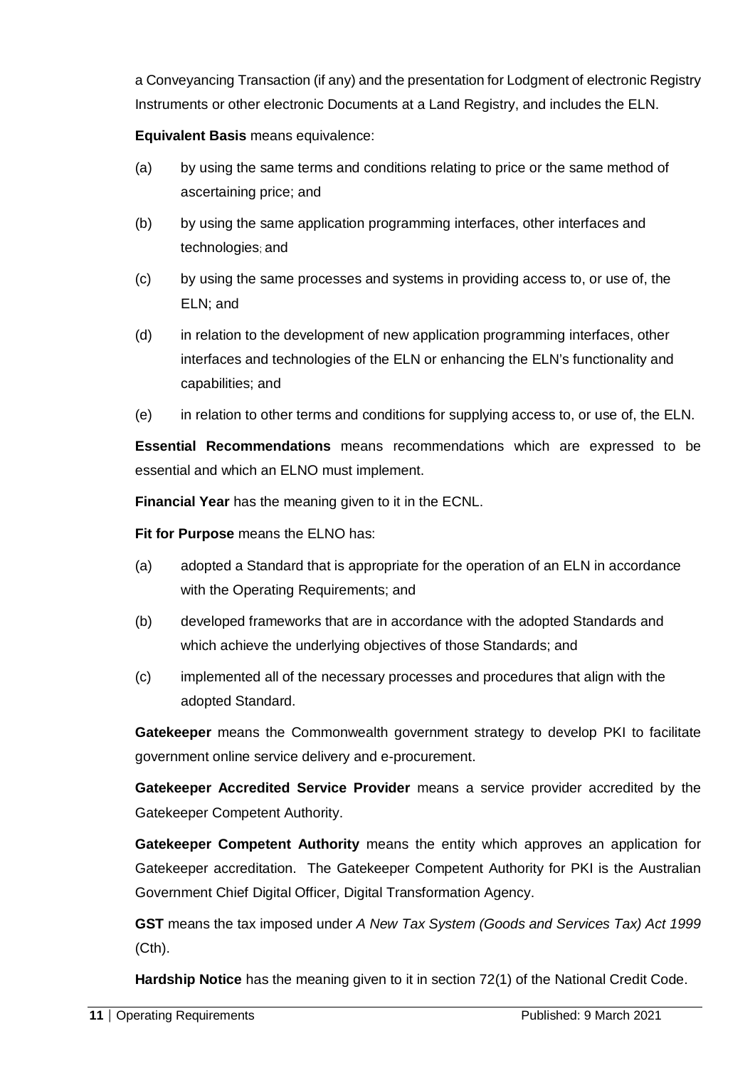a Conveyancing Transaction (if any) and the presentation for Lodgment of electronic Registry Instruments or other electronic Documents at a Land Registry, and includes the ELN.

**Equivalent Basis** means equivalence:

(a) by using the same terms and conditions relating to price or the same method of ascertaining price; and

(b) by using the same application programming interfaces, other interfaces and technologies; and

(c) by using the same processes and systems in providing access to, or use of, the ELN; and

(d) in relation to the development of new application programming interfaces, other interfaces and technologies of the ELN or enhancing the ELN's functionality and capabilities; and

(e) in relation to other terms and conditions for supplying access to, or use of, the ELN.

**Essential Recommendations** means recommendations which are expressed to be essential and which an ELNO must implement.

**Financial Year** has the meaning given to it in the ECNL.

**Fit for Purpose** means the ELNO has:

(a) adopted a Standard that is appropriate for the operation of an ELN in accordance with the Operating Requirements; and

(b) developed frameworks that are in accordance with the adopted Standards and which achieve the underlying objectives of those Standards; and

(c) implemented all of the necessary processes and procedures that align with the adopted Standard.

**Gatekeeper** means the Commonwealth government strategy to develop PKI to facilitate government online service delivery and e-procurement.

**Gatekeeper Accredited Service Provider** means a service provider accredited by the Gatekeeper Competent Authority.

**Gatekeeper Competent Authority** means the entity which approves an application for Gatekeeper accreditation. The Gatekeeper Competent Authority for PKI is the Australian Government Chief Digital Officer, Digital Transformation Agency.

**GST** means the tax imposed under *A New Tax System (Goods and Services Tax) Act 1999* (Cth).

**Hardship Notice** has the meaning given to it in section 72(1) of the National Credit Code.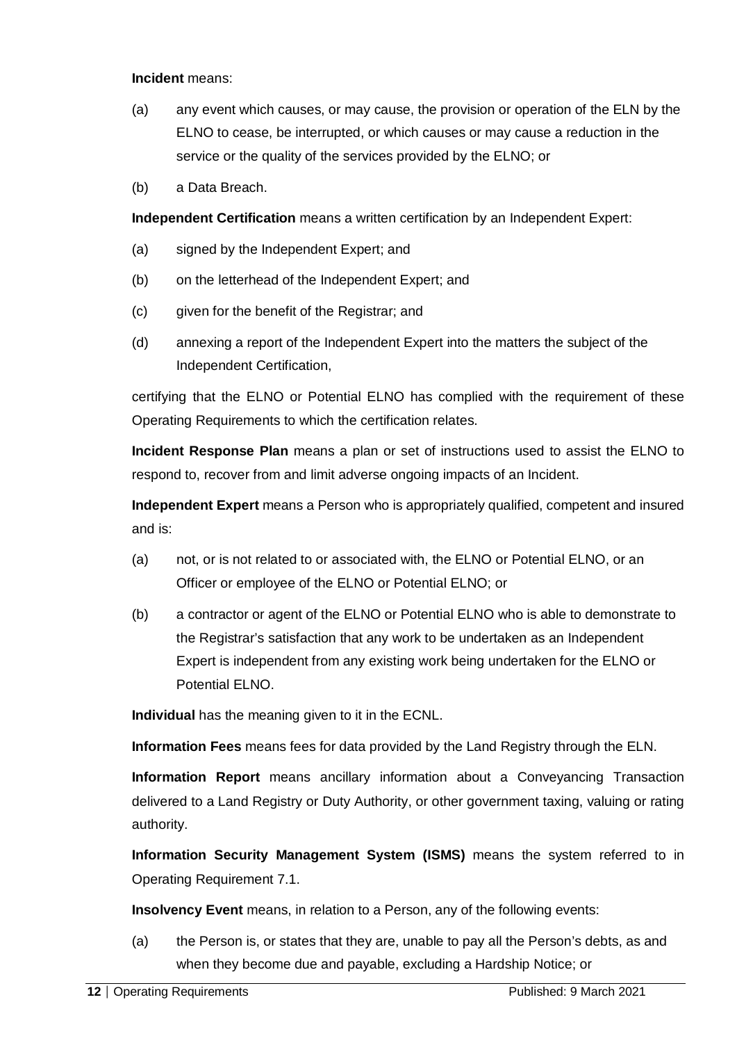**Incident** means:

(a) any event which causes, or may cause, the provision or operation of the ELN by the ELNO to cease, be interrupted, or which causes or may cause a reduction in the service or the quality of the services provided by the ELNO; or

(b) a Data Breach.

**Independent Certification** means a written certification by an Independent Expert:

(a) signed by the Independent Expert; and

(b) on the letterhead of the Independent Expert; and

(c) given for the benefit of the Registrar; and

(d) annexing a report of the Independent Expert into the matters the subject of the Independent Certification,

certifying that the ELNO or Potential ELNO has complied with the requirement of these Operating Requirements to which the certification relates.

**Incident Response Plan** means a plan or set of instructions used to assist the ELNO to respond to, recover from and limit adverse ongoing impacts of an Incident.

**Independent Expert** means a Person who is appropriately qualified, competent and insured and is:

(a) not, or is not related to or associated with, the ELNO or Potential ELNO, or an Officer or employee of the ELNO or Potential ELNO; or

(b) a contractor or agent of the ELNO or Potential ELNO who is able to demonstrate to the Registrar's satisfaction that any work to be undertaken as an Independent Expert is independent from any existing work being undertaken for the ELNO or Potential ELNO.

**Individual** has the meaning given to it in the ECNL.

**Information Fees** means fees for data provided by the Land Registry through the ELN.

**Information Report** means ancillary information about a Conveyancing Transaction delivered to a Land Registry or Duty Authority, or other government taxing, valuing or rating authority.

**Information Security Management System (ISMS)** means the system referred to in Operating Requirement 7.1.

**Insolvency Event** means, in relation to a Person, any of the following events:

(a) the Person is, or states that they are, unable to pay all the Person's debts, as and when they become due and payable, excluding a Hardship Notice; or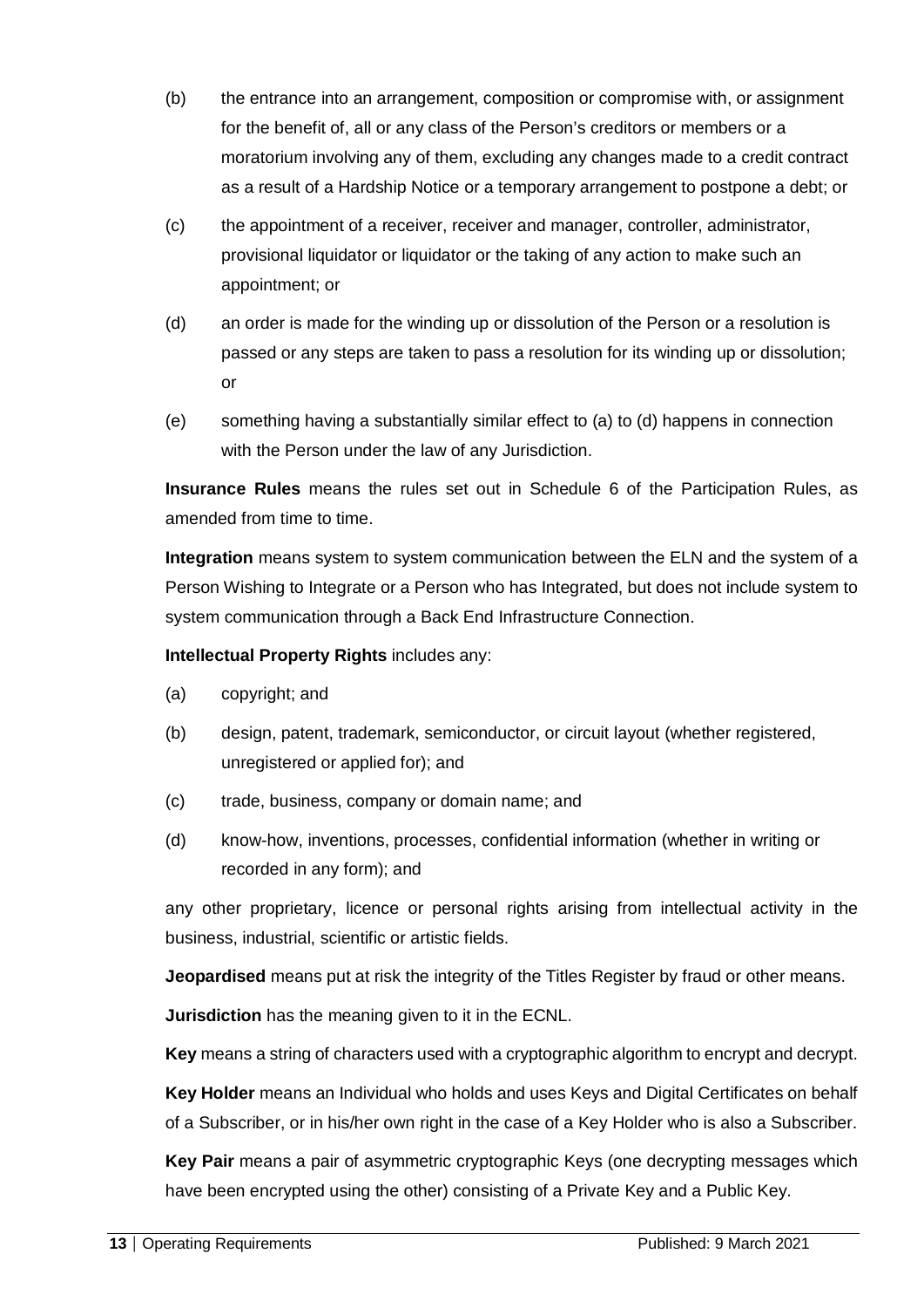(b) the entrance into an arrangement, composition or compromise with, or assignment for the benefit of, all or any class of the Person's creditors or members or a moratorium involving any of them, excluding any changes made to a credit contract as a result of a Hardship Notice or a temporary arrangement to postpone a debt; or

(c) the appointment of a receiver, receiver and manager, controller, administrator, provisional liquidator or liquidator or the taking of any action to make such an appointment; or

(d) an order is made for the winding up or dissolution of the Person or a resolution is passed or any steps are taken to pass a resolution for its winding up or dissolution; or

(e) something having a substantially similar effect to (a) to (d) happens in connection with the Person under the law of any Jurisdiction.

**Insurance Rules** means the rules set out in Schedule 6 of the Participation Rules, as amended from time to time.

**Integration** means system to system communication between the ELN and the system of a Person Wishing to Integrate or a Person who has Integrated, but does not include system to system communication through a Back End Infrastructure Connection.

**Intellectual Property Rights** includes any:

(a) copyright; and

(b) design, patent, trademark, semiconductor, or circuit layout (whether registered, unregistered or applied for); and

(c) trade, business, company or domain name; and

(d) know-how, inventions, processes, confidential information (whether in writing or recorded in any form); and

any other proprietary, licence or personal rights arising from intellectual activity in the business, industrial, scientific or artistic fields.

**Jeopardised** means put at risk the integrity of the Titles Register by fraud or other means.

**Jurisdiction** has the meaning given to it in the ECNL.

**Key** means a string of characters used with a cryptographic algorithm to encrypt and decrypt.

**Key Holder** means an Individual who holds and uses Keys and Digital Certificates on behalf of a Subscriber, or in his/her own right in the case of a Key Holder who is also a Subscriber.

**Key Pair** means a pair of asymmetric cryptographic Keys (one decrypting messages which have been encrypted using the other) consisting of a Private Key and a Public Key.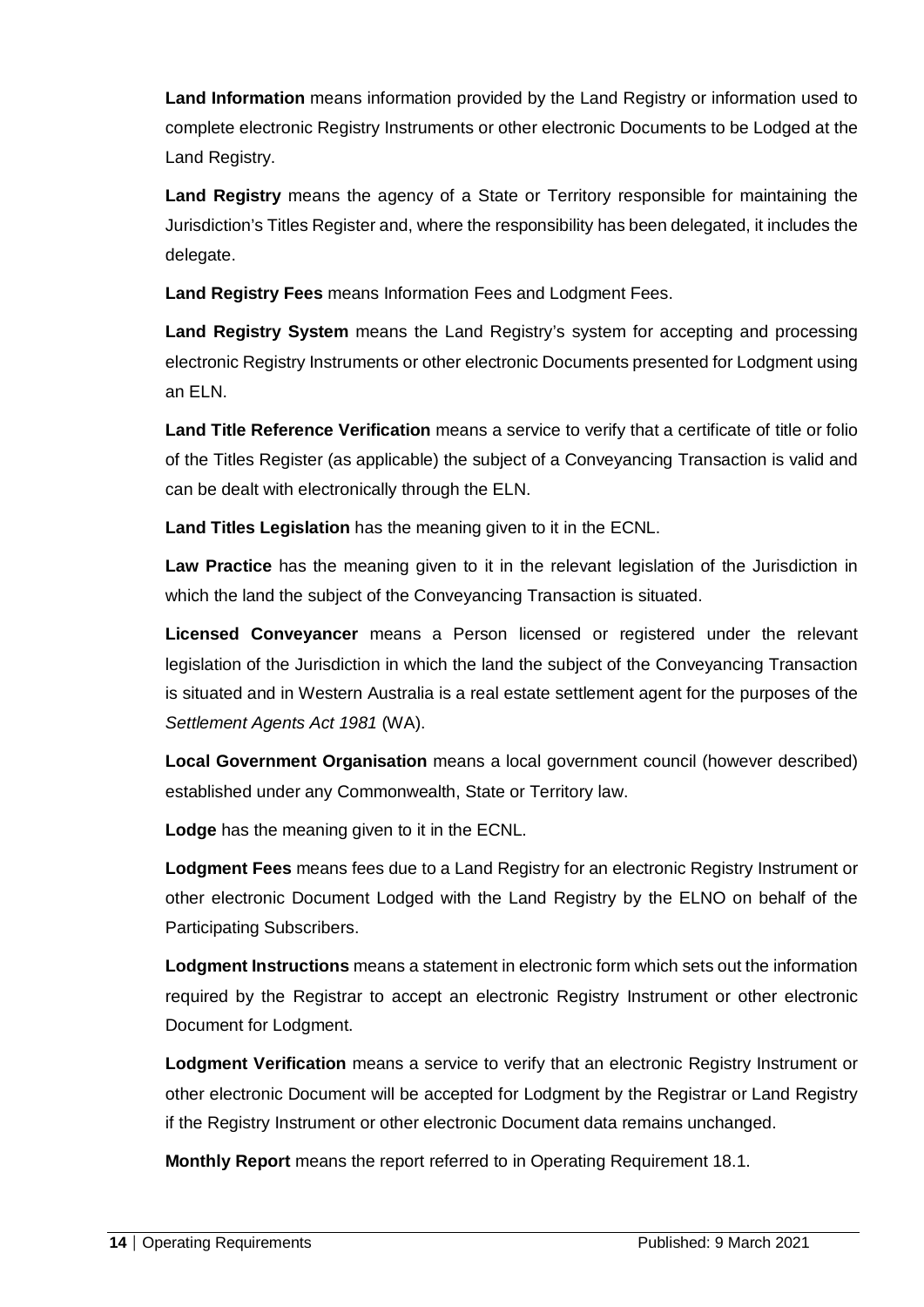**Land Information** means information provided by the Land Registry or information used to complete electronic Registry Instruments or other electronic Documents to be Lodged at the Land Registry.

**Land Registry** means the agency of a State or Territory responsible for maintaining the Jurisdiction's Titles Register and, where the responsibility has been delegated, it includes the delegate.

**Land Registry Fees** means Information Fees and Lodgment Fees.

**Land Registry System** means the Land Registry's system for accepting and processing electronic Registry Instruments or other electronic Documents presented for Lodgment using an ELN.

**Land Title Reference Verification** means a service to verify that a certificate of title or folio of the Titles Register (as applicable) the subject of a Conveyancing Transaction is valid and can be dealt with electronically through the ELN.

**Land Titles Legislation** has the meaning given to it in the ECNL.

**Law Practice** has the meaning given to it in the relevant legislation of the Jurisdiction in which the land the subject of the Conveyancing Transaction is situated.

**Licensed Conveyancer** means a Person licensed or registered under the relevant legislation of the Jurisdiction in which the land the subject of the Conveyancing Transaction is situated and in Western Australia is a real estate settlement agent for the purposes of the *Settlement Agents Act 1981* (WA).

**Local Government Organisation** means a local government council (however described) established under any Commonwealth, State or Territory law.

**Lodge** has the meaning given to it in the ECNL.

**Lodgment Fees** means fees due to a Land Registry for an electronic Registry Instrument or other electronic Document Lodged with the Land Registry by the ELNO on behalf of the Participating Subscribers.

**Lodgment Instructions** means a statement in electronic form which sets out the information required by the Registrar to accept an electronic Registry Instrument or other electronic Document for Lodgment.

**Lodgment Verification** means a service to verify that an electronic Registry Instrument or other electronic Document will be accepted for Lodgment by the Registrar or Land Registry if the Registry Instrument or other electronic Document data remains unchanged.

**Monthly Report** means the report referred to in Operating Requirement 18.1.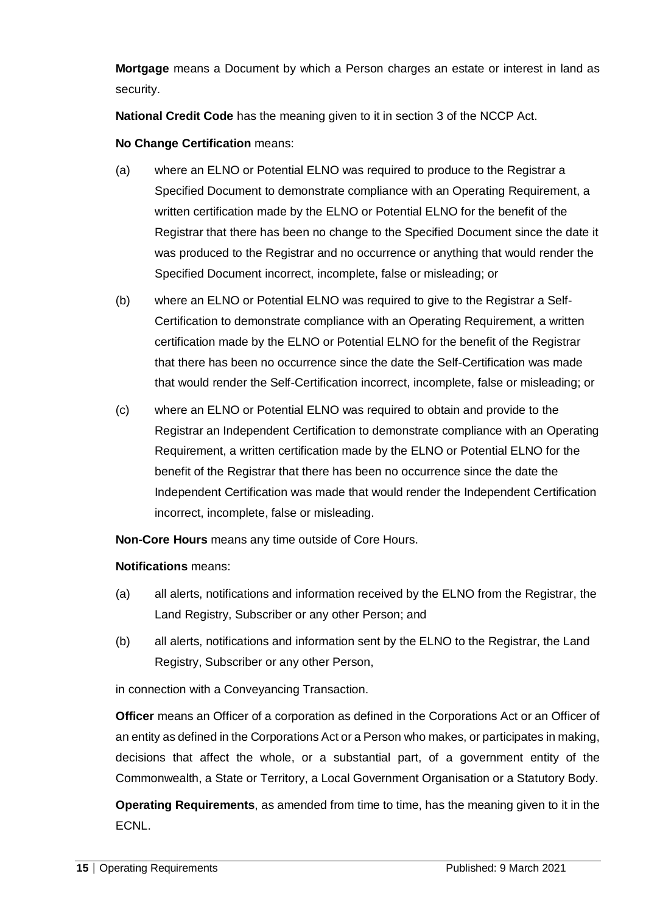**Mortgage** means a Document by which a Person charges an estate or interest in land as security.

**National Credit Code** has the meaning given to it in section 3 of the NCCP Act.

**No Change Certification** means:

(a) where an ELNO or Potential ELNO was required to produce to the Registrar a Specified Document to demonstrate compliance with an Operating Requirement, a written certification made by the ELNO or Potential ELNO for the benefit of the Registrar that there has been no change to the Specified Document since the date it was produced to the Registrar and no occurrence or anything that would render the Specified Document incorrect, incomplete, false or misleading; or

(b) where an ELNO or Potential ELNO was required to give to the Registrar a Self-Certification to demonstrate compliance with an Operating Requirement, a written certification made by the ELNO or Potential ELNO for the benefit of the Registrar that there has been no occurrence since the date the Self-Certification was made that would render the Self-Certification incorrect, incomplete, false or misleading; or

(c) where an ELNO or Potential ELNO was required to obtain and provide to the Registrar an Independent Certification to demonstrate compliance with an Operating Requirement, a written certification made by the ELNO or Potential ELNO for the benefit of the Registrar that there has been no occurrence since the date the Independent Certification was made that would render the Independent Certification incorrect, incomplete, false or misleading.

**Non-Core Hours** means any time outside of Core Hours.

**Notifications** means:

(a) all alerts, notifications and information received by the ELNO from the Registrar, the Land Registry, Subscriber or any other Person; and

(b) all alerts, notifications and information sent by the ELNO to the Registrar, the Land Registry, Subscriber or any other Person,

in connection with a Conveyancing Transaction.

**Officer** means an Officer of a corporation as defined in the Corporations Act or an Officer of an entity as defined in the Corporations Act or a Person who makes, or participates in making, decisions that affect the whole, or a substantial part, of a government entity of the Commonwealth, a State or Territory, a Local Government Organisation or a Statutory Body.

**Operating Requirements**, as amended from time to time, has the meaning given to it in the ECNL.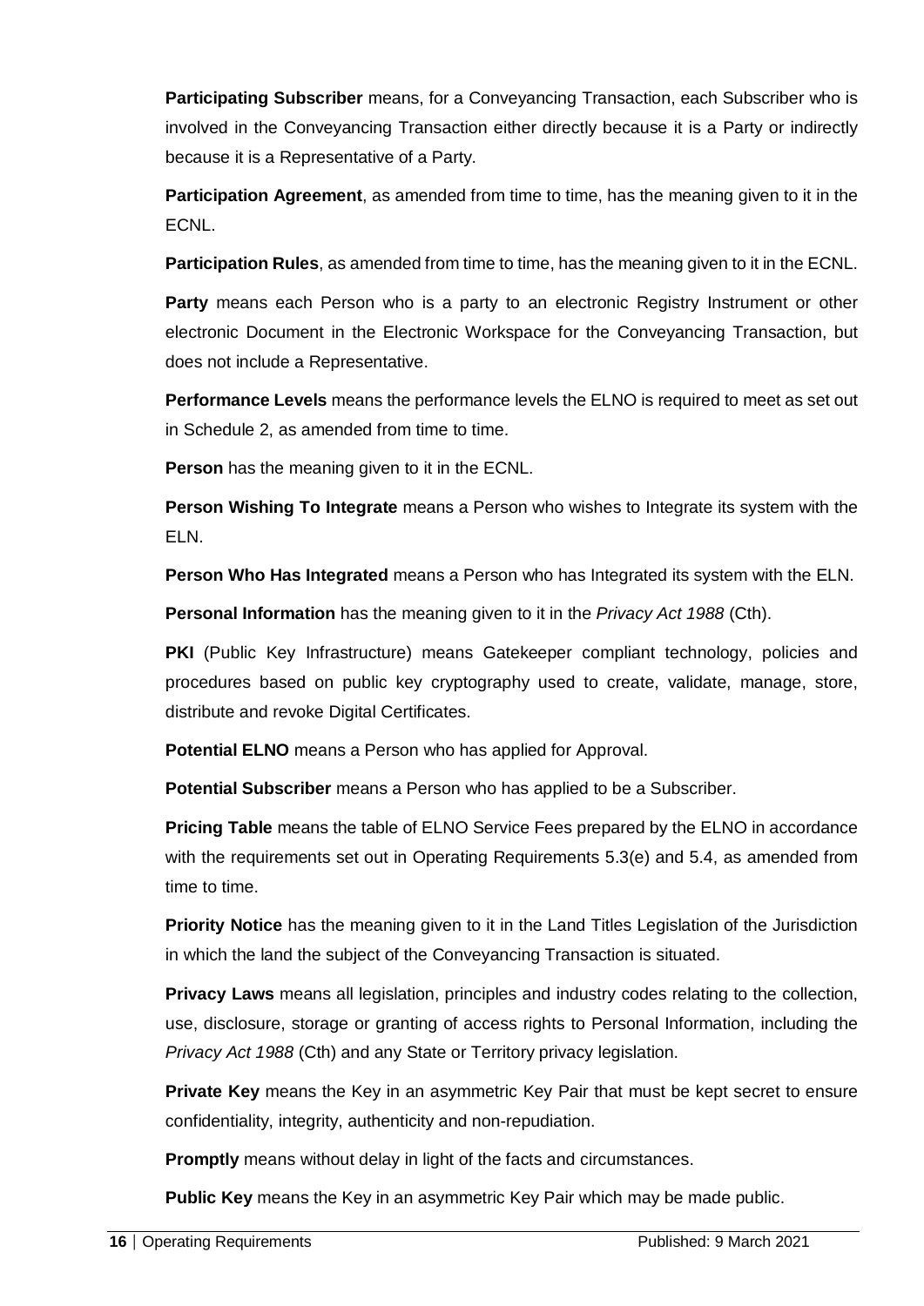**Participating Subscriber** means, for a Conveyancing Transaction, each Subscriber who is involved in the Conveyancing Transaction either directly because it is a Party or indirectly because it is a Representative of a Party.

**Participation Agreement**, as amended from time to time, has the meaning given to it in the ECNL.

**Participation Rules**, as amended from time to time, has the meaning given to it in the ECNL.

**Party** means each Person who is a party to an electronic Registry Instrument or other electronic Document in the Electronic Workspace for the Conveyancing Transaction, but does not include a Representative.

**Performance Levels** means the performance levels the ELNO is required to meet as set out in Schedule 2, as amended from time to time.

**Person** has the meaning given to it in the ECNL.

**Person Wishing To Integrate** means a Person who wishes to Integrate its system with the ELN.

**Person Who Has Integrated** means a Person who has Integrated its system with the ELN.

**Personal Information** has the meaning given to it in the *Privacy Act 1988* (Cth).

**PKI** (Public Key Infrastructure) means Gatekeeper compliant technology, policies and procedures based on public key cryptography used to create, validate, manage, store, distribute and revoke Digital Certificates.

**Potential ELNO** means a Person who has applied for Approval.

**Potential Subscriber** means a Person who has applied to be a Subscriber.

**Pricing Table** means the table of ELNO Service Fees prepared by the ELNO in accordance with the requirements set out in Operating Requirements 5.3(e) and 5.4, as amended from time to time.

**Priority Notice** has the meaning given to it in the Land Titles Legislation of the Jurisdiction in which the land the subject of the Conveyancing Transaction is situated.

**Privacy Laws** means all legislation, principles and industry codes relating to the collection, use, disclosure, storage or granting of access rights to Personal Information, including the *Privacy Act 1988* (Cth) and any State or Territory privacy legislation.

**Private Key** means the Key in an asymmetric Key Pair that must be kept secret to ensure confidentiality, integrity, authenticity and non-repudiation.

**Promptly** means without delay in light of the facts and circumstances.

**Public Key** means the Key in an asymmetric Key Pair which may be made public.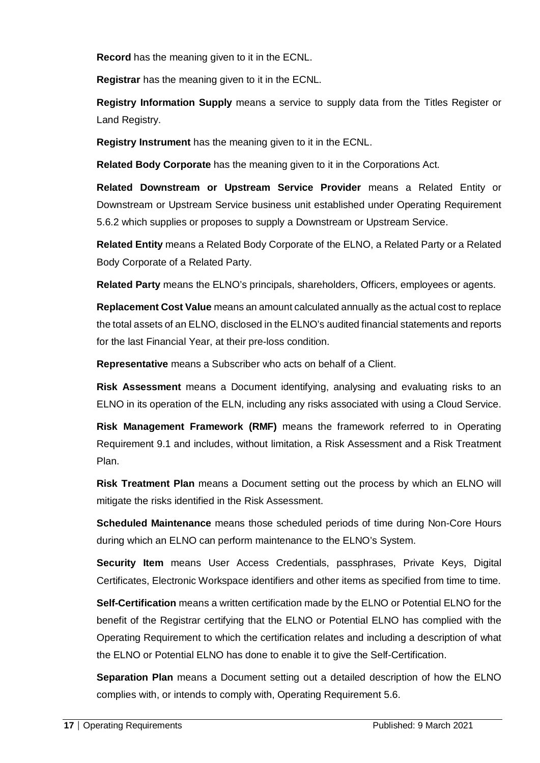**Record** has the meaning given to it in the ECNL.

**Registrar** has the meaning given to it in the ECNL.

**Registry Information Supply** means a service to supply data from the Titles Register or Land Registry.

**Registry Instrument** has the meaning given to it in the ECNL.

**Related Body Corporate** has the meaning given to it in the Corporations Act.

**Related Downstream or Upstream Service Provider** means a Related Entity or Downstream or Upstream Service business unit established under Operating Requirement 5.6.2 which supplies or proposes to supply a Downstream or Upstream Service.

**Related Entity** means a Related Body Corporate of the ELNO, a Related Party or a Related Body Corporate of a Related Party.

**Related Party** means the ELNO's principals, shareholders, Officers, employees or agents.

**Replacement Cost Value** means an amount calculated annually as the actual cost to replace the total assets of an ELNO, disclosed in the ELNO's audited financial statements and reports for the last Financial Year, at their pre-loss condition.

**Representative** means a Subscriber who acts on behalf of a Client.

**Risk Assessment** means a Document identifying, analysing and evaluating risks to an ELNO in its operation of the ELN, including any risks associated with using a Cloud Service.

**Risk Management Framework (RMF)** means the framework referred to in Operating Requirement 9.1 and includes, without limitation, a Risk Assessment and a Risk Treatment Plan.

**Risk Treatment Plan** means a Document setting out the process by which an ELNO will mitigate the risks identified in the Risk Assessment.

**Scheduled Maintenance** means those scheduled periods of time during Non-Core Hours during which an ELNO can perform maintenance to the ELNO's System.

**Security Item** means User Access Credentials, passphrases, Private Keys, Digital Certificates, Electronic Workspace identifiers and other items as specified from time to time.

**Self-Certification** means a written certification made by the ELNO or Potential ELNO for the benefit of the Registrar certifying that the ELNO or Potential ELNO has complied with the Operating Requirement to which the certification relates and including a description of what the ELNO or Potential ELNO has done to enable it to give the Self-Certification.

**Separation Plan** means a Document setting out a detailed description of how the ELNO complies with, or intends to comply with, Operating Requirement 5.6.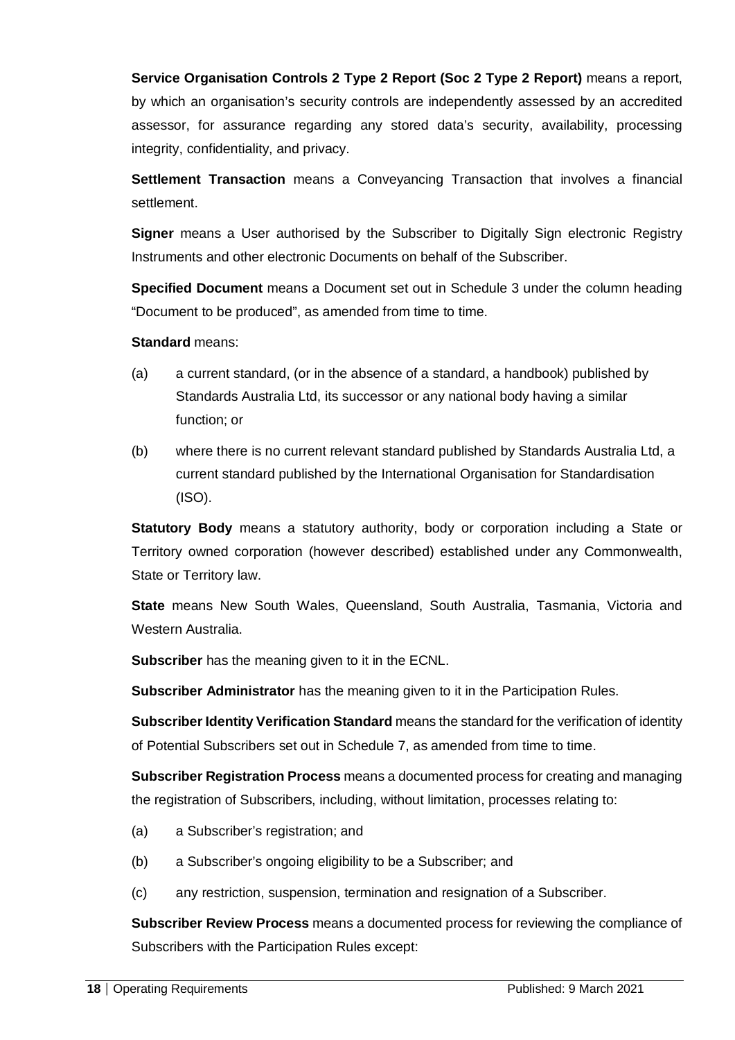**Service Organisation Controls 2 Type 2 Report (Soc 2 Type 2 Report)** means a report, by which an organisation's security controls are independently assessed by an accredited assessor, for assurance regarding any stored data's security, availability, processing integrity, confidentiality, and privacy.

**Settlement Transaction** means a Conveyancing Transaction that involves a financial settlement.

**Signer** means a User authorised by the Subscriber to Digitally Sign electronic Registry Instruments and other electronic Documents on behalf of the Subscriber.

**Specified Document** means a Document set out in Schedule 3 under the column heading "Document to be produced", as amended from time to time.

**Standard** means:

(a) a current standard, (or in the absence of a standard, a handbook) published by Standards Australia Ltd, its successor or any national body having a similar function; or

(b) where there is no current relevant standard published by Standards Australia Ltd, a current standard published by the International Organisation for Standardisation (ISO).

**Statutory Body** means a statutory authority, body or corporation including a State or Territory owned corporation (however described) established under any Commonwealth, State or Territory law.

**State** means New South Wales, Queensland, South Australia, Tasmania, Victoria and Western Australia.

**Subscriber** has the meaning given to it in the ECNL.

**Subscriber Administrator** has the meaning given to it in the Participation Rules.

**Subscriber Identity Verification Standard** means the standard for the verification of identity of Potential Subscribers set out in Schedule 7, as amended from time to time.

**Subscriber Registration Process** means a documented process for creating and managing the registration of Subscribers, including, without limitation, processes relating to:

(a) a Subscriber's registration; and

(b) a Subscriber's ongoing eligibility to be a Subscriber; and

(c) any restriction, suspension, termination and resignation of a Subscriber.

**Subscriber Review Process** means a documented process for reviewing the compliance of Subscribers with the Participation Rules except: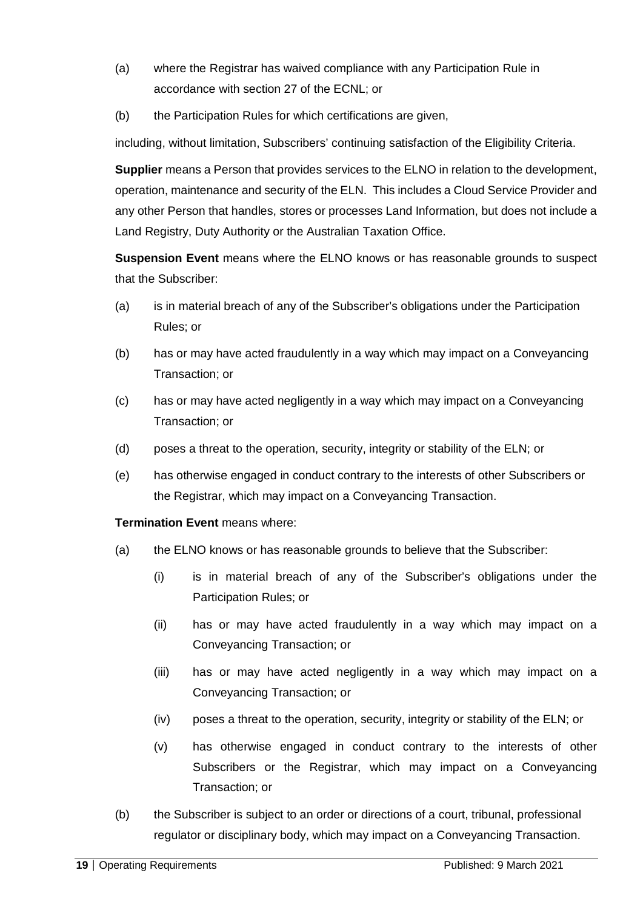(a) where the Registrar has waived compliance with any Participation Rule in accordance with section 27 of the ECNL; or

(b) the Participation Rules for which certifications are given,

including, without limitation, Subscribers' continuing satisfaction of the Eligibility Criteria.

**Supplier** means a Person that provides services to the ELNO in relation to the development, operation, maintenance and security of the ELN. This includes a Cloud Service Provider and any other Person that handles, stores or processes Land Information, but does not include a Land Registry, Duty Authority or the Australian Taxation Office.

**Suspension Event** means where the ELNO knows or has reasonable grounds to suspect that the Subscriber:

(a) is in material breach of any of the Subscriber's obligations under the Participation Rules; or

(b) has or may have acted fraudulently in a way which may impact on a Conveyancing Transaction; or

(c) has or may have acted negligently in a way which may impact on a Conveyancing Transaction; or

(d) poses a threat to the operation, security, integrity or stability of the ELN; or

(e) has otherwise engaged in conduct contrary to the interests of other Subscribers or the Registrar, which may impact on a Conveyancing Transaction.

**Termination Event** means where:

(a) the ELNO knows or has reasonable grounds to believe that the Subscriber:

   (i) is in material breach of any of the Subscriber's obligations under the Participation Rules; or

   (ii) has or may have acted fraudulently in a way which may impact on a Conveyancing Transaction; or

   (iii) has or may have acted negligently in a way which may impact on a Conveyancing Transaction; or

   (iv) poses a threat to the operation, security, integrity or stability of the ELN; or

   (v) has otherwise engaged in conduct contrary to the interests of other Subscribers or the Registrar, which may impact on a Conveyancing Transaction; or

(b) the Subscriber is subject to an order or directions of a court, tribunal, professional regulator or disciplinary body, which may impact on a Conveyancing Transaction.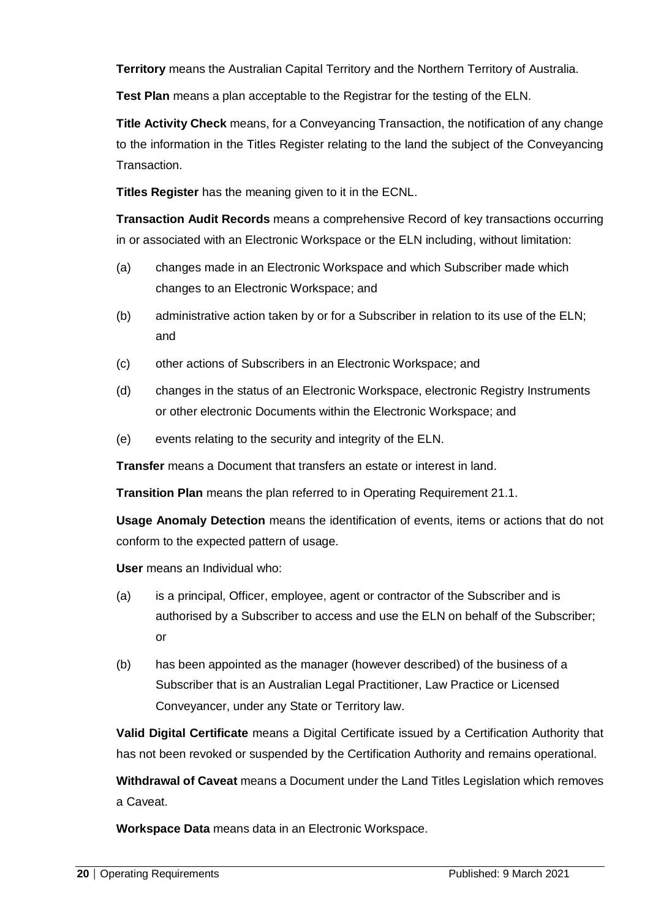**Territory** means the Australian Capital Territory and the Northern Territory of Australia.

**Test Plan** means a plan acceptable to the Registrar for the testing of the ELN.

**Title Activity Check** means, for a Conveyancing Transaction, the notification of any change to the information in the Titles Register relating to the land the subject of the Conveyancing Transaction.

**Titles Register** has the meaning given to it in the ECNL.

**Transaction Audit Records** means a comprehensive Record of key transactions occurring in or associated with an Electronic Workspace or the ELN including, without limitation:

(a) changes made in an Electronic Workspace and which Subscriber made which changes to an Electronic Workspace; and

(b) administrative action taken by or for a Subscriber in relation to its use of the ELN; and

(c) other actions of Subscribers in an Electronic Workspace; and

(d) changes in the status of an Electronic Workspace, electronic Registry Instruments or other electronic Documents within the Electronic Workspace; and

(e) events relating to the security and integrity of the ELN.

**Transfer** means a Document that transfers an estate or interest in land.

**Transition Plan** means the plan referred to in Operating Requirement 21.1.

**Usage Anomaly Detection** means the identification of events, items or actions that do not conform to the expected pattern of usage.

**User** means an Individual who:

(a) is a principal, Officer, employee, agent or contractor of the Subscriber and is authorised by a Subscriber to access and use the ELN on behalf of the Subscriber; or

(b) has been appointed as the manager (however described) of the business of a Subscriber that is an Australian Legal Practitioner, Law Practice or Licensed Conveyancer, under any State or Territory law.

**Valid Digital Certificate** means a Digital Certificate issued by a Certification Authority that has not been revoked or suspended by the Certification Authority and remains operational.

**Withdrawal of Caveat** means a Document under the Land Titles Legislation which removes a Caveat.

**Workspace Data** means data in an Electronic Workspace.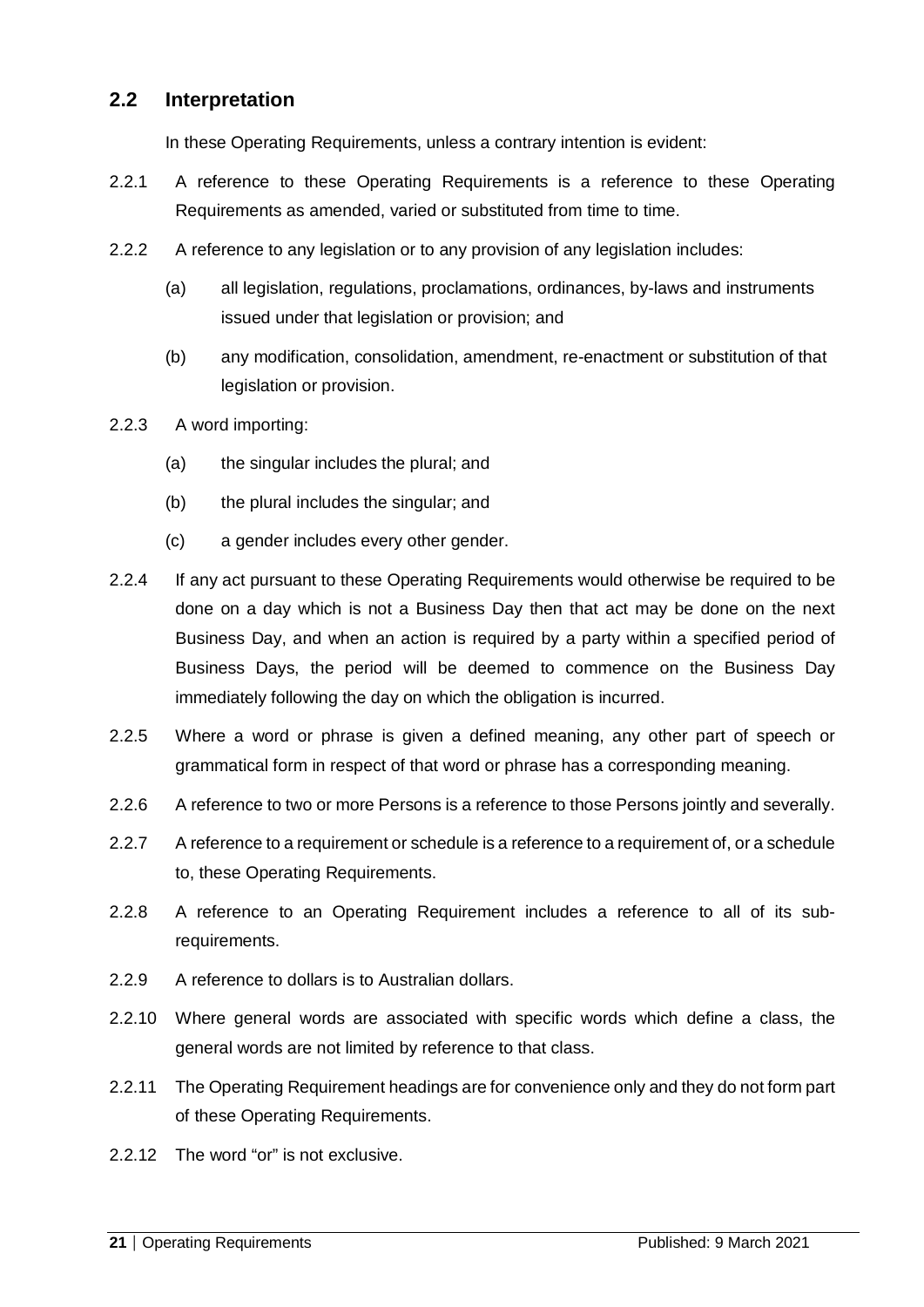## 2.2 Interpretation

In these Operating Requirements, unless a contrary intention is evident:

2.2.1 A reference to these Operating Requirements is a reference to these Operating Requirements as amended, varied or substituted from time to time.

2.2.2 A reference to any legislation or to any provision of any legislation includes:

(a) all legislation, regulations, proclamations, ordinances, by-laws and instruments issued under that legislation or provision; and

(b) any modification, consolidation, amendment, re-enactment or substitution of that legislation or provision.

2.2.3 A word importing:

(a) the singular includes the plural; and

(b) the plural includes the singular; and

(c) a gender includes every other gender.

2.2.4 If any act pursuant to these Operating Requirements would otherwise be required to be done on a day which is not a Business Day then that act may be done on the next Business Day, and when an action is required by a party within a specified period of Business Days, the period will be deemed to commence on the Business Day immediately following the day on which the obligation is incurred.

2.2.5 Where a word or phrase is given a defined meaning, any other part of speech or grammatical form in respect of that word or phrase has a corresponding meaning.

2.2.6 A reference to two or more Persons is a reference to those Persons jointly and severally.

2.2.7 A reference to a requirement or schedule is a reference to a requirement of, or a schedule to, these Operating Requirements.

2.2.8 A reference to an Operating Requirement includes a reference to all of its sub-requirements.

2.2.9 A reference to dollars is to Australian dollars.

2.2.10 Where general words are associated with specific words which define a class, the general words are not limited by reference to that class.

2.2.11 The Operating Requirement headings are for convenience only and they do not form part of these Operating Requirements.

2.2.12 The word "or" is not exclusive.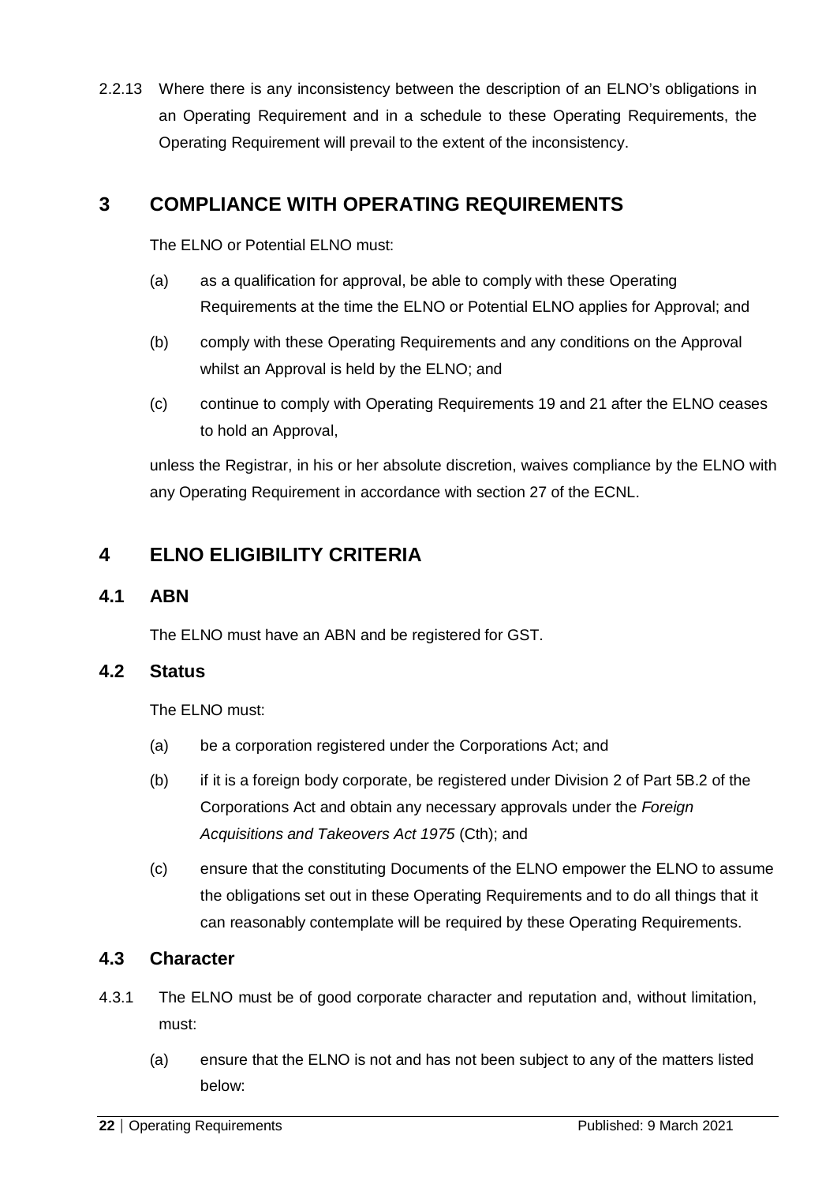2.2.13 Where there is any inconsistency between the description of an ELNO's obligations in an Operating Requirement and in a schedule to these Operating Requirements, the Operating Requirement will prevail to the extent of the inconsistency.

# 3 COMPLIANCE WITH OPERATING REQUIREMENTS

The ELNO or Potential ELNO must:

(a) as a qualification for approval, be able to comply with these Operating Requirements at the time the ELNO or Potential ELNO applies for Approval; and

(b) comply with these Operating Requirements and any conditions on the Approval whilst an Approval is held by the ELNO; and

(c) continue to comply with Operating Requirements 19 and 21 after the ELNO ceases to hold an Approval,

unless the Registrar, in his or her absolute discretion, waives compliance by the ELNO with any Operating Requirement in accordance with section 27 of the ECNL.

# 4 ELNO ELIGIBILITY CRITERIA

## 4.1 ABN

The ELNO must have an ABN and be registered for GST.

## 4.2 Status

The ELNO must:

(a) be a corporation registered under the Corporations Act; and

(b) if it is a foreign body corporate, be registered under Division 2 of Part 5B.2 of the Corporations Act and obtain any necessary approvals under the *Foreign Acquisitions and Takeovers Act 1975* (Cth); and

(c) ensure that the constituting Documents of the ELNO empower the ELNO to assume the obligations set out in these Operating Requirements and to do all things that it can reasonably contemplate will be required by these Operating Requirements.

## 4.3 Character

4.3.1 The ELNO must be of good corporate character and reputation and, without limitation, must:

(a) ensure that the ELNO is not and has not been subject to any of the matters listed below: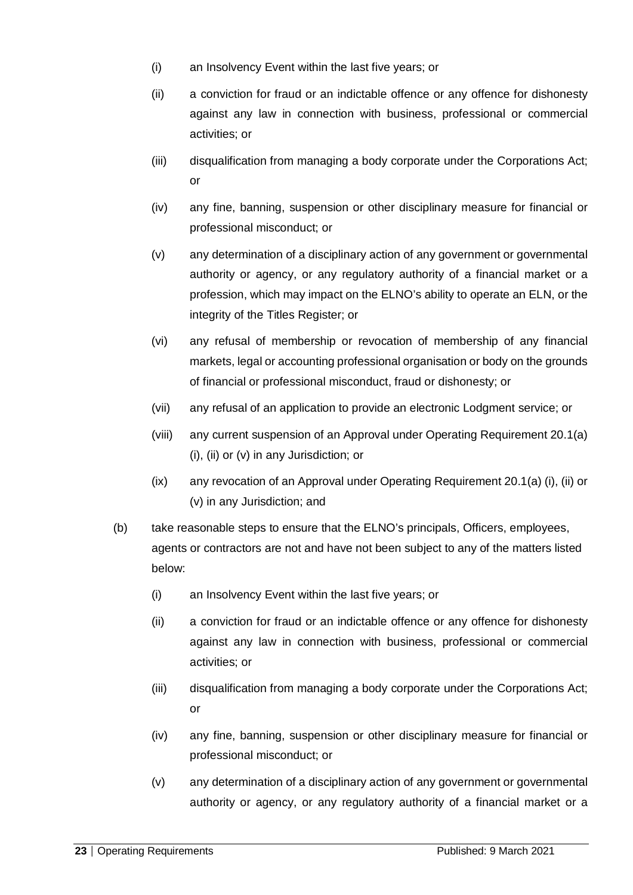(i) an Insolvency Event within the last five years; or

(ii) a conviction for fraud or an indictable offence or any offence for dishonesty against any law in connection with business, professional or commercial activities; or

(iii) disqualification from managing a body corporate under the Corporations Act; or

(iv) any fine, banning, suspension or other disciplinary measure for financial or professional misconduct; or

(v) any determination of a disciplinary action of any government or governmental authority or agency, or any regulatory authority of a financial market or a profession, which may impact on the ELNO's ability to operate an ELN, or the integrity of the Titles Register; or

(vi) any refusal of membership or revocation of membership of any financial markets, legal or accounting professional organisation or body on the grounds of financial or professional misconduct, fraud or dishonesty; or

(vii) any refusal of an application to provide an electronic Lodgment service; or

(viii) any current suspension of an Approval under Operating Requirement 20.1(a) (i), (ii) or (v) in any Jurisdiction; or

(ix) any revocation of an Approval under Operating Requirement 20.1(a) (i), (ii) or (v) in any Jurisdiction; and

(b) take reasonable steps to ensure that the ELNO's principals, Officers, employees, agents or contractors are not and have not been subject to any of the matters listed below:

(i) an Insolvency Event within the last five years; or

(ii) a conviction for fraud or an indictable offence or any offence for dishonesty against any law in connection with business, professional or commercial activities; or

(iii) disqualification from managing a body corporate under the Corporations Act; or

(iv) any fine, banning, suspension or other disciplinary measure for financial or professional misconduct; or

(v) any determination of a disciplinary action of any government or governmental authority or agency, or any regulatory authority of a financial market or a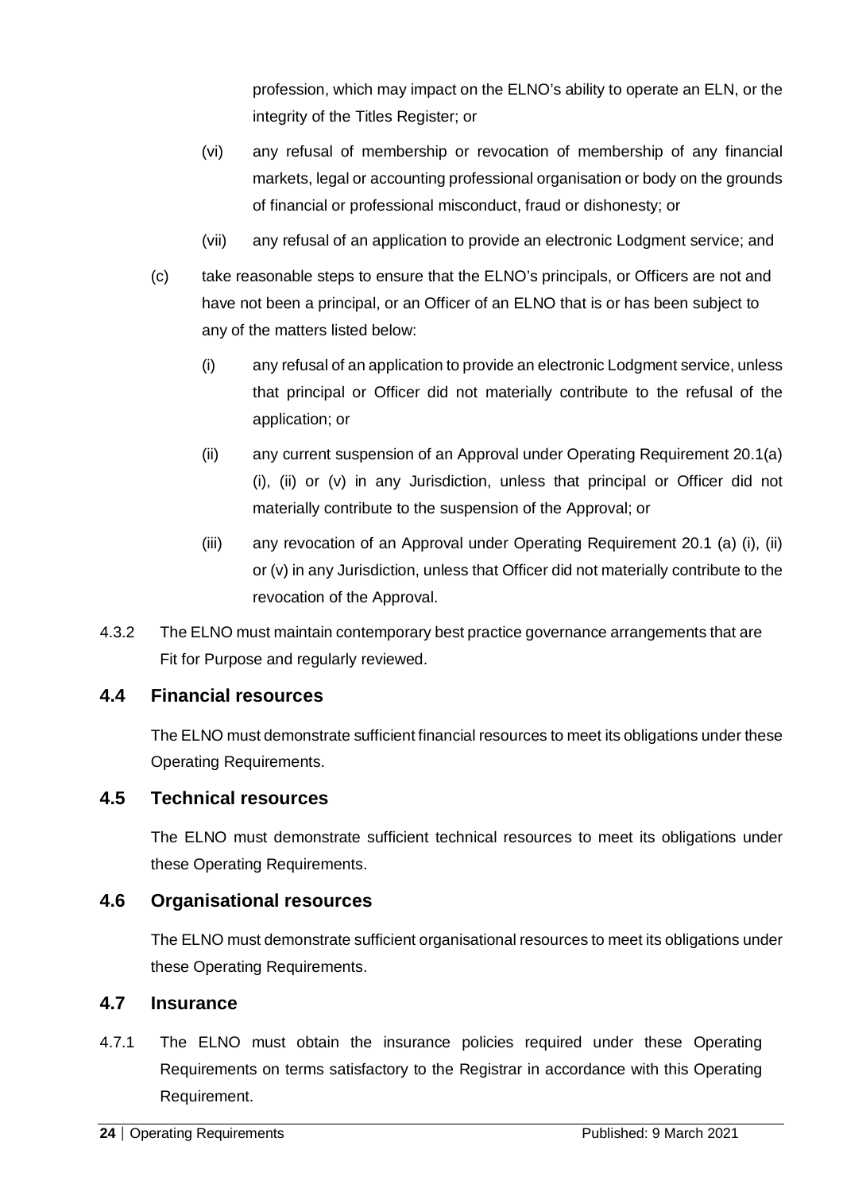profession, which may impact on the ELNO's ability to operate an ELN, or the integrity of the Titles Register; or

(vi) any refusal of membership or revocation of membership of any financial markets, legal or accounting professional organisation or body on the grounds of financial or professional misconduct, fraud or dishonesty; or

(vii) any refusal of an application to provide an electronic Lodgment service; and

(c) take reasonable steps to ensure that the ELNO's principals, or Officers are not and have not been a principal, or an Officer of an ELNO that is or has been subject to any of the matters listed below:

(i) any refusal of an application to provide an electronic Lodgment service, unless that principal or Officer did not materially contribute to the refusal of the application; or

(ii) any current suspension of an Approval under Operating Requirement 20.1(a) (i), (ii) or (v) in any Jurisdiction, unless that principal or Officer did not materially contribute to the suspension of the Approval; or

(iii) any revocation of an Approval under Operating Requirement 20.1 (a) (i), (ii) or (v) in any Jurisdiction, unless that Officer did not materially contribute to the revocation of the Approval.

4.3.2 The ELNO must maintain contemporary best practice governance arrangements that are Fit for Purpose and regularly reviewed.

## 4.4 Financial resources

The ELNO must demonstrate sufficient financial resources to meet its obligations under these Operating Requirements.

## 4.5 Technical resources

The ELNO must demonstrate sufficient technical resources to meet its obligations under these Operating Requirements.

## 4.6 Organisational resources

The ELNO must demonstrate sufficient organisational resources to meet its obligations under these Operating Requirements.

## 4.7 Insurance

4.7.1 The ELNO must obtain the insurance policies required under these Operating Requirements on terms satisfactory to the Registrar in accordance with this Operating Requirement.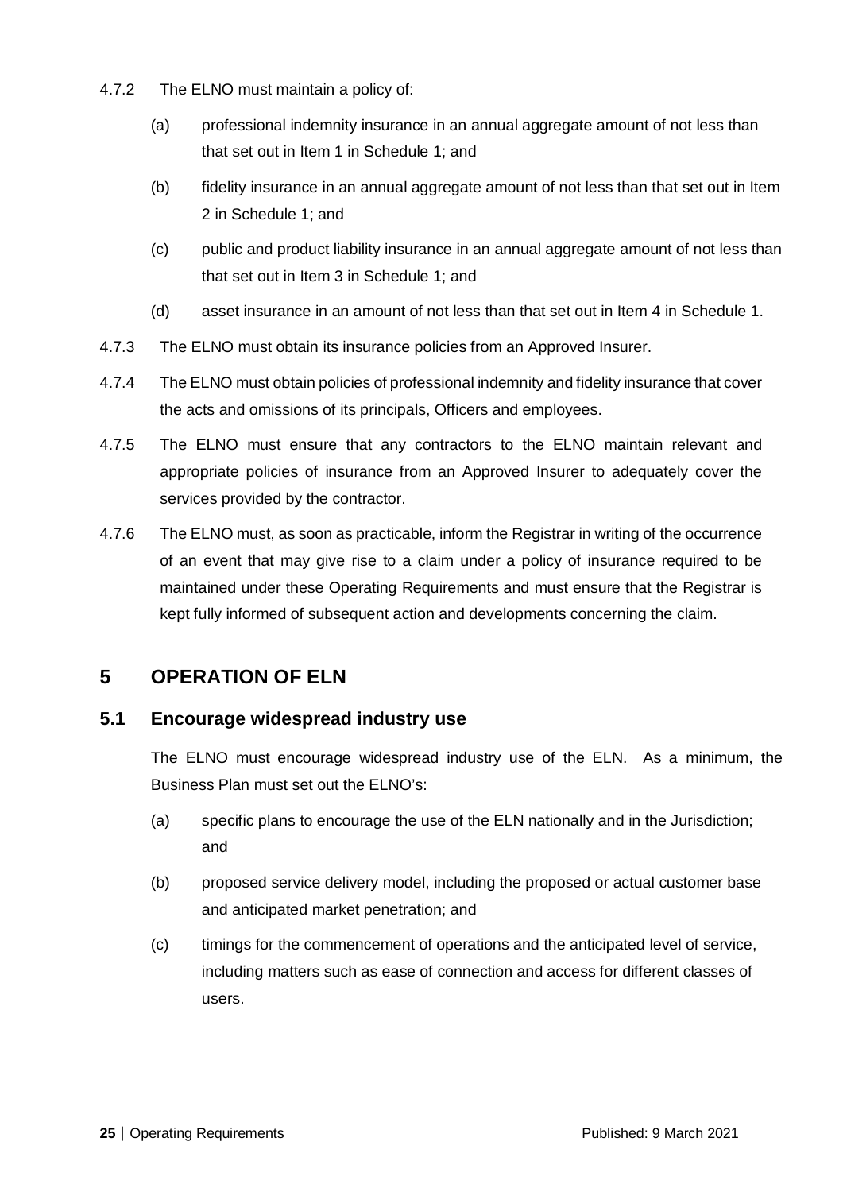4.7.2 The ELNO must maintain a policy of:

(a) professional indemnity insurance in an annual aggregate amount of not less than that set out in Item 1 in Schedule 1; and

(b) fidelity insurance in an annual aggregate amount of not less than that set out in Item 2 in Schedule 1; and

(c) public and product liability insurance in an annual aggregate amount of not less than that set out in Item 3 in Schedule 1; and

(d) asset insurance in an amount of not less than that set out in Item 4 in Schedule 1.

4.7.3 The ELNO must obtain its insurance policies from an Approved Insurer.

4.7.4 The ELNO must obtain policies of professional indemnity and fidelity insurance that cover the acts and omissions of its principals, Officers and employees.

4.7.5 The ELNO must ensure that any contractors to the ELNO maintain relevant and appropriate policies of insurance from an Approved Insurer to adequately cover the services provided by the contractor.

4.7.6 The ELNO must, as soon as practicable, inform the Registrar in writing of the occurrence of an event that may give rise to a claim under a policy of insurance required to be maintained under these Operating Requirements and must ensure that the Registrar is kept fully informed of subsequent action and developments concerning the claim.

# 5 OPERATION OF ELN

## 5.1 Encourage widespread industry use

The ELNO must encourage widespread industry use of the ELN. As a minimum, the Business Plan must set out the ELNO's:

(a) specific plans to encourage the use of the ELN nationally and in the Jurisdiction; and

(b) proposed service delivery model, including the proposed or actual customer base and anticipated market penetration; and

(c) timings for the commencement of operations and the anticipated level of service, including matters such as ease of connection and access for different classes of users.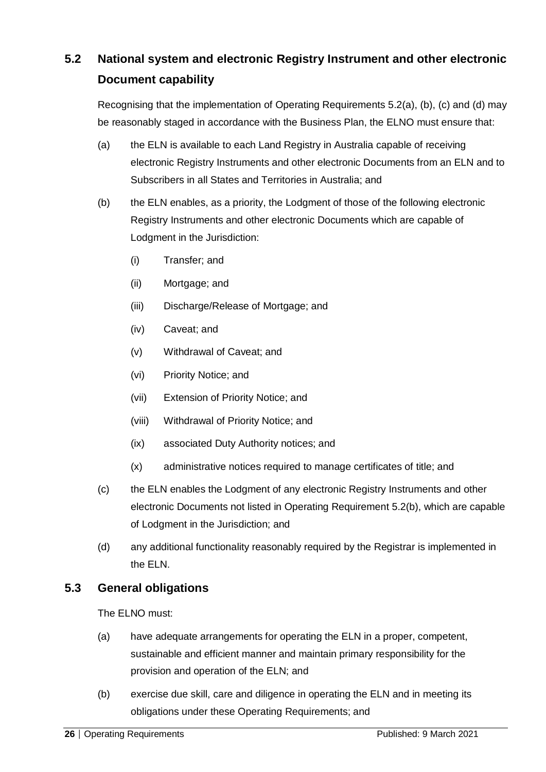## 5.2 National system and electronic Registry Instrument and other electronic Document capability

Recognising that the implementation of Operating Requirements 5.2(a), (b), (c) and (d) may be reasonably staged in accordance with the Business Plan, the ELNO must ensure that:

(a) the ELN is available to each Land Registry in Australia capable of receiving electronic Registry Instruments and other electronic Documents from an ELN and to Subscribers in all States and Territories in Australia; and

(b) the ELN enables, as a priority, the Lodgment of those of the following electronic Registry Instruments and other electronic Documents which are capable of Lodgment in the Jurisdiction:

  (i) Transfer; and

  (ii) Mortgage; and

  (iii) Discharge/Release of Mortgage; and

  (iv) Caveat; and

  (v) Withdrawal of Caveat; and

  (vi) Priority Notice; and

  (vii) Extension of Priority Notice; and

  (viii) Withdrawal of Priority Notice; and

  (ix) associated Duty Authority notices; and

  (x) administrative notices required to manage certificates of title; and

(c) the ELN enables the Lodgment of any electronic Registry Instruments and other electronic Documents not listed in Operating Requirement 5.2(b), which are capable of Lodgment in the Jurisdiction; and

(d) any additional functionality reasonably required by the Registrar is implemented in the ELN.

## 5.3 General obligations

The ELNO must:

(a) have adequate arrangements for operating the ELN in a proper, competent, sustainable and efficient manner and maintain primary responsibility for the provision and operation of the ELN; and

(b) exercise due skill, care and diligence in operating the ELN and in meeting its obligations under these Operating Requirements; and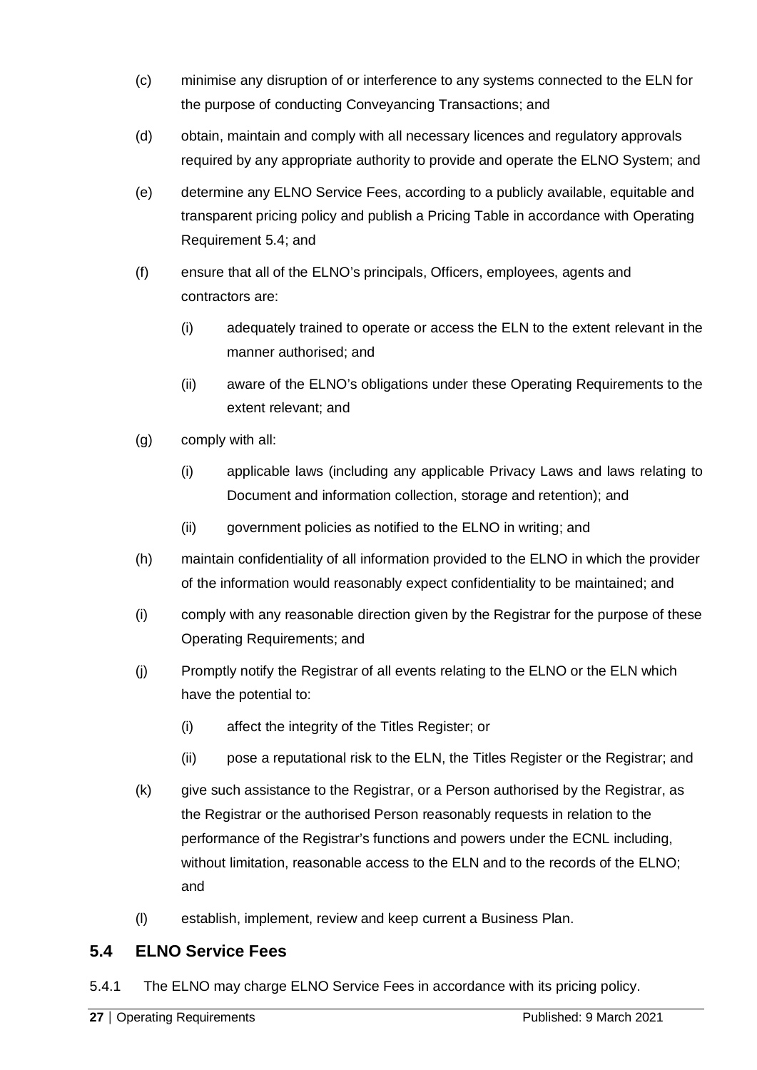(c) minimise any disruption of or interference to any systems connected to the ELN for the purpose of conducting Conveyancing Transactions; and

(d) obtain, maintain and comply with all necessary licences and regulatory approvals required by any appropriate authority to provide and operate the ELNO System; and

(e) determine any ELNO Service Fees, according to a publicly available, equitable and transparent pricing policy and publish a Pricing Table in accordance with Operating Requirement 5.4; and

(f) ensure that all of the ELNO's principals, Officers, employees, agents and contractors are:

  (i) adequately trained to operate or access the ELN to the extent relevant in the manner authorised; and

  (ii) aware of the ELNO's obligations under these Operating Requirements to the extent relevant; and

(g) comply with all:

  (i) applicable laws (including any applicable Privacy Laws and laws relating to Document and information collection, storage and retention); and

  (ii) government policies as notified to the ELNO in writing; and

(h) maintain confidentiality of all information provided to the ELNO in which the provider of the information would reasonably expect confidentiality to be maintained; and

(i) comply with any reasonable direction given by the Registrar for the purpose of these Operating Requirements; and

(j) Promptly notify the Registrar of all events relating to the ELNO or the ELN which have the potential to:

  (i) affect the integrity of the Titles Register; or

  (ii) pose a reputational risk to the ELN, the Titles Register or the Registrar; and

(k) give such assistance to the Registrar, or a Person authorised by the Registrar, as the Registrar or the authorised Person reasonably requests in relation to the performance of the Registrar's functions and powers under the ECNL including, without limitation, reasonable access to the ELN and to the records of the ELNO; and

(l) establish, implement, review and keep current a Business Plan.

## 5.4 ELNO Service Fees

5.4.1 The ELNO may charge ELNO Service Fees in accordance with its pricing policy.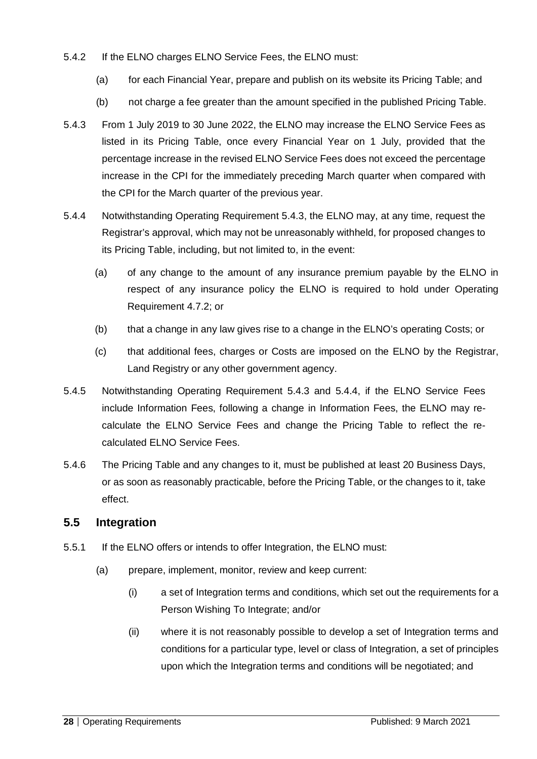5.4.2 If the ELNO charges ELNO Service Fees, the ELNO must:

(a) for each Financial Year, prepare and publish on its website its Pricing Table; and

(b) not charge a fee greater than the amount specified in the published Pricing Table.

5.4.3 From 1 July 2019 to 30 June 2022, the ELNO may increase the ELNO Service Fees as listed in its Pricing Table, once every Financial Year on 1 July, provided that the percentage increase in the revised ELNO Service Fees does not exceed the percentage increase in the CPI for the immediately preceding March quarter when compared with the CPI for the March quarter of the previous year.

5.4.4 Notwithstanding Operating Requirement 5.4.3, the ELNO may, at any time, request the Registrar's approval, which may not be unreasonably withheld, for proposed changes to its Pricing Table, including, but not limited to, in the event:

(a) of any change to the amount of any insurance premium payable by the ELNO in respect of any insurance policy the ELNO is required to hold under Operating Requirement 4.7.2; or

(b) that a change in any law gives rise to a change in the ELNO's operating Costs; or

(c) that additional fees, charges or Costs are imposed on the ELNO by the Registrar, Land Registry or any other government agency.

5.4.5 Notwithstanding Operating Requirement 5.4.3 and 5.4.4, if the ELNO Service Fees include Information Fees, following a change in Information Fees, the ELNO may re-calculate the ELNO Service Fees and change the Pricing Table to reflect the re-calculated ELNO Service Fees.

5.4.6 The Pricing Table and any changes to it, must be published at least 20 Business Days, or as soon as reasonably practicable, before the Pricing Table, or the changes to it, take effect.

## 5.5 Integration

5.5.1 If the ELNO offers or intends to offer Integration, the ELNO must:

(a) prepare, implement, monitor, review and keep current:

(i) a set of Integration terms and conditions, which set out the requirements for a Person Wishing To Integrate; and/or

(ii) where it is not reasonably possible to develop a set of Integration terms and conditions for a particular type, level or class of Integration, a set of principles upon which the Integration terms and conditions will be negotiated; and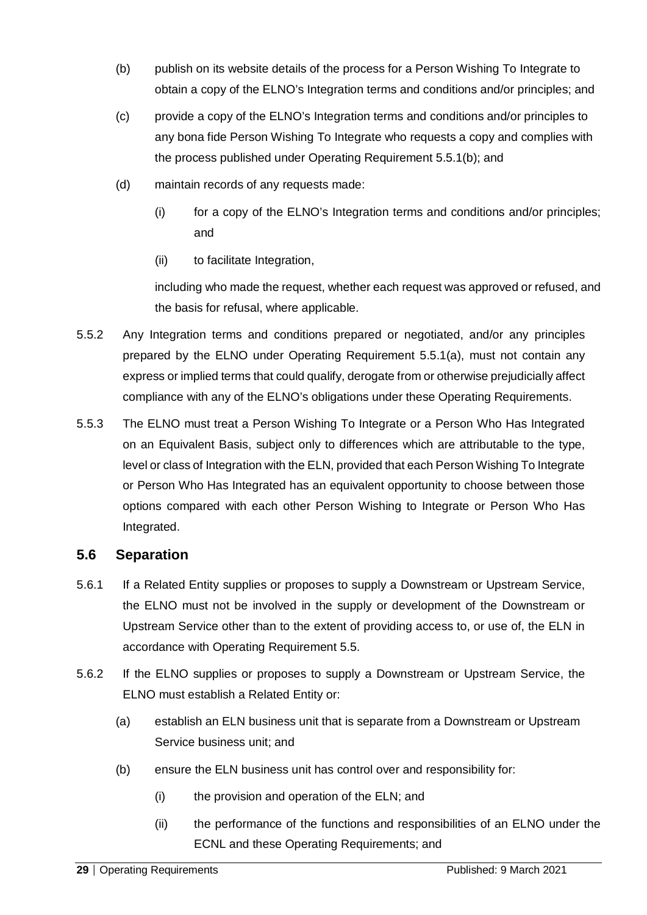(b) publish on its website details of the process for a Person Wishing To Integrate to obtain a copy of the ELNO's Integration terms and conditions and/or principles; and

(c) provide a copy of the ELNO's Integration terms and conditions and/or principles to any bona fide Person Wishing To Integrate who requests a copy and complies with the process published under Operating Requirement 5.5.1(b); and

(d) maintain records of any requests made:

(i) for a copy of the ELNO's Integration terms and conditions and/or principles; and

(ii) to facilitate Integration,

including who made the request, whether each request was approved or refused, and the basis for refusal, where applicable.

5.5.2 Any Integration terms and conditions prepared or negotiated, and/or any principles prepared by the ELNO under Operating Requirement 5.5.1(a), must not contain any express or implied terms that could qualify, derogate from or otherwise prejudicially affect compliance with any of the ELNO's obligations under these Operating Requirements.

5.5.3 The ELNO must treat a Person Wishing To Integrate or a Person Who Has Integrated on an Equivalent Basis, subject only to differences which are attributable to the type, level or class of Integration with the ELN, provided that each Person Wishing To Integrate or Person Who Has Integrated has an equivalent opportunity to choose between those options compared with each other Person Wishing to Integrate or Person Who Has Integrated.

## 5.6 Separation

5.6.1 If a Related Entity supplies or proposes to supply a Downstream or Upstream Service, the ELNO must not be involved in the supply or development of the Downstream or Upstream Service other than to the extent of providing access to, or use of, the ELN in accordance with Operating Requirement 5.5.

5.6.2 If the ELNO supplies or proposes to supply a Downstream or Upstream Service, the ELNO must establish a Related Entity or:

(a) establish an ELN business unit that is separate from a Downstream or Upstream Service business unit; and

(b) ensure the ELN business unit has control over and responsibility for:

(i) the provision and operation of the ELN; and

(ii) the performance of the functions and responsibilities of an ELNO under the ECNL and these Operating Requirements; and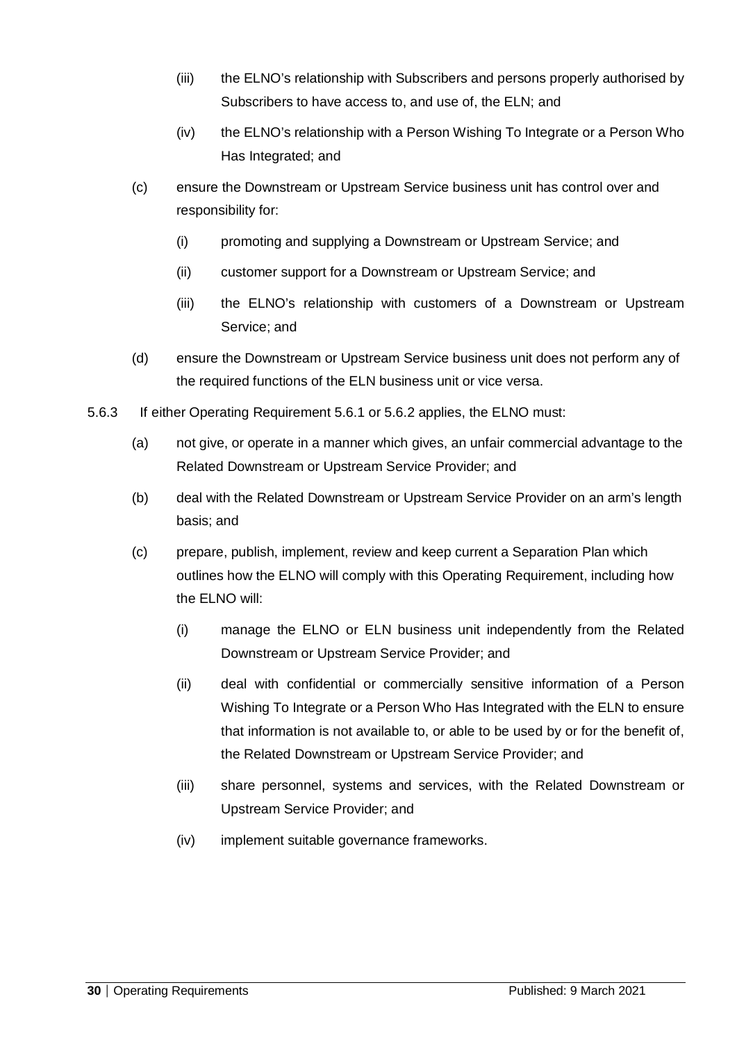(iii) the ELNO's relationship with Subscribers and persons properly authorised by Subscribers to have access to, and use of, the ELN; and

(iv) the ELNO's relationship with a Person Wishing To Integrate or a Person Who Has Integrated; and

(c) ensure the Downstream or Upstream Service business unit has control over and responsibility for:

(i) promoting and supplying a Downstream or Upstream Service; and

(ii) customer support for a Downstream or Upstream Service; and

(iii) the ELNO's relationship with customers of a Downstream or Upstream Service; and

(d) ensure the Downstream or Upstream Service business unit does not perform any of the required functions of the ELN business unit or vice versa.

5.6.3 If either Operating Requirement 5.6.1 or 5.6.2 applies, the ELNO must:

(a) not give, or operate in a manner which gives, an unfair commercial advantage to the Related Downstream or Upstream Service Provider; and

(b) deal with the Related Downstream or Upstream Service Provider on an arm's length basis; and

(c) prepare, publish, implement, review and keep current a Separation Plan which outlines how the ELNO will comply with this Operating Requirement, including how the ELNO will:

(i) manage the ELNO or ELN business unit independently from the Related Downstream or Upstream Service Provider; and

(ii) deal with confidential or commercially sensitive information of a Person Wishing To Integrate or a Person Who Has Integrated with the ELN to ensure that information is not available to, or able to be used by or for the benefit of, the Related Downstream or Upstream Service Provider; and

(iii) share personnel, systems and services, with the Related Downstream or Upstream Service Provider; and

(iv) implement suitable governance frameworks.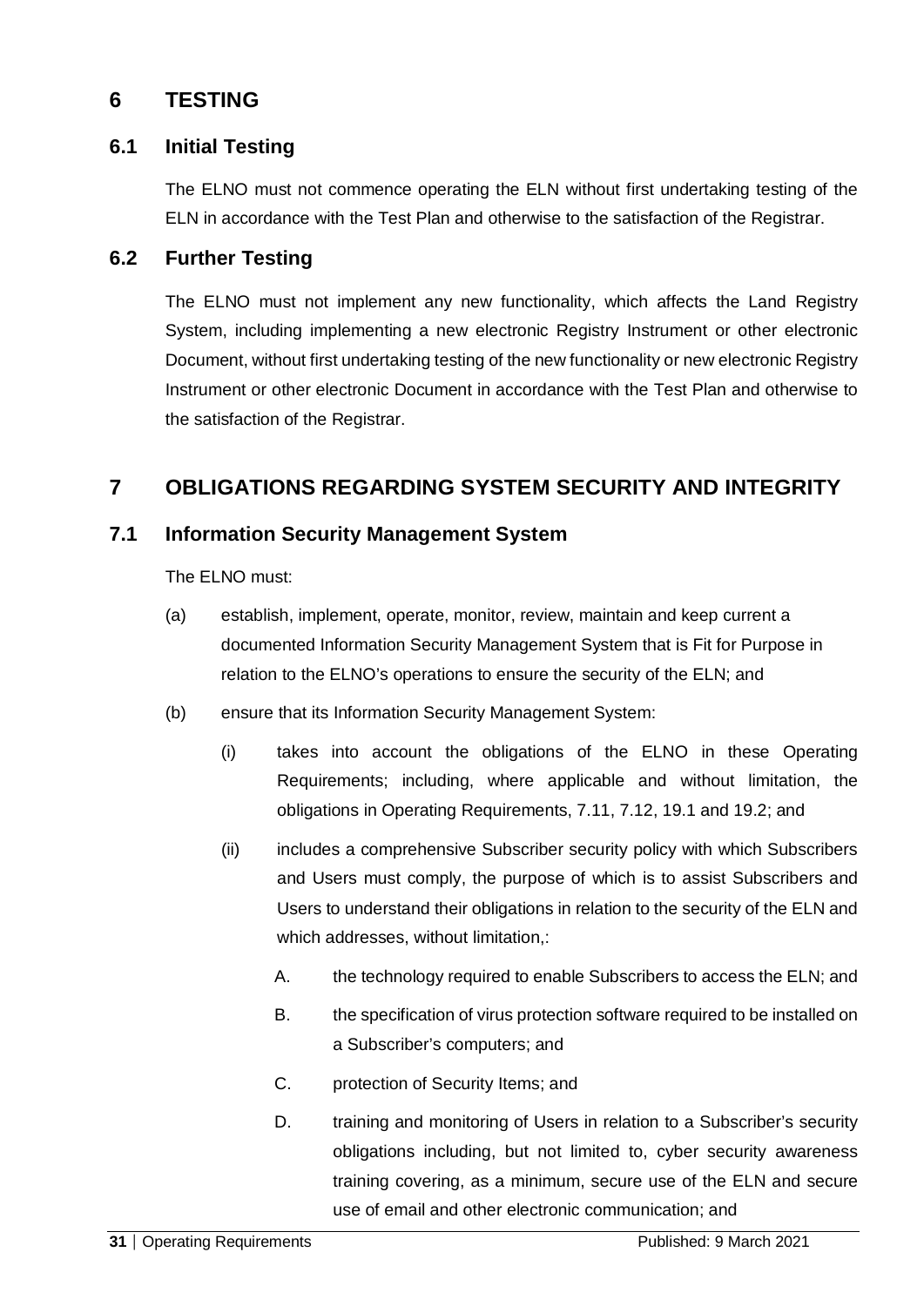# 6 TESTING

## 6.1 Initial Testing

The ELNO must not commence operating the ELN without first undertaking testing of the ELN in accordance with the Test Plan and otherwise to the satisfaction of the Registrar.

## 6.2 Further Testing

The ELNO must not implement any new functionality, which affects the Land Registry System, including implementing a new electronic Registry Instrument or other electronic Document, without first undertaking testing of the new functionality or new electronic Registry Instrument or other electronic Document in accordance with the Test Plan and otherwise to the satisfaction of the Registrar.

# 7 OBLIGATIONS REGARDING SYSTEM SECURITY AND INTEGRITY

## 7.1 Information Security Management System

The ELNO must:

(a) establish, implement, operate, monitor, review, maintain and keep current a documented Information Security Management System that is Fit for Purpose in relation to the ELNO's operations to ensure the security of the ELN; and

(b) ensure that its Information Security Management System:

  (i) takes into account the obligations of the ELNO in these Operating Requirements; including, where applicable and without limitation, the obligations in Operating Requirements, 7.11, 7.12, 19.1 and 19.2; and

  (ii) includes a comprehensive Subscriber security policy with which Subscribers and Users must comply, the purpose of which is to assist Subscribers and Users to understand their obligations in relation to the security of the ELN and which addresses, without limitation,:

    A. the technology required to enable Subscribers to access the ELN; and

    B. the specification of virus protection software required to be installed on a Subscriber's computers; and

    C. protection of Security Items; and

    D. training and monitoring of Users in relation to a Subscriber's security obligations including, but not limited to, cyber security awareness training covering, as a minimum, secure use of the ELN and secure use of email and other electronic communication; and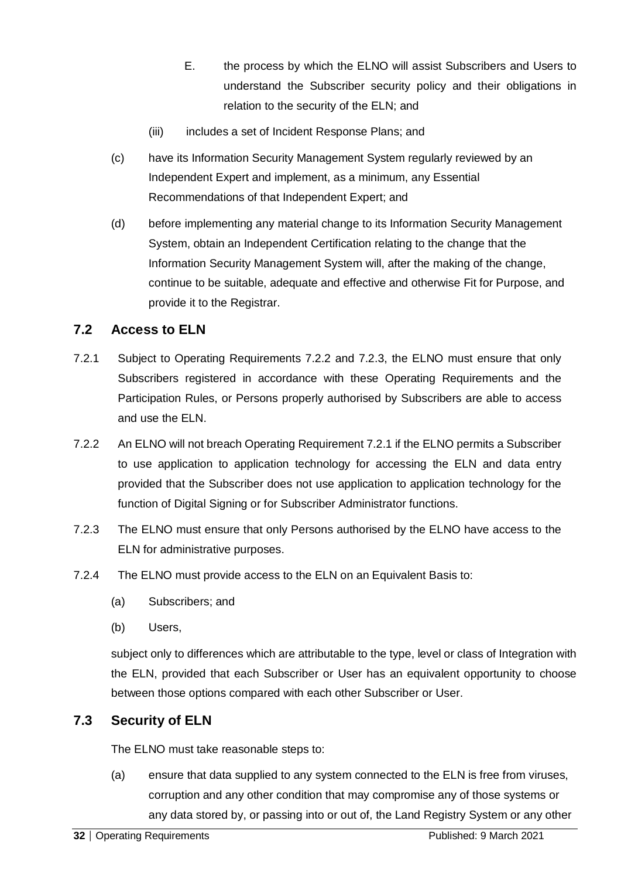E. the process by which the ELNO will assist Subscribers and Users to understand the Subscriber security policy and their obligations in relation to the security of the ELN; and

(iii) includes a set of Incident Response Plans; and

(c) have its Information Security Management System regularly reviewed by an Independent Expert and implement, as a minimum, any Essential Recommendations of that Independent Expert; and

(d) before implementing any material change to its Information Security Management System, obtain an Independent Certification relating to the change that the Information Security Management System will, after the making of the change, continue to be suitable, adequate and effective and otherwise Fit for Purpose, and provide it to the Registrar.

## 7.2 Access to ELN

7.2.1 Subject to Operating Requirements 7.2.2 and 7.2.3, the ELNO must ensure that only Subscribers registered in accordance with these Operating Requirements and the Participation Rules, or Persons properly authorised by Subscribers are able to access and use the ELN.

7.2.2 An ELNO will not breach Operating Requirement 7.2.1 if the ELNO permits a Subscriber to use application to application technology for accessing the ELN and data entry provided that the Subscriber does not use application to application technology for the function of Digital Signing or for Subscriber Administrator functions.

7.2.3 The ELNO must ensure that only Persons authorised by the ELNO have access to the ELN for administrative purposes.

7.2.4 The ELNO must provide access to the ELN on an Equivalent Basis to:

(a) Subscribers; and

(b) Users,

subject only to differences which are attributable to the type, level or class of Integration with the ELN, provided that each Subscriber or User has an equivalent opportunity to choose between those options compared with each other Subscriber or User.

## 7.3 Security of ELN

The ELNO must take reasonable steps to:

(a) ensure that data supplied to any system connected to the ELN is free from viruses, corruption and any other condition that may compromise any of those systems or any data stored by, or passing into or out of, the Land Registry System or any other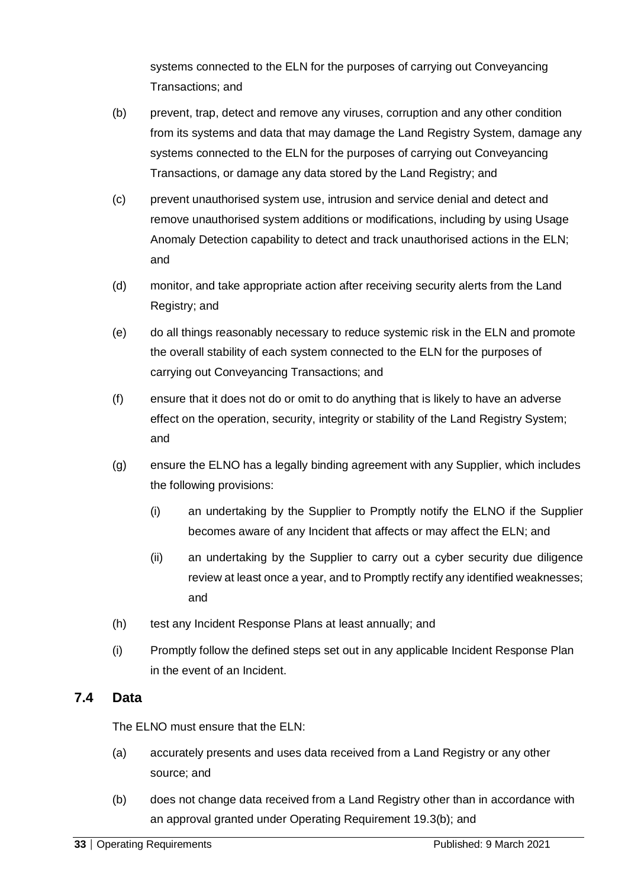systems connected to the ELN for the purposes of carrying out Conveyancing Transactions; and

(b) prevent, trap, detect and remove any viruses, corruption and any other condition from its systems and data that may damage the Land Registry System, damage any systems connected to the ELN for the purposes of carrying out Conveyancing Transactions, or damage any data stored by the Land Registry; and

(c) prevent unauthorised system use, intrusion and service denial and detect and remove unauthorised system additions or modifications, including by using Usage Anomaly Detection capability to detect and track unauthorised actions in the ELN; and

(d) monitor, and take appropriate action after receiving security alerts from the Land Registry; and

(e) do all things reasonably necessary to reduce systemic risk in the ELN and promote the overall stability of each system connected to the ELN for the purposes of carrying out Conveyancing Transactions; and

(f) ensure that it does not do or omit to do anything that is likely to have an adverse effect on the operation, security, integrity or stability of the Land Registry System; and

(g) ensure the ELNO has a legally binding agreement with any Supplier, which includes the following provisions:

   (i) an undertaking by the Supplier to Promptly notify the ELNO if the Supplier becomes aware of any Incident that affects or may affect the ELN; and

   (ii) an undertaking by the Supplier to carry out a cyber security due diligence review at least once a year, and to Promptly rectify any identified weaknesses; and

(h) test any Incident Response Plans at least annually; and

(i) Promptly follow the defined steps set out in any applicable Incident Response Plan in the event of an Incident.

## 7.4 Data

The ELNO must ensure that the ELN:

(a) accurately presents and uses data received from a Land Registry or any other source; and

(b) does not change data received from a Land Registry other than in accordance with an approval granted under Operating Requirement 19.3(b); and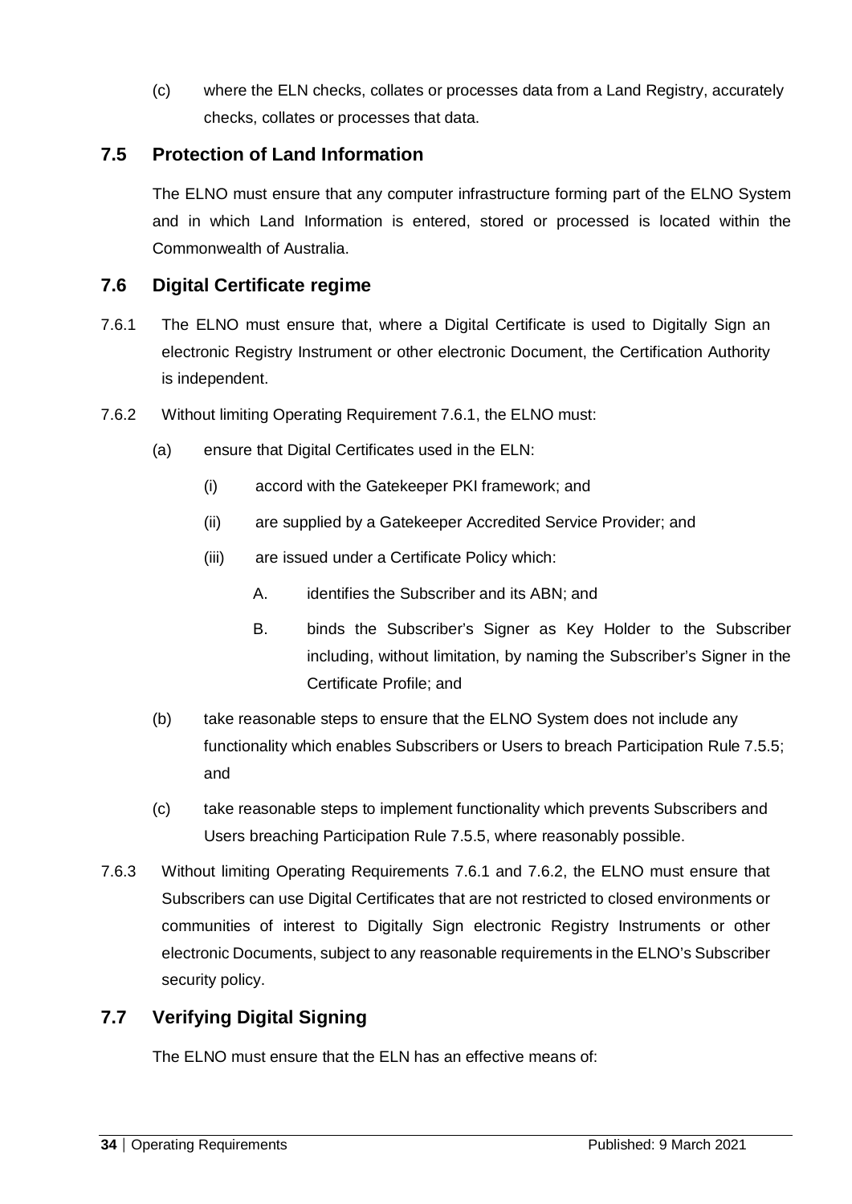(c) where the ELN checks, collates or processes data from a Land Registry, accurately checks, collates or processes that data.

## 7.5 Protection of Land Information

The ELNO must ensure that any computer infrastructure forming part of the ELNO System and in which Land Information is entered, stored or processed is located within the Commonwealth of Australia.

## 7.6 Digital Certificate regime

7.6.1 The ELNO must ensure that, where a Digital Certificate is used to Digitally Sign an electronic Registry Instrument or other electronic Document, the Certification Authority is independent.

7.6.2 Without limiting Operating Requirement 7.6.1, the ELNO must:

- (a) ensure that Digital Certificates used in the ELN:
  - (i) accord with the Gatekeeper PKI framework; and
  - (ii) are supplied by a Gatekeeper Accredited Service Provider; and
  - (iii) are issued under a Certificate Policy which:
    - A. identifies the Subscriber and its ABN; and
    - B. binds the Subscriber's Signer as Key Holder to the Subscriber including, without limitation, by naming the Subscriber's Signer in the Certificate Profile; and
- (b) take reasonable steps to ensure that the ELNO System does not include any functionality which enables Subscribers or Users to breach Participation Rule 7.5.5; and
- (c) take reasonable steps to implement functionality which prevents Subscribers and Users breaching Participation Rule 7.5.5, where reasonably possible.

7.6.3 Without limiting Operating Requirements 7.6.1 and 7.6.2, the ELNO must ensure that Subscribers can use Digital Certificates that are not restricted to closed environments or communities of interest to Digitally Sign electronic Registry Instruments or other electronic Documents, subject to any reasonable requirements in the ELNO's Subscriber security policy.

## 7.7 Verifying Digital Signing

The ELNO must ensure that the ELN has an effective means of: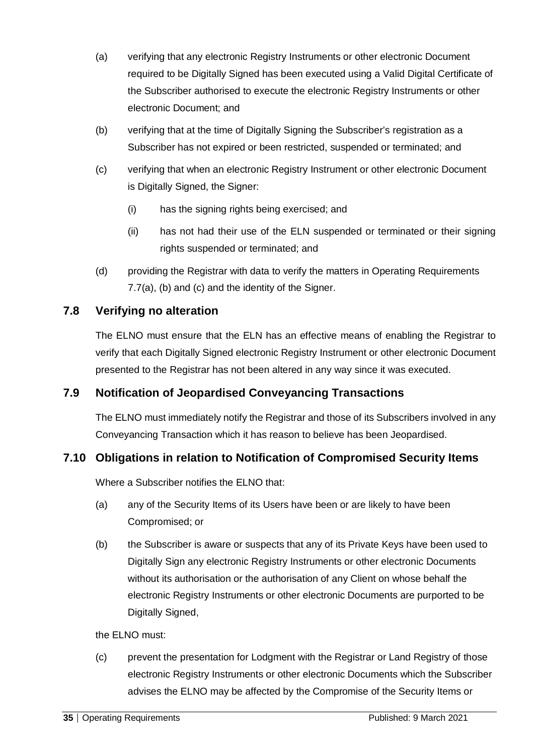(a) verifying that any electronic Registry Instruments or other electronic Document required to be Digitally Signed has been executed using a Valid Digital Certificate of the Subscriber authorised to execute the electronic Registry Instruments or other electronic Document; and

(b) verifying that at the time of Digitally Signing the Subscriber's registration as a Subscriber has not expired or been restricted, suspended or terminated; and

(c) verifying that when an electronic Registry Instrument or other electronic Document is Digitally Signed, the Signer:

 (i) has the signing rights being exercised; and

 (ii) has not had their use of the ELN suspended or terminated or their signing rights suspended or terminated; and

(d) providing the Registrar with data to verify the matters in Operating Requirements 7.7(a), (b) and (c) and the identity of the Signer.

## 7.8 Verifying no alteration

The ELNO must ensure that the ELN has an effective means of enabling the Registrar to verify that each Digitally Signed electronic Registry Instrument or other electronic Document presented to the Registrar has not been altered in any way since it was executed.

## 7.9 Notification of Jeopardised Conveyancing Transactions

The ELNO must immediately notify the Registrar and those of its Subscribers involved in any Conveyancing Transaction which it has reason to believe has been Jeopardised.

## 7.10 Obligations in relation to Notification of Compromised Security Items

Where a Subscriber notifies the ELNO that:

(a) any of the Security Items of its Users have been or are likely to have been Compromised; or

(b) the Subscriber is aware or suspects that any of its Private Keys have been used to Digitally Sign any electronic Registry Instruments or other electronic Documents without its authorisation or the authorisation of any Client on whose behalf the electronic Registry Instruments or other electronic Documents are purported to be Digitally Signed,

the ELNO must:

(c) prevent the presentation for Lodgment with the Registrar or Land Registry of those electronic Registry Instruments or other electronic Documents which the Subscriber advises the ELNO may be affected by the Compromise of the Security Items or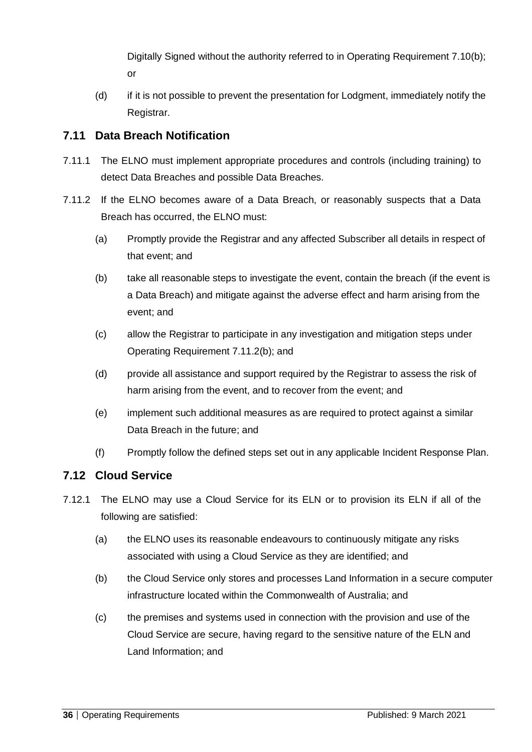Digitally Signed without the authority referred to in Operating Requirement 7.10(b); or

(d) if it is not possible to prevent the presentation for Lodgment, immediately notify the Registrar.

## 7.11 Data Breach Notification

7.11.1 The ELNO must implement appropriate procedures and controls (including training) to detect Data Breaches and possible Data Breaches.

7.11.2 If the ELNO becomes aware of a Data Breach, or reasonably suspects that a Data Breach has occurred, the ELNO must:

(a) Promptly provide the Registrar and any affected Subscriber all details in respect of that event; and

(b) take all reasonable steps to investigate the event, contain the breach (if the event is a Data Breach) and mitigate against the adverse effect and harm arising from the event; and

(c) allow the Registrar to participate in any investigation and mitigation steps under Operating Requirement 7.11.2(b); and

(d) provide all assistance and support required by the Registrar to assess the risk of harm arising from the event, and to recover from the event; and

(e) implement such additional measures as are required to protect against a similar Data Breach in the future; and

(f) Promptly follow the defined steps set out in any applicable Incident Response Plan.

## 7.12 Cloud Service

7.12.1 The ELNO may use a Cloud Service for its ELN or to provision its ELN if all of the following are satisfied:

(a) the ELNO uses its reasonable endeavours to continuously mitigate any risks associated with using a Cloud Service as they are identified; and

(b) the Cloud Service only stores and processes Land Information in a secure computer infrastructure located within the Commonwealth of Australia; and

(c) the premises and systems used in connection with the provision and use of the Cloud Service are secure, having regard to the sensitive nature of the ELN and Land Information; and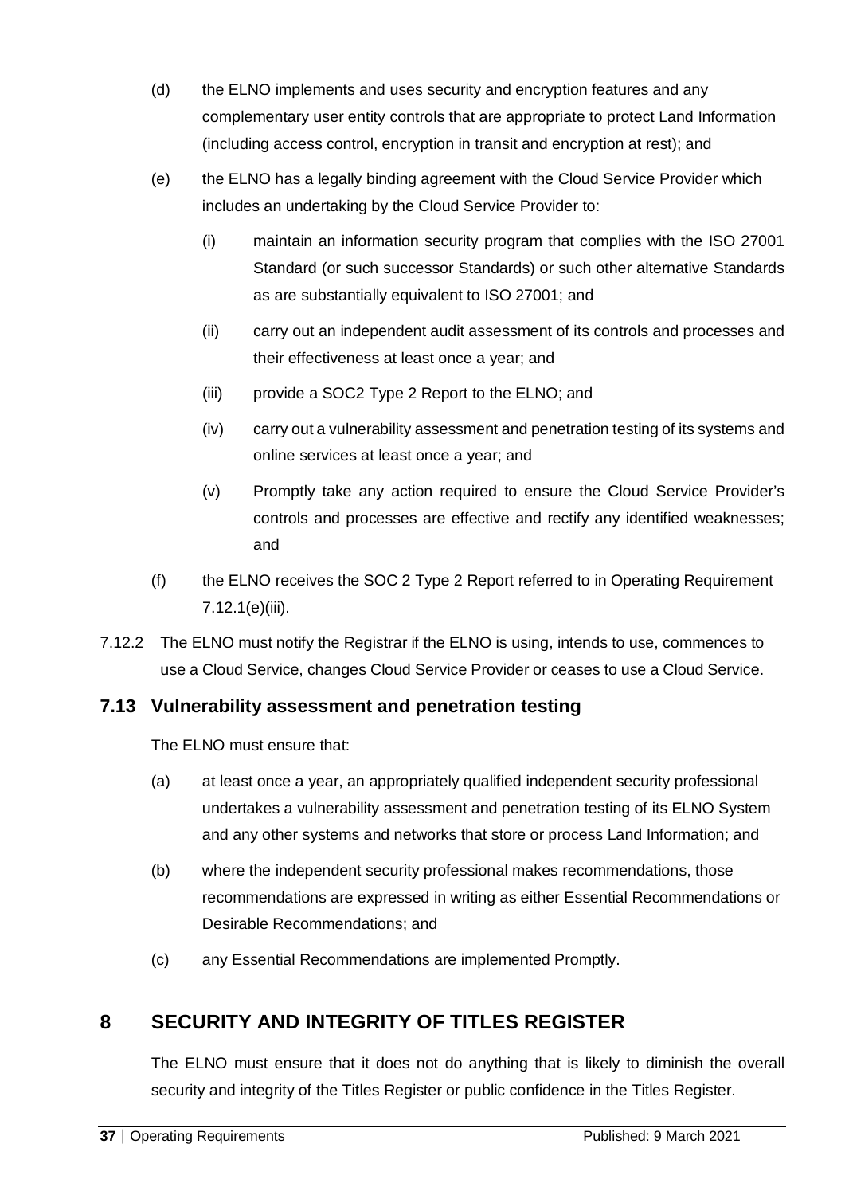(d) the ELNO implements and uses security and encryption features and any complementary user entity controls that are appropriate to protect Land Information (including access control, encryption in transit and encryption at rest); and

(e) the ELNO has a legally binding agreement with the Cloud Service Provider which includes an undertaking by the Cloud Service Provider to:

   (i) maintain an information security program that complies with the ISO 27001 Standard (or such successor Standards) or such other alternative Standards as are substantially equivalent to ISO 27001; and

   (ii) carry out an independent audit assessment of its controls and processes and their effectiveness at least once a year; and

   (iii) provide a SOC2 Type 2 Report to the ELNO; and

   (iv) carry out a vulnerability assessment and penetration testing of its systems and online services at least once a year; and

   (v) Promptly take any action required to ensure the Cloud Service Provider's controls and processes are effective and rectify any identified weaknesses; and

(f) the ELNO receives the SOC 2 Type 2 Report referred to in Operating Requirement 7.12.1(e)(iii).

7.12.2 The ELNO must notify the Registrar if the ELNO is using, intends to use, commences to use a Cloud Service, changes Cloud Service Provider or ceases to use a Cloud Service.

### 7.13 Vulnerability assessment and penetration testing

The ELNO must ensure that:

(a) at least once a year, an appropriately qualified independent security professional undertakes a vulnerability assessment and penetration testing of its ELNO System and any other systems and networks that store or process Land Information; and

(b) where the independent security professional makes recommendations, those recommendations are expressed in writing as either Essential Recommendations or Desirable Recommendations; and

(c) any Essential Recommendations are implemented Promptly.

## 8 SECURITY AND INTEGRITY OF TITLES REGISTER

The ELNO must ensure that it does not do anything that is likely to diminish the overall security and integrity of the Titles Register or public confidence in the Titles Register.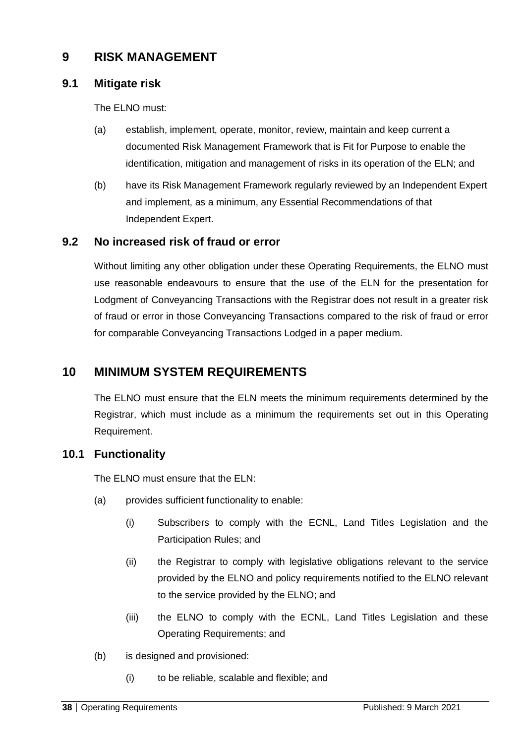# 9 RISK MANAGEMENT

## 9.1 Mitigate risk

The ELNO must:

(a) establish, implement, operate, monitor, review, maintain and keep current a documented Risk Management Framework that is Fit for Purpose to enable the identification, mitigation and management of risks in its operation of the ELN; and

(b) have its Risk Management Framework regularly reviewed by an Independent Expert and implement, as a minimum, any Essential Recommendations of that Independent Expert.

## 9.2 No increased risk of fraud or error

Without limiting any other obligation under these Operating Requirements, the ELNO must use reasonable endeavours to ensure that the use of the ELN for the presentation for Lodgment of Conveyancing Transactions with the Registrar does not result in a greater risk of fraud or error in those Conveyancing Transactions compared to the risk of fraud or error for comparable Conveyancing Transactions Lodged in a paper medium.

# 10 MINIMUM SYSTEM REQUIREMENTS

The ELNO must ensure that the ELN meets the minimum requirements determined by the Registrar, which must include as a minimum the requirements set out in this Operating Requirement.

## 10.1 Functionality

The ELNO must ensure that the ELN:

(a) provides sufficient functionality to enable:

  (i) Subscribers to comply with the ECNL, Land Titles Legislation and the Participation Rules; and

  (ii) the Registrar to comply with legislative obligations relevant to the service provided by the ELNO and policy requirements notified to the ELNO relevant to the service provided by the ELNO; and

  (iii) the ELNO to comply with the ECNL, Land Titles Legislation and these Operating Requirements; and

(b) is designed and provisioned:

  (i) to be reliable, scalable and flexible; and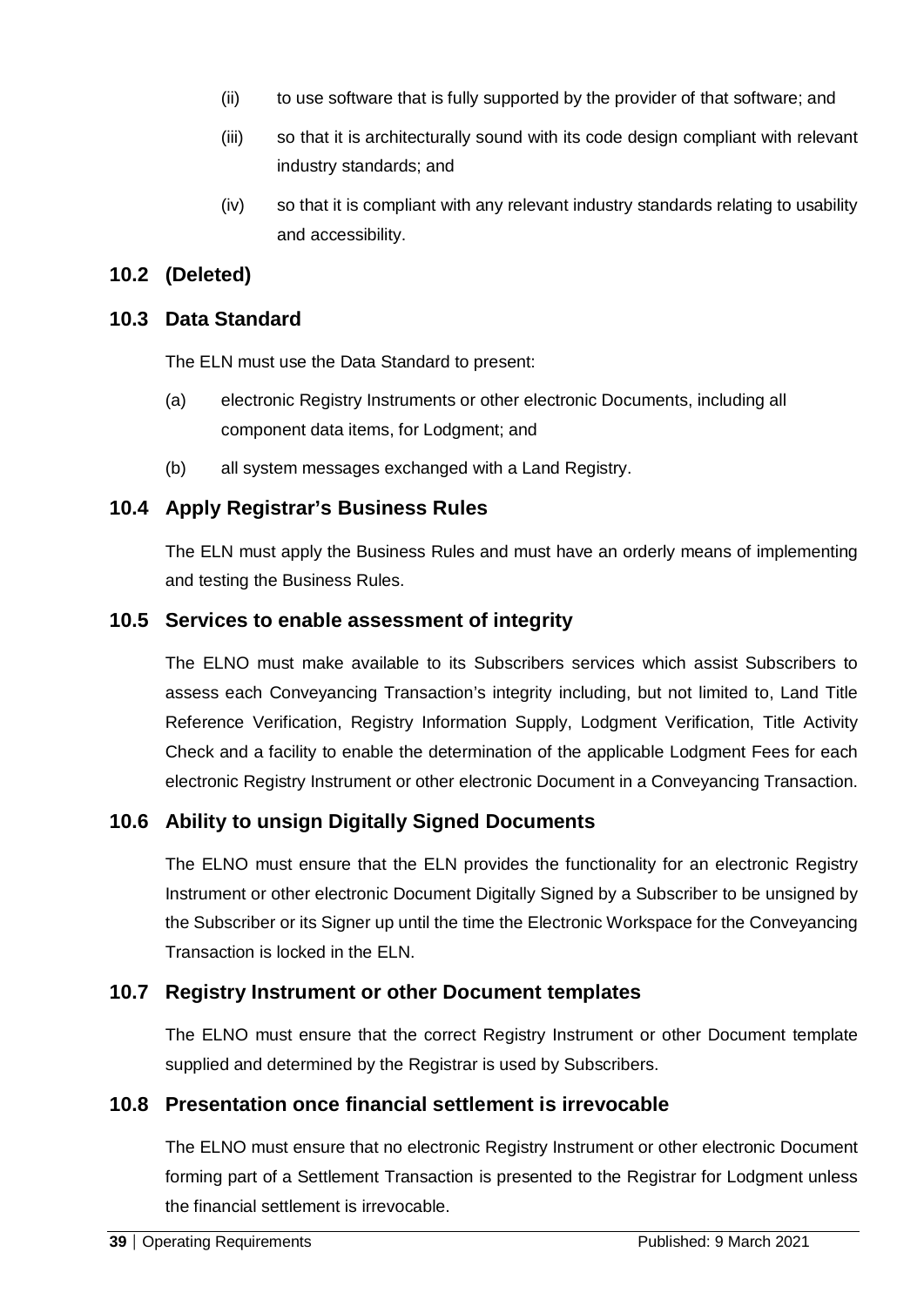(ii) to use software that is fully supported by the provider of that software; and

(iii) so that it is architecturally sound with its code design compliant with relevant industry standards; and

(iv) so that it is compliant with any relevant industry standards relating to usability and accessibility.

## 10.2 (Deleted)

## 10.3 Data Standard

The ELN must use the Data Standard to present:

(a) electronic Registry Instruments or other electronic Documents, including all component data items, for Lodgment; and

(b) all system messages exchanged with a Land Registry.

## 10.4 Apply Registrar's Business Rules

The ELN must apply the Business Rules and must have an orderly means of implementing and testing the Business Rules.

## 10.5 Services to enable assessment of integrity

The ELNO must make available to its Subscribers services which assist Subscribers to assess each Conveyancing Transaction's integrity including, but not limited to, Land Title Reference Verification, Registry Information Supply, Lodgment Verification, Title Activity Check and a facility to enable the determination of the applicable Lodgment Fees for each electronic Registry Instrument or other electronic Document in a Conveyancing Transaction.

## 10.6 Ability to unsign Digitally Signed Documents

The ELNO must ensure that the ELN provides the functionality for an electronic Registry Instrument or other electronic Document Digitally Signed by a Subscriber to be unsigned by the Subscriber or its Signer up until the time the Electronic Workspace for the Conveyancing Transaction is locked in the ELN.

## 10.7 Registry Instrument or other Document templates

The ELNO must ensure that the correct Registry Instrument or other Document template supplied and determined by the Registrar is used by Subscribers.

## 10.8 Presentation once financial settlement is irrevocable

The ELNO must ensure that no electronic Registry Instrument or other electronic Document forming part of a Settlement Transaction is presented to the Registrar for Lodgment unless the financial settlement is irrevocable.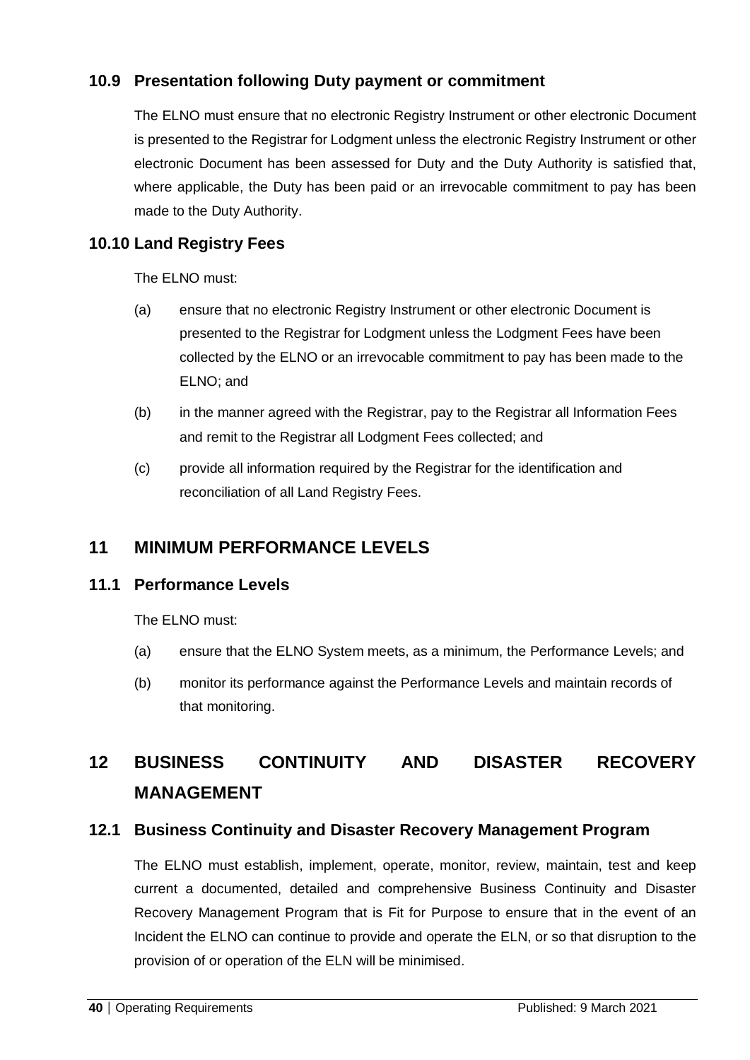### 10.9 Presentation following Duty payment or commitment

The ELNO must ensure that no electronic Registry Instrument or other electronic Document is presented to the Registrar for Lodgment unless the electronic Registry Instrument or other electronic Document has been assessed for Duty and the Duty Authority is satisfied that, where applicable, the Duty has been paid or an irrevocable commitment to pay has been made to the Duty Authority.

### 10.10 Land Registry Fees

The ELNO must:

(a) ensure that no electronic Registry Instrument or other electronic Document is presented to the Registrar for Lodgment unless the Lodgment Fees have been collected by the ELNO or an irrevocable commitment to pay has been made to the ELNO; and

(b) in the manner agreed with the Registrar, pay to the Registrar all Information Fees and remit to the Registrar all Lodgment Fees collected; and

(c) provide all information required by the Registrar for the identification and reconciliation of all Land Registry Fees.

## 11 MINIMUM PERFORMANCE LEVELS

### 11.1 Performance Levels

The ELNO must:

(a) ensure that the ELNO System meets, as a minimum, the Performance Levels; and

(b) monitor its performance against the Performance Levels and maintain records of that monitoring.

## 12 BUSINESS CONTINUITY AND DISASTER RECOVERY MANAGEMENT

### 12.1 Business Continuity and Disaster Recovery Management Program

The ELNO must establish, implement, operate, monitor, review, maintain, test and keep current a documented, detailed and comprehensive Business Continuity and Disaster Recovery Management Program that is Fit for Purpose to ensure that in the event of an Incident the ELNO can continue to provide and operate the ELN, or so that disruption to the provision of or operation of the ELN will be minimised.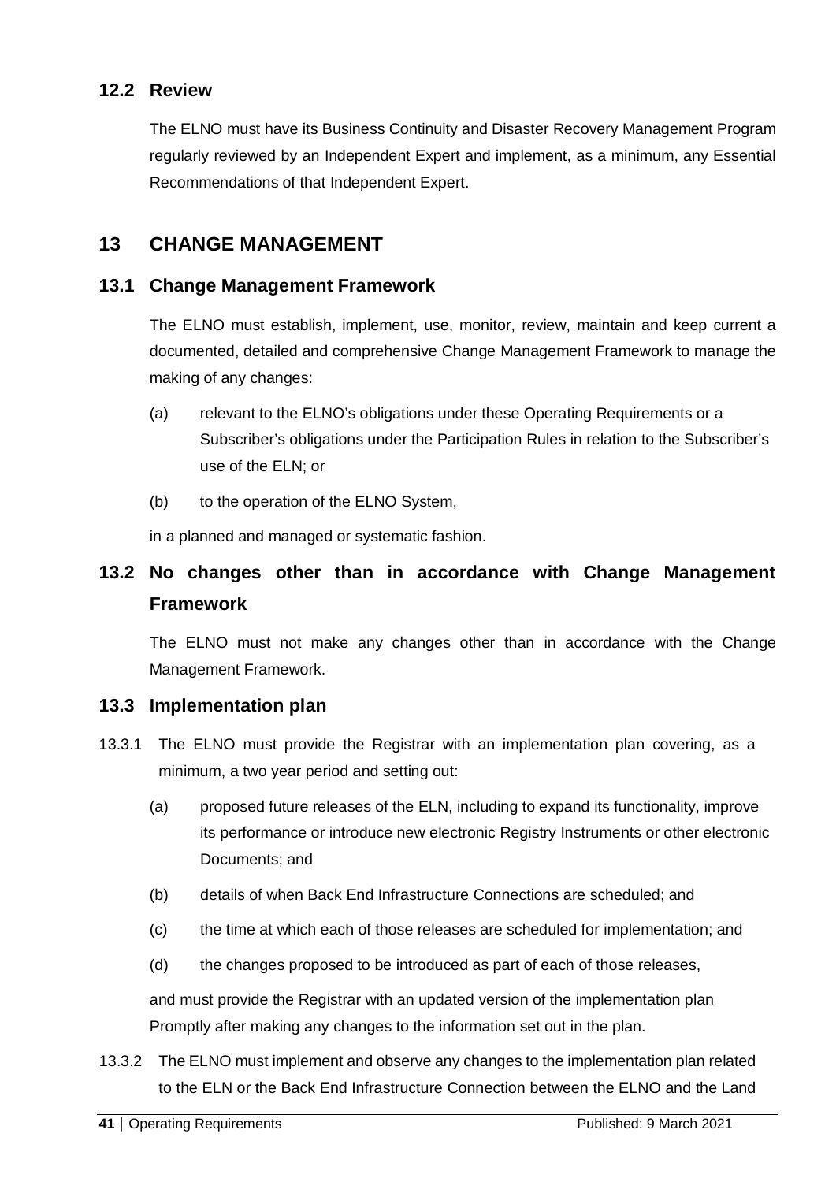### 12.2 Review

The ELNO must have its Business Continuity and Disaster Recovery Management Program regularly reviewed by an Independent Expert and implement, as a minimum, any Essential Recommendations of that Independent Expert.

## 13 CHANGE MANAGEMENT

### 13.1 Change Management Framework

The ELNO must establish, implement, use, monitor, review, maintain and keep current a documented, detailed and comprehensive Change Management Framework to manage the making of any changes:

(a) relevant to the ELNO's obligations under these Operating Requirements or a Subscriber's obligations under the Participation Rules in relation to the Subscriber's use of the ELN; or

(b) to the operation of the ELNO System,

in a planned and managed or systematic fashion.

### 13.2 No changes other than in accordance with Change Management Framework

The ELNO must not make any changes other than in accordance with the Change Management Framework.

### 13.3 Implementation plan

13.3.1 The ELNO must provide the Registrar with an implementation plan covering, as a minimum, a two year period and setting out:

(a) proposed future releases of the ELN, including to expand its functionality, improve its performance or introduce new electronic Registry Instruments or other electronic Documents; and

(b) details of when Back End Infrastructure Connections are scheduled; and

(c) the time at which each of those releases are scheduled for implementation; and

(d) the changes proposed to be introduced as part of each of those releases,

and must provide the Registrar with an updated version of the implementation plan Promptly after making any changes to the information set out in the plan.

13.3.2 The ELNO must implement and observe any changes to the implementation plan related to the ELN or the Back End Infrastructure Connection between the ELNO and the Land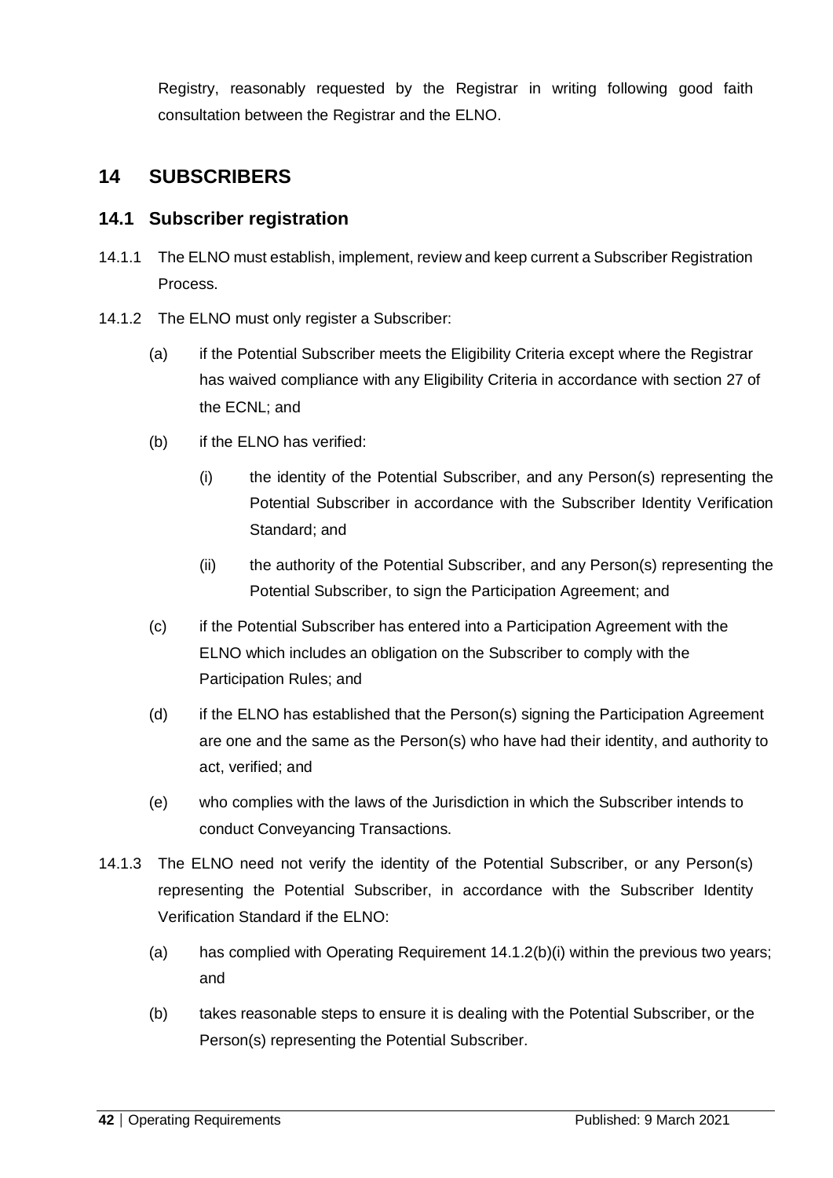Registry, reasonably requested by the Registrar in writing following good faith consultation between the Registrar and the ELNO.

## 14 SUBSCRIBERS

### 14.1 Subscriber registration

14.1.1 The ELNO must establish, implement, review and keep current a Subscriber Registration Process.

14.1.2 The ELNO must only register a Subscriber:

(a) if the Potential Subscriber meets the Eligibility Criteria except where the Registrar has waived compliance with any Eligibility Criteria in accordance with section 27 of the ECNL; and

(b) if the ELNO has verified:

(i) the identity of the Potential Subscriber, and any Person(s) representing the Potential Subscriber in accordance with the Subscriber Identity Verification Standard; and

(ii) the authority of the Potential Subscriber, and any Person(s) representing the Potential Subscriber, to sign the Participation Agreement; and

(c) if the Potential Subscriber has entered into a Participation Agreement with the ELNO which includes an obligation on the Subscriber to comply with the Participation Rules; and

(d) if the ELNO has established that the Person(s) signing the Participation Agreement are one and the same as the Person(s) who have had their identity, and authority to act, verified; and

(e) who complies with the laws of the Jurisdiction in which the Subscriber intends to conduct Conveyancing Transactions.

14.1.3 The ELNO need not verify the identity of the Potential Subscriber, or any Person(s) representing the Potential Subscriber, in accordance with the Subscriber Identity Verification Standard if the ELNO:

(a) has complied with Operating Requirement 14.1.2(b)(i) within the previous two years; and

(b) takes reasonable steps to ensure it is dealing with the Potential Subscriber, or the Person(s) representing the Potential Subscriber.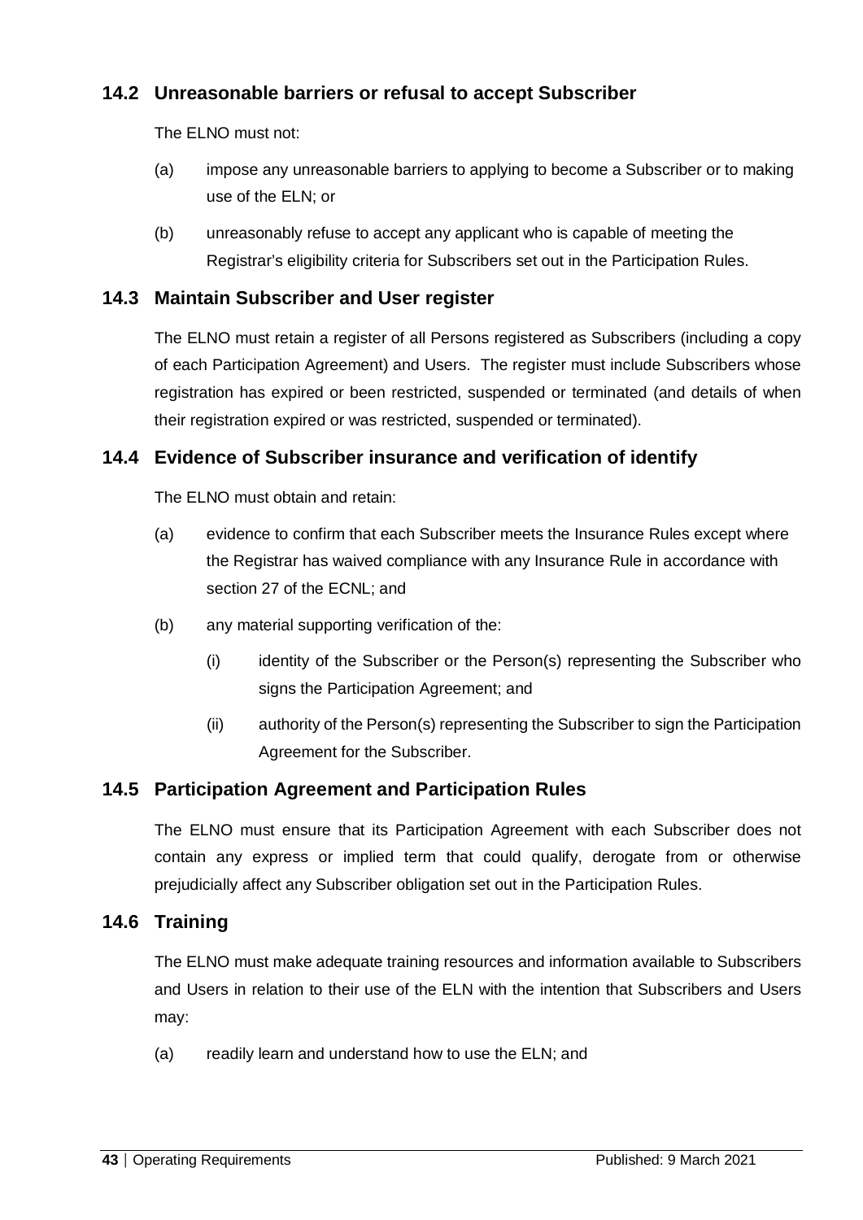## 14.2 Unreasonable barriers or refusal to accept Subscriber

The ELNO must not:

(a) impose any unreasonable barriers to applying to become a Subscriber or to making use of the ELN; or

(b) unreasonably refuse to accept any applicant who is capable of meeting the Registrar's eligibility criteria for Subscribers set out in the Participation Rules.

## 14.3 Maintain Subscriber and User register

The ELNO must retain a register of all Persons registered as Subscribers (including a copy of each Participation Agreement) and Users. The register must include Subscribers whose registration has expired or been restricted, suspended or terminated (and details of when their registration expired or was restricted, suspended or terminated).

## 14.4 Evidence of Subscriber insurance and verification of identify

The ELNO must obtain and retain:

(a) evidence to confirm that each Subscriber meets the Insurance Rules except where the Registrar has waived compliance with any Insurance Rule in accordance with section 27 of the ECNL; and

(b) any material supporting verification of the:

(i) identity of the Subscriber or the Person(s) representing the Subscriber who signs the Participation Agreement; and

(ii) authority of the Person(s) representing the Subscriber to sign the Participation Agreement for the Subscriber.

## 14.5 Participation Agreement and Participation Rules

The ELNO must ensure that its Participation Agreement with each Subscriber does not contain any express or implied term that could qualify, derogate from or otherwise prejudicially affect any Subscriber obligation set out in the Participation Rules.

## 14.6 Training

The ELNO must make adequate training resources and information available to Subscribers and Users in relation to their use of the ELN with the intention that Subscribers and Users may:

(a) readily learn and understand how to use the ELN; and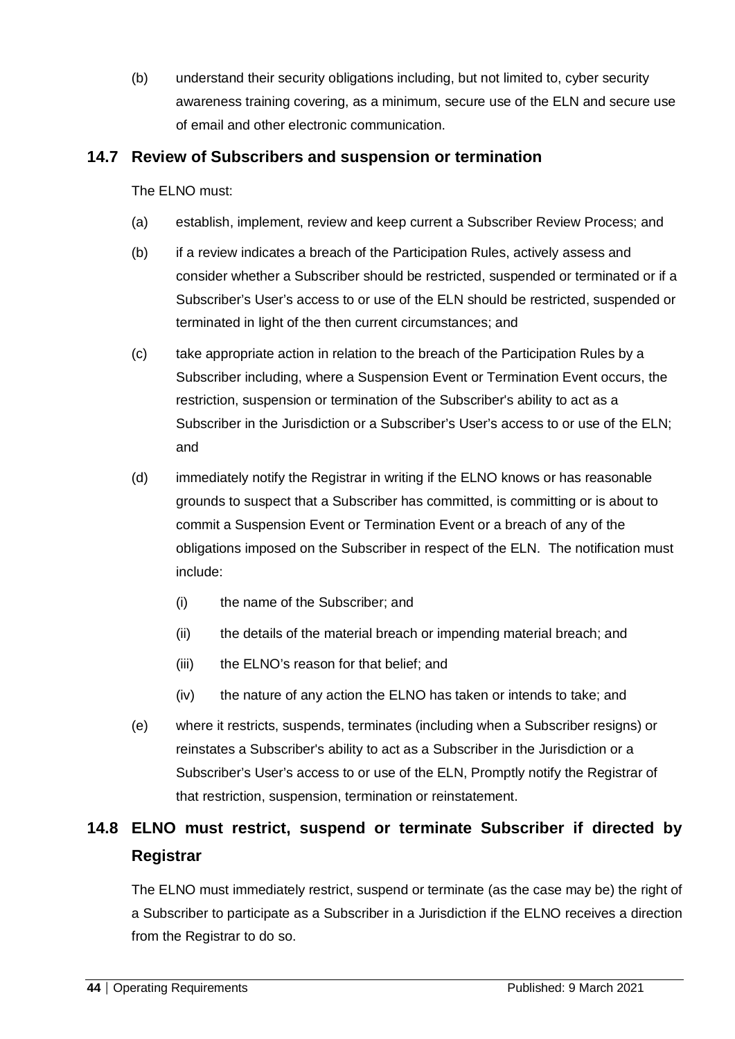(b) understand their security obligations including, but not limited to, cyber security awareness training covering, as a minimum, secure use of the ELN and secure use of email and other electronic communication.

## 14.7 Review of Subscribers and suspension or termination

The ELNO must:

(a) establish, implement, review and keep current a Subscriber Review Process; and

(b) if a review indicates a breach of the Participation Rules, actively assess and consider whether a Subscriber should be restricted, suspended or terminated or if a Subscriber's User's access to or use of the ELN should be restricted, suspended or terminated in light of the then current circumstances; and

(c) take appropriate action in relation to the breach of the Participation Rules by a Subscriber including, where a Suspension Event or Termination Event occurs, the restriction, suspension or termination of the Subscriber's ability to act as a Subscriber in the Jurisdiction or a Subscriber's User's access to or use of the ELN; and

(d) immediately notify the Registrar in writing if the ELNO knows or has reasonable grounds to suspect that a Subscriber has committed, is committing or is about to commit a Suspension Event or Termination Event or a breach of any of the obligations imposed on the Subscriber in respect of the ELN. The notification must include:

    (i) the name of the Subscriber; and

    (ii) the details of the material breach or impending material breach; and

    (iii) the ELNO's reason for that belief; and

    (iv) the nature of any action the ELNO has taken or intends to take; and

(e) where it restricts, suspends, terminates (including when a Subscriber resigns) or reinstates a Subscriber's ability to act as a Subscriber in the Jurisdiction or a Subscriber's User's access to or use of the ELN, Promptly notify the Registrar of that restriction, suspension, termination or reinstatement.

## 14.8 ELNO must restrict, suspend or terminate Subscriber if directed by Registrar

The ELNO must immediately restrict, suspend or terminate (as the case may be) the right of a Subscriber to participate as a Subscriber in a Jurisdiction if the ELNO receives a direction from the Registrar to do so.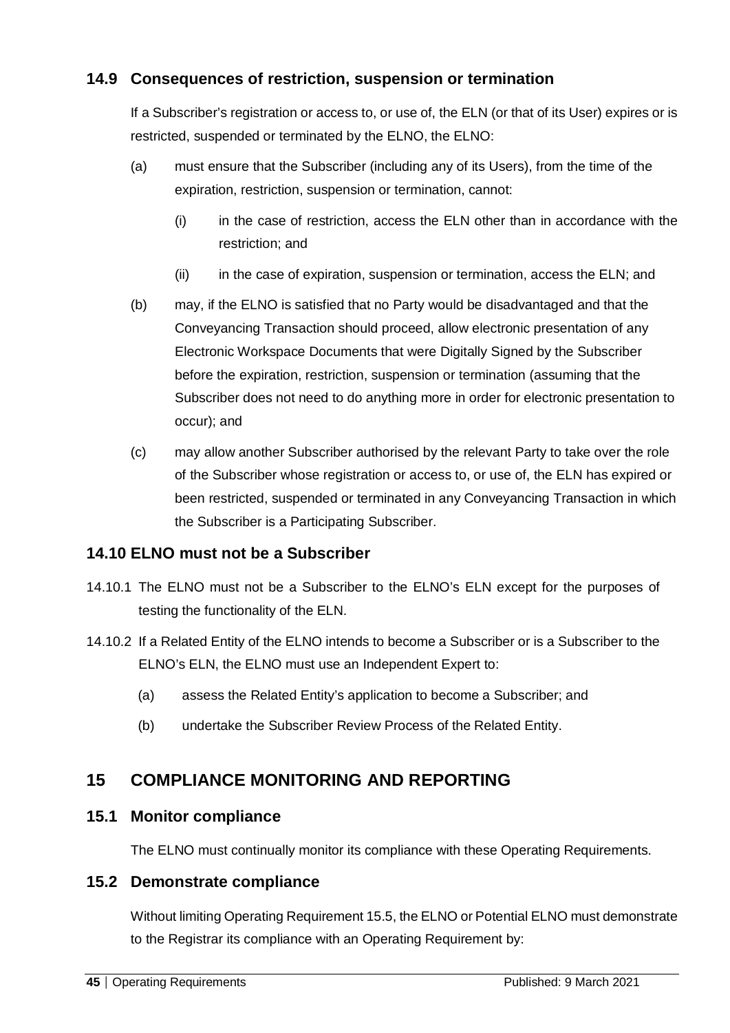### 14.9 Consequences of restriction, suspension or termination

If a Subscriber's registration or access to, or use of, the ELN (or that of its User) expires or is restricted, suspended or terminated by the ELNO, the ELNO:

(a) must ensure that the Subscriber (including any of its Users), from the time of the expiration, restriction, suspension or termination, cannot:

  (i) in the case of restriction, access the ELN other than in accordance with the restriction; and

  (ii) in the case of expiration, suspension or termination, access the ELN; and

(b) may, if the ELNO is satisfied that no Party would be disadvantaged and that the Conveyancing Transaction should proceed, allow electronic presentation of any Electronic Workspace Documents that were Digitally Signed by the Subscriber before the expiration, restriction, suspension or termination (assuming that the Subscriber does not need to do anything more in order for electronic presentation to occur); and

(c) may allow another Subscriber authorised by the relevant Party to take over the role of the Subscriber whose registration or access to, or use of, the ELN has expired or been restricted, suspended or terminated in any Conveyancing Transaction in which the Subscriber is a Participating Subscriber.

### 14.10 ELNO must not be a Subscriber

14.10.1 The ELNO must not be a Subscriber to the ELNO's ELN except for the purposes of testing the functionality of the ELN.

14.10.2 If a Related Entity of the ELNO intends to become a Subscriber or is a Subscriber to the ELNO's ELN, the ELNO must use an Independent Expert to:

  (a) assess the Related Entity's application to become a Subscriber; and

  (b) undertake the Subscriber Review Process of the Related Entity.

## 15 COMPLIANCE MONITORING AND REPORTING

### 15.1 Monitor compliance

The ELNO must continually monitor its compliance with these Operating Requirements.

### 15.2 Demonstrate compliance

Without limiting Operating Requirement 15.5, the ELNO or Potential ELNO must demonstrate to the Registrar its compliance with an Operating Requirement by: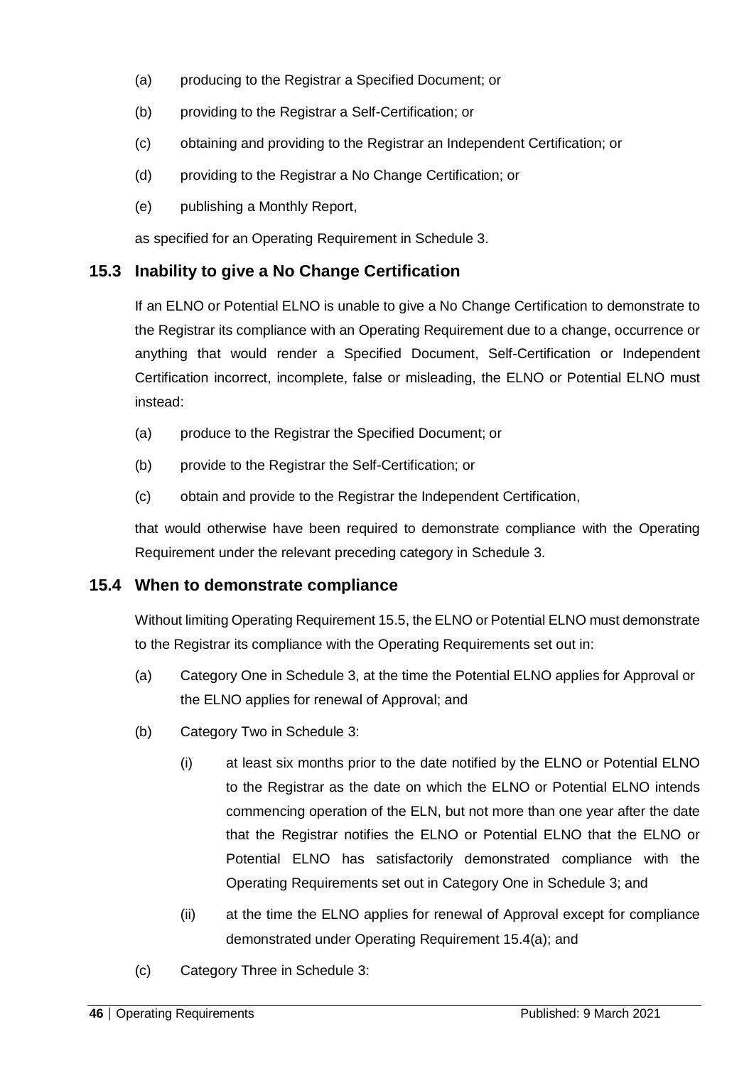(a) producing to the Registrar a Specified Document; or

(b) providing to the Registrar a Self-Certification; or

(c) obtaining and providing to the Registrar an Independent Certification; or

(d) providing to the Registrar a No Change Certification; or

(e) publishing a Monthly Report,

as specified for an Operating Requirement in Schedule 3.

## 15.3 Inability to give a No Change Certification

If an ELNO or Potential ELNO is unable to give a No Change Certification to demonstrate to the Registrar its compliance with an Operating Requirement due to a change, occurrence or anything that would render a Specified Document, Self-Certification or Independent Certification incorrect, incomplete, false or misleading, the ELNO or Potential ELNO must instead:

(a) produce to the Registrar the Specified Document; or

(b) provide to the Registrar the Self-Certification; or

(c) obtain and provide to the Registrar the Independent Certification,

that would otherwise have been required to demonstrate compliance with the Operating Requirement under the relevant preceding category in Schedule 3.

## 15.4 When to demonstrate compliance

Without limiting Operating Requirement 15.5, the ELNO or Potential ELNO must demonstrate to the Registrar its compliance with the Operating Requirements set out in:

(a) Category One in Schedule 3, at the time the Potential ELNO applies for Approval or the ELNO applies for renewal of Approval; and

(b) Category Two in Schedule 3:

 (i) at least six months prior to the date notified by the ELNO or Potential ELNO to the Registrar as the date on which the ELNO or Potential ELNO intends commencing operation of the ELN, but not more than one year after the date that the Registrar notifies the ELNO or Potential ELNO that the ELNO or Potential ELNO has satisfactorily demonstrated compliance with the Operating Requirements set out in Category One in Schedule 3; and

 (ii) at the time the ELNO applies for renewal of Approval except for compliance demonstrated under Operating Requirement 15.4(a); and

(c) Category Three in Schedule 3: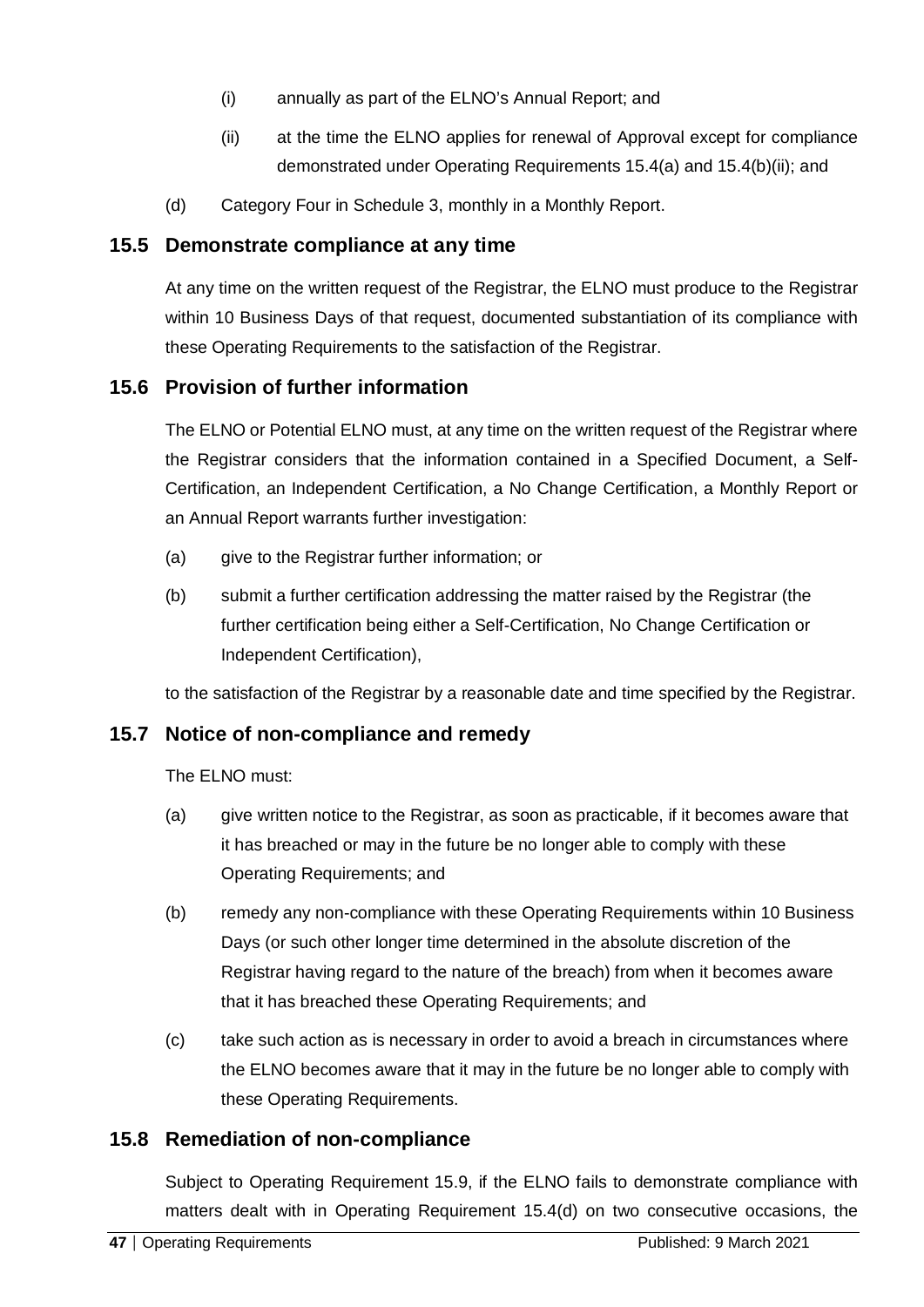(i) annually as part of the ELNO's Annual Report; and

(ii) at the time the ELNO applies for renewal of Approval except for compliance demonstrated under Operating Requirements 15.4(a) and 15.4(b)(ii); and

(d) Category Four in Schedule 3, monthly in a Monthly Report.

## 15.5 Demonstrate compliance at any time

At any time on the written request of the Registrar, the ELNO must produce to the Registrar within 10 Business Days of that request, documented substantiation of its compliance with these Operating Requirements to the satisfaction of the Registrar.

## 15.6 Provision of further information

The ELNO or Potential ELNO must, at any time on the written request of the Registrar where the Registrar considers that the information contained in a Specified Document, a Self-Certification, an Independent Certification, a No Change Certification, a Monthly Report or an Annual Report warrants further investigation:

(a) give to the Registrar further information; or

(b) submit a further certification addressing the matter raised by the Registrar (the further certification being either a Self-Certification, No Change Certification or Independent Certification),

to the satisfaction of the Registrar by a reasonable date and time specified by the Registrar.

## 15.7 Notice of non-compliance and remedy

The ELNO must:

(a) give written notice to the Registrar, as soon as practicable, if it becomes aware that it has breached or may in the future be no longer able to comply with these Operating Requirements; and

(b) remedy any non-compliance with these Operating Requirements within 10 Business Days (or such other longer time determined in the absolute discretion of the Registrar having regard to the nature of the breach) from when it becomes aware that it has breached these Operating Requirements; and

(c) take such action as is necessary in order to avoid a breach in circumstances where the ELNO becomes aware that it may in the future be no longer able to comply with these Operating Requirements.

## 15.8 Remediation of non-compliance

Subject to Operating Requirement 15.9, if the ELNO fails to demonstrate compliance with matters dealt with in Operating Requirement 15.4(d) on two consecutive occasions, the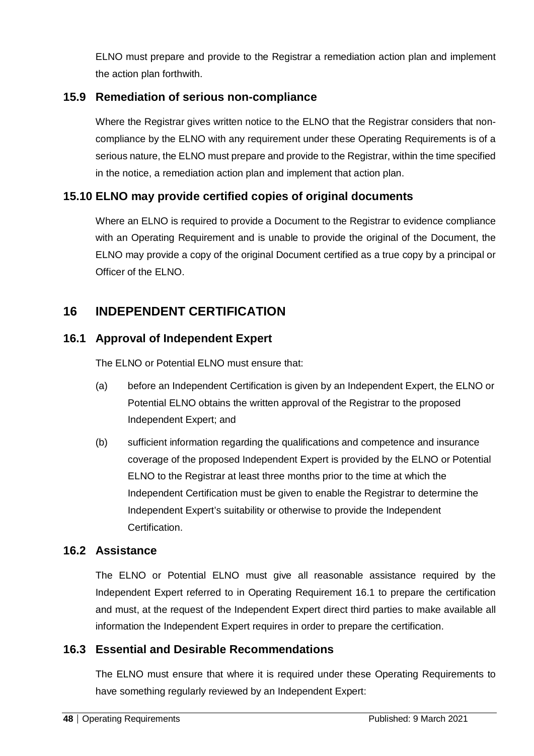ELNO must prepare and provide to the Registrar a remediation action plan and implement the action plan forthwith.

### 15.9 Remediation of serious non-compliance

Where the Registrar gives written notice to the ELNO that the Registrar considers that non-compliance by the ELNO with any requirement under these Operating Requirements is of a serious nature, the ELNO must prepare and provide to the Registrar, within the time specified in the notice, a remediation action plan and implement that action plan.

### 15.10 ELNO may provide certified copies of original documents

Where an ELNO is required to provide a Document to the Registrar to evidence compliance with an Operating Requirement and is unable to provide the original of the Document, the ELNO may provide a copy of the original Document certified as a true copy by a principal or Officer of the ELNO.

## 16 INDEPENDENT CERTIFICATION

### 16.1 Approval of Independent Expert

The ELNO or Potential ELNO must ensure that:

(a) before an Independent Certification is given by an Independent Expert, the ELNO or Potential ELNO obtains the written approval of the Registrar to the proposed Independent Expert; and

(b) sufficient information regarding the qualifications and competence and insurance coverage of the proposed Independent Expert is provided by the ELNO or Potential ELNO to the Registrar at least three months prior to the time at which the Independent Certification must be given to enable the Registrar to determine the Independent Expert's suitability or otherwise to provide the Independent Certification.

### 16.2 Assistance

The ELNO or Potential ELNO must give all reasonable assistance required by the Independent Expert referred to in Operating Requirement 16.1 to prepare the certification and must, at the request of the Independent Expert direct third parties to make available all information the Independent Expert requires in order to prepare the certification.

### 16.3 Essential and Desirable Recommendations

The ELNO must ensure that where it is required under these Operating Requirements to have something regularly reviewed by an Independent Expert: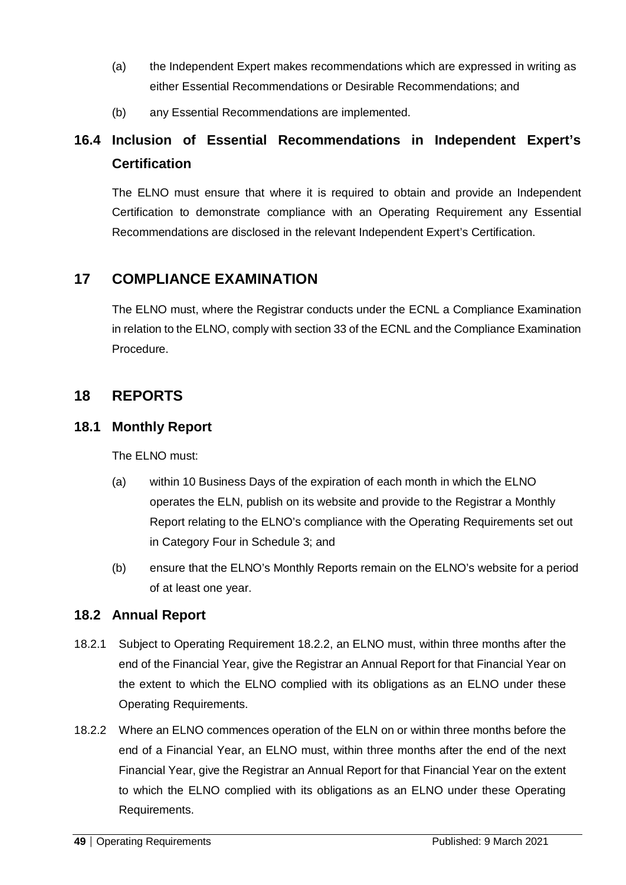(a) the Independent Expert makes recommendations which are expressed in writing as either Essential Recommendations or Desirable Recommendations; and

(b) any Essential Recommendations are implemented.

## 16.4 Inclusion of Essential Recommendations in Independent Expert's Certification

The ELNO must ensure that where it is required to obtain and provide an Independent Certification to demonstrate compliance with an Operating Requirement any Essential Recommendations are disclosed in the relevant Independent Expert's Certification.

# 17 COMPLIANCE EXAMINATION

The ELNO must, where the Registrar conducts under the ECNL a Compliance Examination in relation to the ELNO, comply with section 33 of the ECNL and the Compliance Examination Procedure.

# 18 REPORTS

## 18.1 Monthly Report

The ELNO must:

(a) within 10 Business Days of the expiration of each month in which the ELNO operates the ELN, publish on its website and provide to the Registrar a Monthly Report relating to the ELNO's compliance with the Operating Requirements set out in Category Four in Schedule 3; and

(b) ensure that the ELNO's Monthly Reports remain on the ELNO's website for a period of at least one year.

## 18.2 Annual Report

18.2.1 Subject to Operating Requirement 18.2.2, an ELNO must, within three months after the end of the Financial Year, give the Registrar an Annual Report for that Financial Year on the extent to which the ELNO complied with its obligations as an ELNO under these Operating Requirements.

18.2.2 Where an ELNO commences operation of the ELN on or within three months before the end of a Financial Year, an ELNO must, within three months after the end of the next Financial Year, give the Registrar an Annual Report for that Financial Year on the extent to which the ELNO complied with its obligations as an ELNO under these Operating Requirements.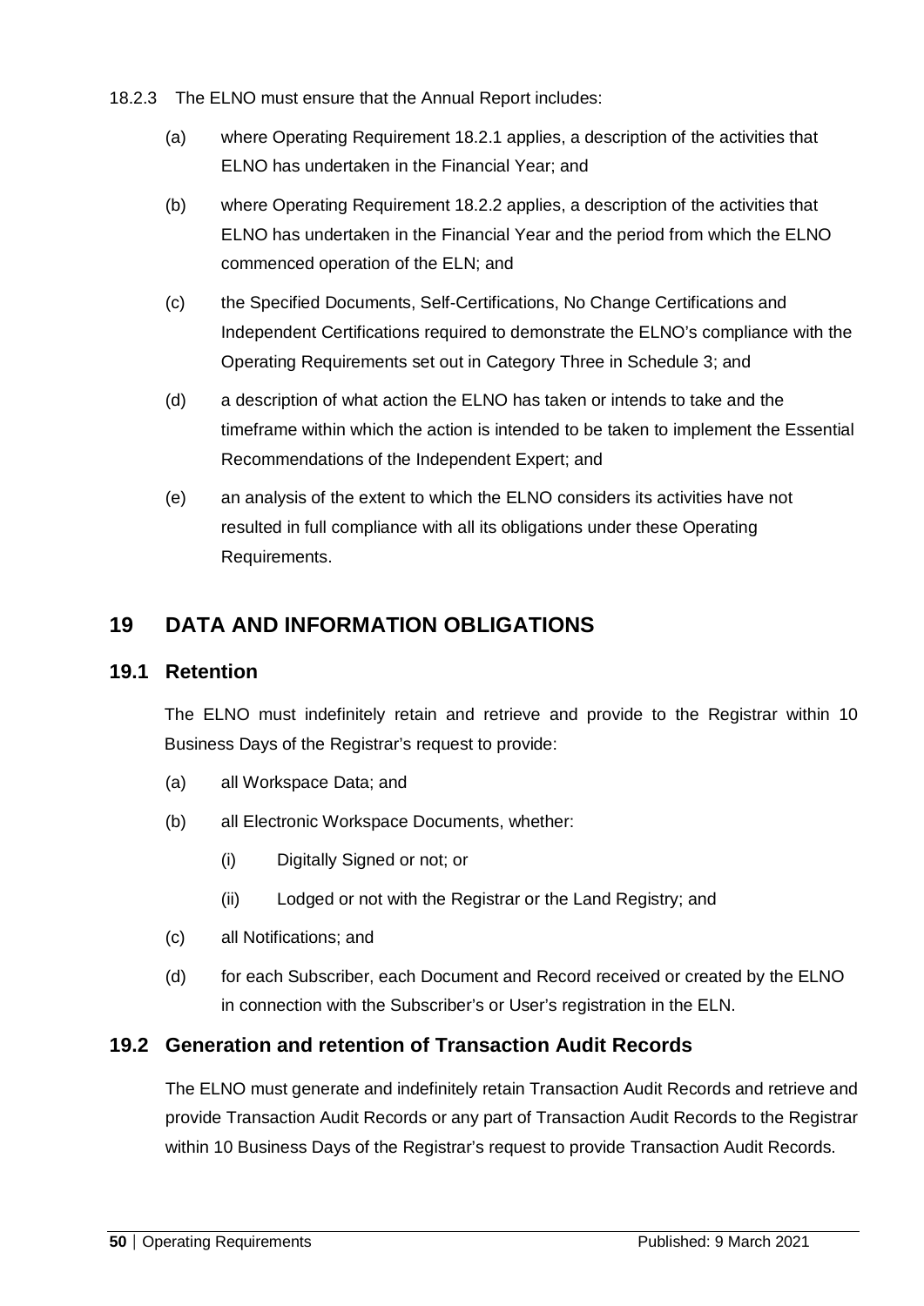18.2.3 The ELNO must ensure that the Annual Report includes:

(a) where Operating Requirement 18.2.1 applies, a description of the activities that ELNO has undertaken in the Financial Year; and

(b) where Operating Requirement 18.2.2 applies, a description of the activities that ELNO has undertaken in the Financial Year and the period from which the ELNO commenced operation of the ELN; and

(c) the Specified Documents, Self-Certifications, No Change Certifications and Independent Certifications required to demonstrate the ELNO's compliance with the Operating Requirements set out in Category Three in Schedule 3; and

(d) a description of what action the ELNO has taken or intends to take and the timeframe within which the action is intended to be taken to implement the Essential Recommendations of the Independent Expert; and

(e) an analysis of the extent to which the ELNO considers its activities have not resulted in full compliance with all its obligations under these Operating Requirements.

# 19 DATA AND INFORMATION OBLIGATIONS

## 19.1 Retention

The ELNO must indefinitely retain and retrieve and provide to the Registrar within 10 Business Days of the Registrar's request to provide:

(a) all Workspace Data; and

(b) all Electronic Workspace Documents, whether:

  (i) Digitally Signed or not; or

  (ii) Lodged or not with the Registrar or the Land Registry; and

(c) all Notifications; and

(d) for each Subscriber, each Document and Record received or created by the ELNO in connection with the Subscriber's or User's registration in the ELN.

## 19.2 Generation and retention of Transaction Audit Records

The ELNO must generate and indefinitely retain Transaction Audit Records and retrieve and provide Transaction Audit Records or any part of Transaction Audit Records to the Registrar within 10 Business Days of the Registrar's request to provide Transaction Audit Records.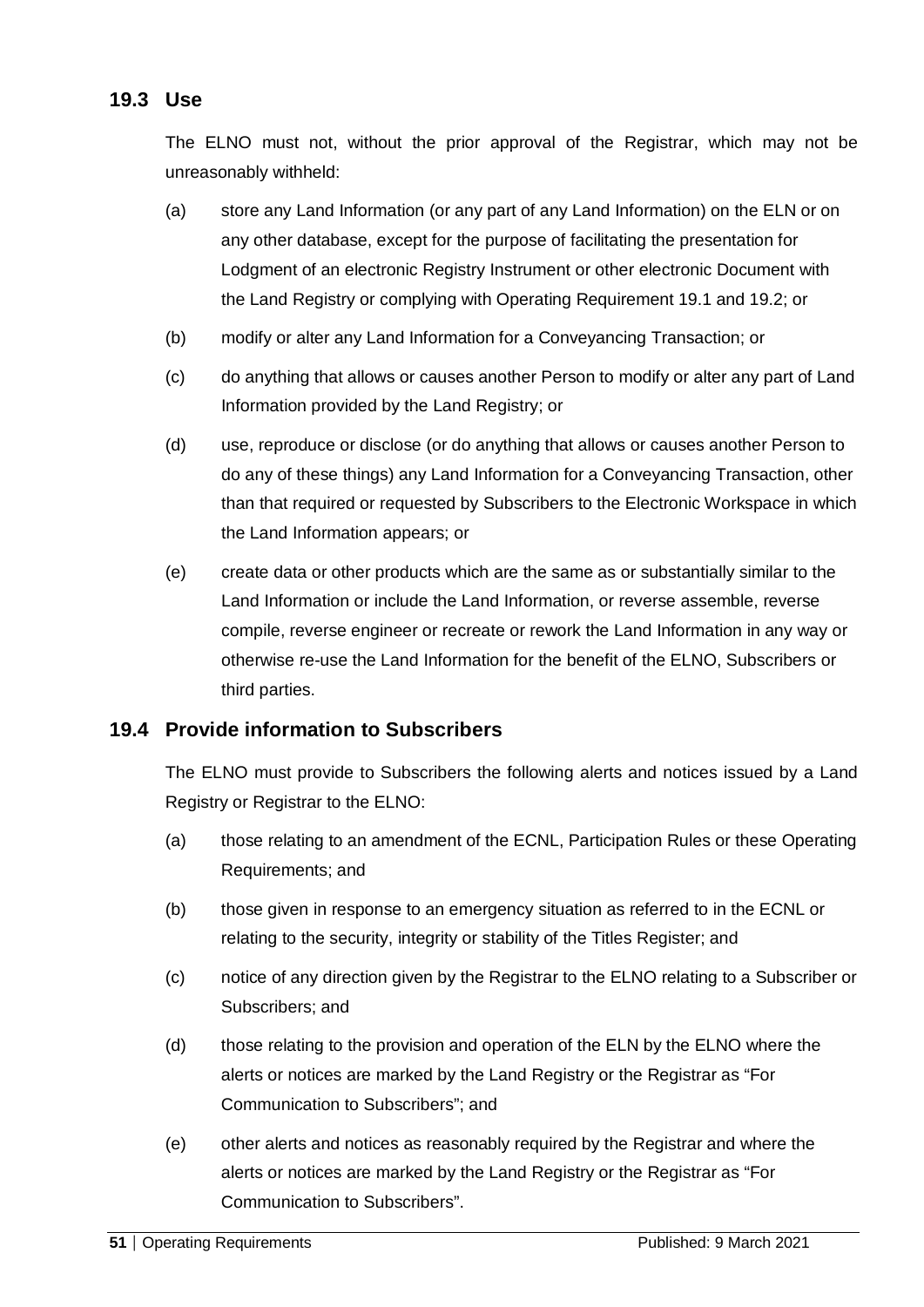## 19.3 Use

The ELNO must not, without the prior approval of the Registrar, which may not be unreasonably withheld:

(a) store any Land Information (or any part of any Land Information) on the ELN or on any other database, except for the purpose of facilitating the presentation for Lodgment of an electronic Registry Instrument or other electronic Document with the Land Registry or complying with Operating Requirement 19.1 and 19.2; or

(b) modify or alter any Land Information for a Conveyancing Transaction; or

(c) do anything that allows or causes another Person to modify or alter any part of Land Information provided by the Land Registry; or

(d) use, reproduce or disclose (or do anything that allows or causes another Person to do any of these things) any Land Information for a Conveyancing Transaction, other than that required or requested by Subscribers to the Electronic Workspace in which the Land Information appears; or

(e) create data or other products which are the same as or substantially similar to the Land Information or include the Land Information, or reverse assemble, reverse compile, reverse engineer or recreate or rework the Land Information in any way or otherwise re-use the Land Information for the benefit of the ELNO, Subscribers or third parties.

## 19.4 Provide information to Subscribers

The ELNO must provide to Subscribers the following alerts and notices issued by a Land Registry or Registrar to the ELNO:

(a) those relating to an amendment of the ECNL, Participation Rules or these Operating Requirements; and

(b) those given in response to an emergency situation as referred to in the ECNL or relating to the security, integrity or stability of the Titles Register; and

(c) notice of any direction given by the Registrar to the ELNO relating to a Subscriber or Subscribers; and

(d) those relating to the provision and operation of the ELN by the ELNO where the alerts or notices are marked by the Land Registry or the Registrar as “For Communication to Subscribers”; and

(e) other alerts and notices as reasonably required by the Registrar and where the alerts or notices are marked by the Land Registry or the Registrar as “For Communication to Subscribers”.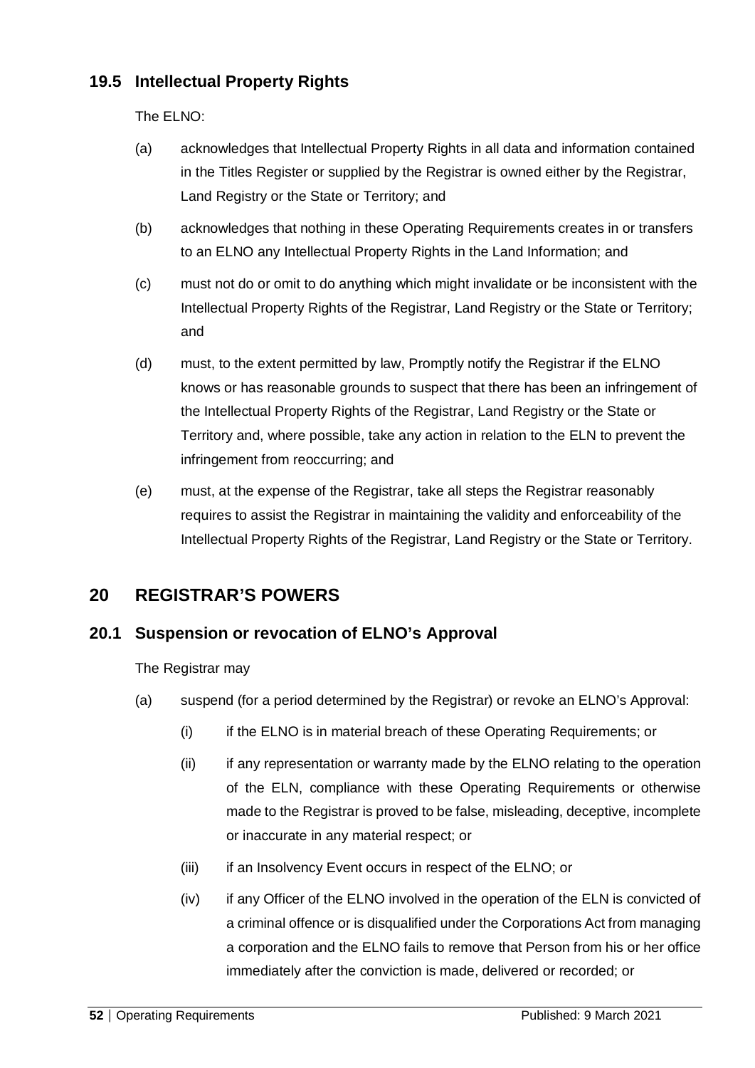## 19.5 Intellectual Property Rights

The ELNO:

(a) acknowledges that Intellectual Property Rights in all data and information contained in the Titles Register or supplied by the Registrar is owned either by the Registrar, Land Registry or the State or Territory; and

(b) acknowledges that nothing in these Operating Requirements creates in or transfers to an ELNO any Intellectual Property Rights in the Land Information; and

(c) must not do or omit to do anything which might invalidate or be inconsistent with the Intellectual Property Rights of the Registrar, Land Registry or the State or Territory; and

(d) must, to the extent permitted by law, Promptly notify the Registrar if the ELNO knows or has reasonable grounds to suspect that there has been an infringement of the Intellectual Property Rights of the Registrar, Land Registry or the State or Territory and, where possible, take any action in relation to the ELN to prevent the infringement from reoccurring; and

(e) must, at the expense of the Registrar, take all steps the Registrar reasonably requires to assist the Registrar in maintaining the validity and enforceability of the Intellectual Property Rights of the Registrar, Land Registry or the State or Territory.

# 20 REGISTRAR'S POWERS

## 20.1 Suspension or revocation of ELNO's Approval

The Registrar may

(a) suspend (for a period determined by the Registrar) or revoke an ELNO's Approval:

   (i) if the ELNO is in material breach of these Operating Requirements; or

   (ii) if any representation or warranty made by the ELNO relating to the operation of the ELN, compliance with these Operating Requirements or otherwise made to the Registrar is proved to be false, misleading, deceptive, incomplete or inaccurate in any material respect; or

   (iii) if an Insolvency Event occurs in respect of the ELNO; or

   (iv) if any Officer of the ELNO involved in the operation of the ELN is convicted of a criminal offence or is disqualified under the Corporations Act from managing a corporation and the ELNO fails to remove that Person from his or her office immediately after the conviction is made, delivered or recorded; or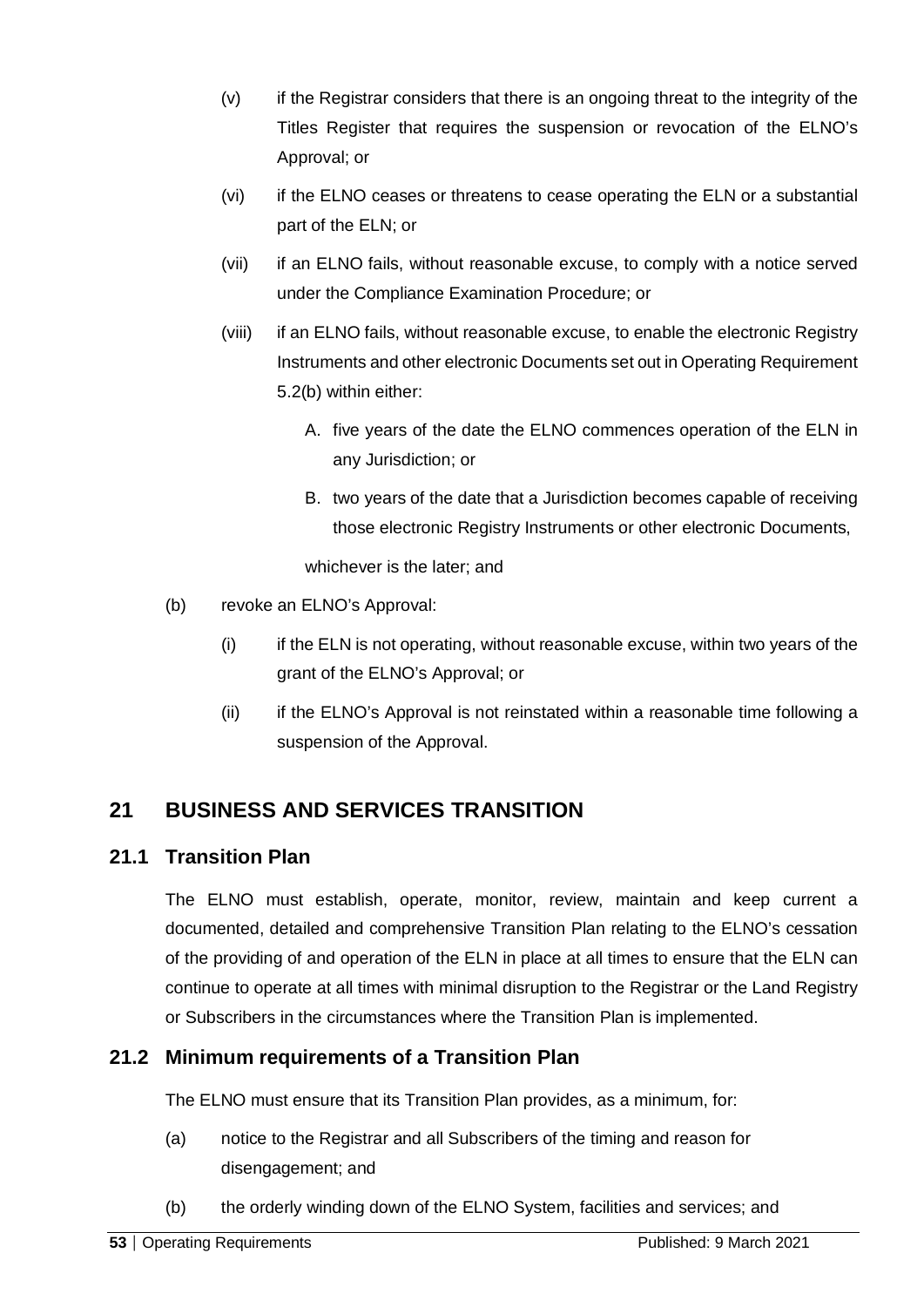(v) if the Registrar considers that there is an ongoing threat to the integrity of the Titles Register that requires the suspension or revocation of the ELNO's Approval; or

(vi) if the ELNO ceases or threatens to cease operating the ELN or a substantial part of the ELN; or

(vii) if an ELNO fails, without reasonable excuse, to comply with a notice served under the Compliance Examination Procedure; or

(viii) if an ELNO fails, without reasonable excuse, to enable the electronic Registry Instruments and other electronic Documents set out in Operating Requirement 5.2(b) within either:

A. five years of the date the ELNO commences operation of the ELN in any Jurisdiction; or

B. two years of the date that a Jurisdiction becomes capable of receiving those electronic Registry Instruments or other electronic Documents,

whichever is the later; and

(b) revoke an ELNO's Approval:

(i) if the ELN is not operating, without reasonable excuse, within two years of the grant of the ELNO's Approval; or

(ii) if the ELNO's Approval is not reinstated within a reasonable time following a suspension of the Approval.

## 21 BUSINESS AND SERVICES TRANSITION

### 21.1 Transition Plan

The ELNO must establish, operate, monitor, review, maintain and keep current a documented, detailed and comprehensive Transition Plan relating to the ELNO's cessation of the providing of and operation of the ELN in place at all times to ensure that the ELN can continue to operate at all times with minimal disruption to the Registrar or the Land Registry or Subscribers in the circumstances where the Transition Plan is implemented.

### 21.2 Minimum requirements of a Transition Plan

The ELNO must ensure that its Transition Plan provides, as a minimum, for:

(a) notice to the Registrar and all Subscribers of the timing and reason for disengagement; and

(b) the orderly winding down of the ELNO System, facilities and services; and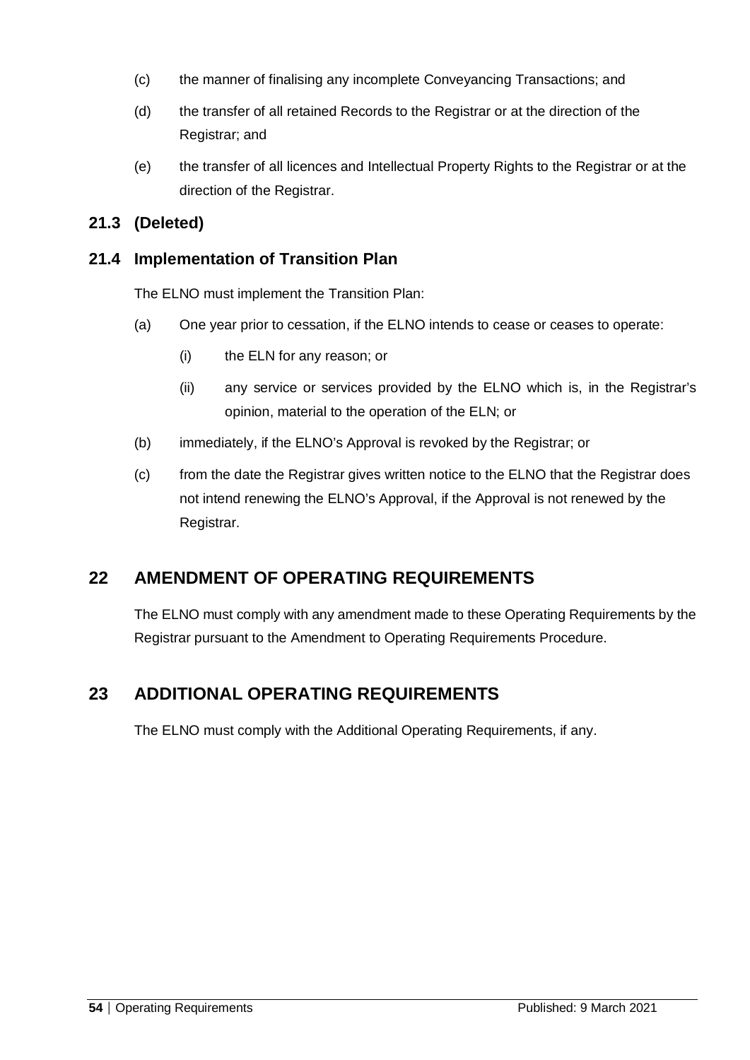(c) the manner of finalising any incomplete Conveyancing Transactions; and

(d) the transfer of all retained Records to the Registrar or at the direction of the Registrar; and

(e) the transfer of all licences and Intellectual Property Rights to the Registrar or at the direction of the Registrar.

### 21.3 (Deleted)

### 21.4 Implementation of Transition Plan

The ELNO must implement the Transition Plan:

(a) One year prior to cessation, if the ELNO intends to cease or ceases to operate:

  (i) the ELN for any reason; or

  (ii) any service or services provided by the ELNO which is, in the Registrar's opinion, material to the operation of the ELN; or

(b) immediately, if the ELNO's Approval is revoked by the Registrar; or

(c) from the date the Registrar gives written notice to the ELNO that the Registrar does not intend renewing the ELNO's Approval, if the Approval is not renewed by the Registrar.

## 22 AMENDMENT OF OPERATING REQUIREMENTS

The ELNO must comply with any amendment made to these Operating Requirements by the Registrar pursuant to the Amendment to Operating Requirements Procedure.

## 23 ADDITIONAL OPERATING REQUIREMENTS

The ELNO must comply with the Additional Operating Requirements, if any.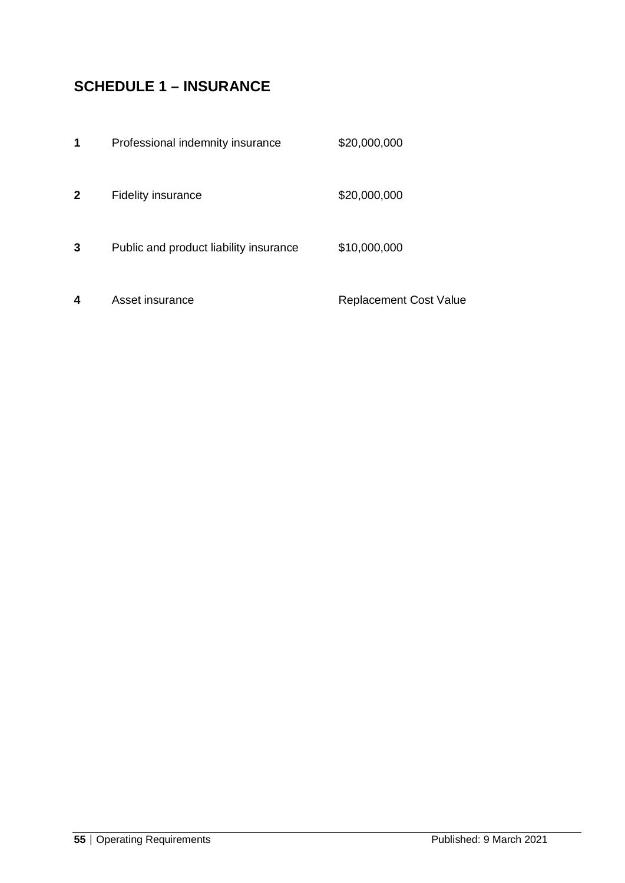## SCHEDULE 1 – INSURANCE

| | | |
|---|---|---|
| **1** | Professional indemnity insurance | \$20,000,000 |
| **2** | Fidelity insurance | \$20,000,000 |
| **3** | Public and product liability insurance | \$10,000,000 |
| **4** | Asset insurance | Replacement Cost Value |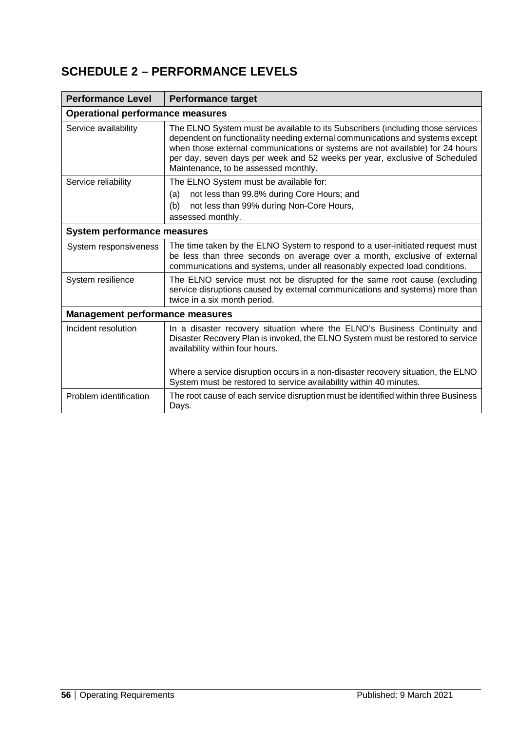## SCHEDULE 2 – PERFORMANCE LEVELS

| Performance Level | Performance target |
|---|---|
| **Operational performance measures** | |
| Service availability | The ELNO System must be available to its Subscribers (including those services dependent on functionality needing external communications and systems except when those external communications or systems are not available) for 24 hours per day, seven days per week and 52 weeks per year, exclusive of Scheduled Maintenance, to be assessed monthly. |
| Service reliability | The ELNO System must be available for:<br>(a) not less than 99.8% during Core Hours; and<br>(b) not less than 99% during Non-Core Hours,<br>assessed monthly. |
| **System performance measures** | |
| System responsiveness | The time taken by the ELNO System to respond to a user-initiated request must be less than three seconds on average over a month, exclusive of external communications and systems, under all reasonably expected load conditions. |
| System resilience | The ELNO service must not be disrupted for the same root cause (excluding service disruptions caused by external communications and systems) more than twice in a six month period. |
| **Management performance measures** | |
| Incident resolution | In a disaster recovery situation where the ELNO's Business Continuity and Disaster Recovery Plan is invoked, the ELNO System must be restored to service availability within four hours.<br><br>Where a service disruption occurs in a non-disaster recovery situation, the ELNO System must be restored to service availability within 40 minutes. |
| Problem identification | The root cause of each service disruption must be identified within three Business Days. |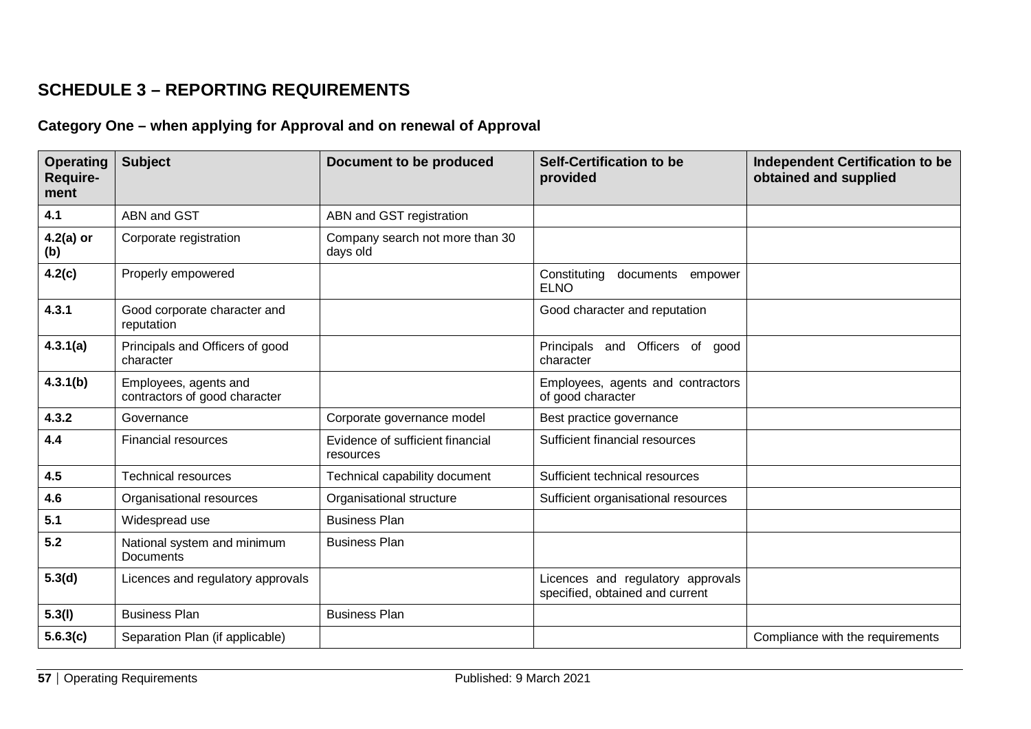## SCHEDULE 3 – REPORTING REQUIREMENTS

### Category One – when applying for Approval and on renewal of Approval

| Operating Require-ment | Subject | Document to be produced | Self-Certification to be provided | Independent Certification to be obtained and supplied |
|---|---|---|---|---|
| **4.1** | ABN and GST | ABN and GST registration | | |
| **4.2(a) or (b)** | Corporate registration | Company search not more than 30 days old | | |
| **4.2(c)** | Properly empowered | | Constituting documents empower ELNO | |
| **4.3.1** | Good corporate character and reputation | | Good character and reputation | |
| **4.3.1(a)** | Principals and Officers of good character | | Principals and Officers of good character | |
| **4.3.1(b)** | Employees, agents and contractors of good character | | Employees, agents and contractors of good character | |
| **4.3.2** | Governance | Corporate governance model | Best practice governance | |
| **4.4** | Financial resources | Evidence of sufficient financial resources | Sufficient financial resources | |
| **4.5** | Technical resources | Technical capability document | Sufficient technical resources | |
| **4.6** | Organisational resources | Organisational structure | Sufficient organisational resources | |
| **5.1** | Widespread use | Business Plan | | |
| **5.2** | National system and minimum Documents | Business Plan | | |
| **5.3(d)** | Licences and regulatory approvals | | Licences and regulatory approvals specified, obtained and current | |
| **5.3(l)** | Business Plan | Business Plan | | |
| **5.6.3(c)** | Separation Plan (if applicable) | | | Compliance with the requirements |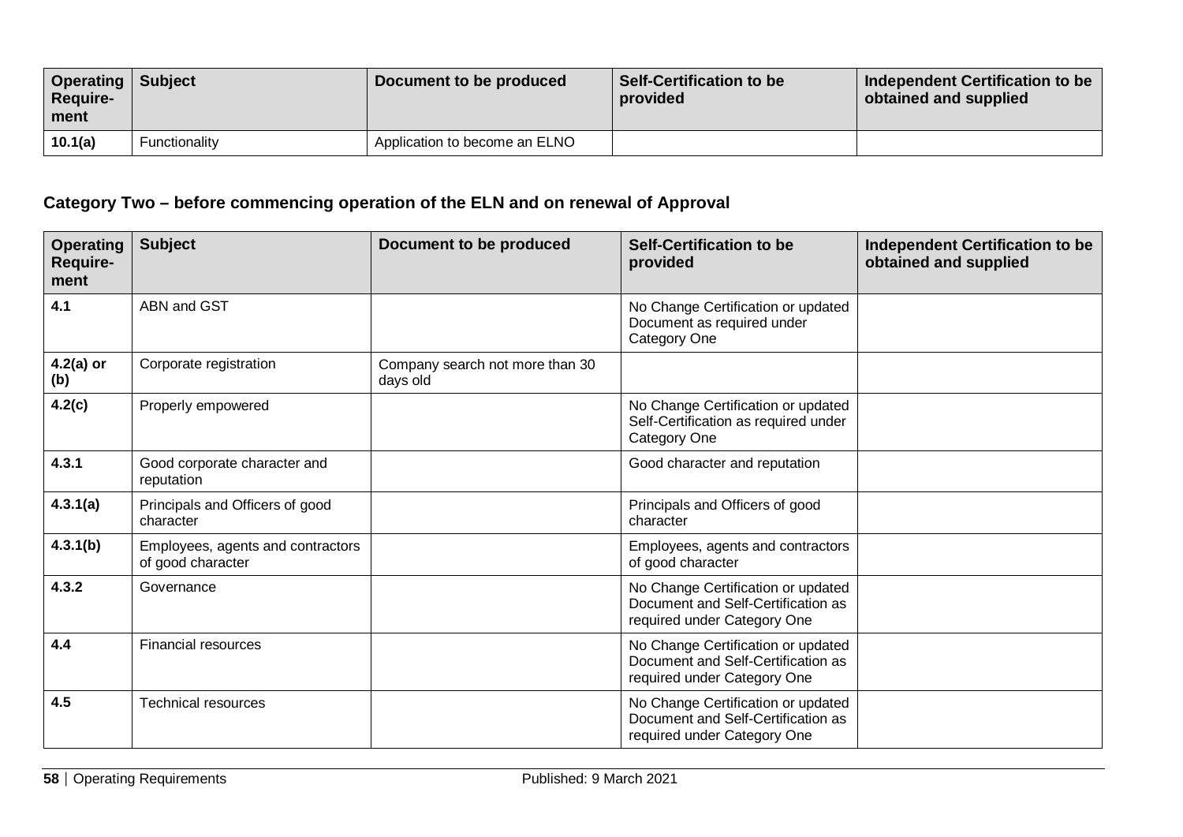| Operating Require-ment | Subject | Document to be produced | Self-Certification to be provided | Independent Certification to be obtained and supplied |
|---|---|---|---|---|
| **10.1(a)** | Functionality | Application to become an ELNO | | |

### Category Two – before commencing operation of the ELN and on renewal of Approval

| Operating Require-ment | Subject | Document to be produced | Self-Certification to be provided | Independent Certification to be obtained and supplied |
|---|---|---|---|---|
| **4.1** | ABN and GST | | No Change Certification or updated Document as required under Category One | |
| **4.2(a) or (b)** | Corporate registration | Company search not more than 30 days old | | |
| **4.2(c)** | Properly empowered | | No Change Certification or updated Self-Certification as required under Category One | |
| **4.3.1** | Good corporate character and reputation | | Good character and reputation | |
| **4.3.1(a)** | Principals and Officers of good character | | Principals and Officers of good character | |
| **4.3.1(b)** | Employees, agents and contractors of good character | | Employees, agents and contractors of good character | |
| **4.3.2** | Governance | | No Change Certification or updated Document and Self-Certification as required under Category One | |
| **4.4** | Financial resources | | No Change Certification or updated Document and Self-Certification as required under Category One | |
| **4.5** | Technical resources | | No Change Certification or updated Document and Self-Certification as required under Category One | |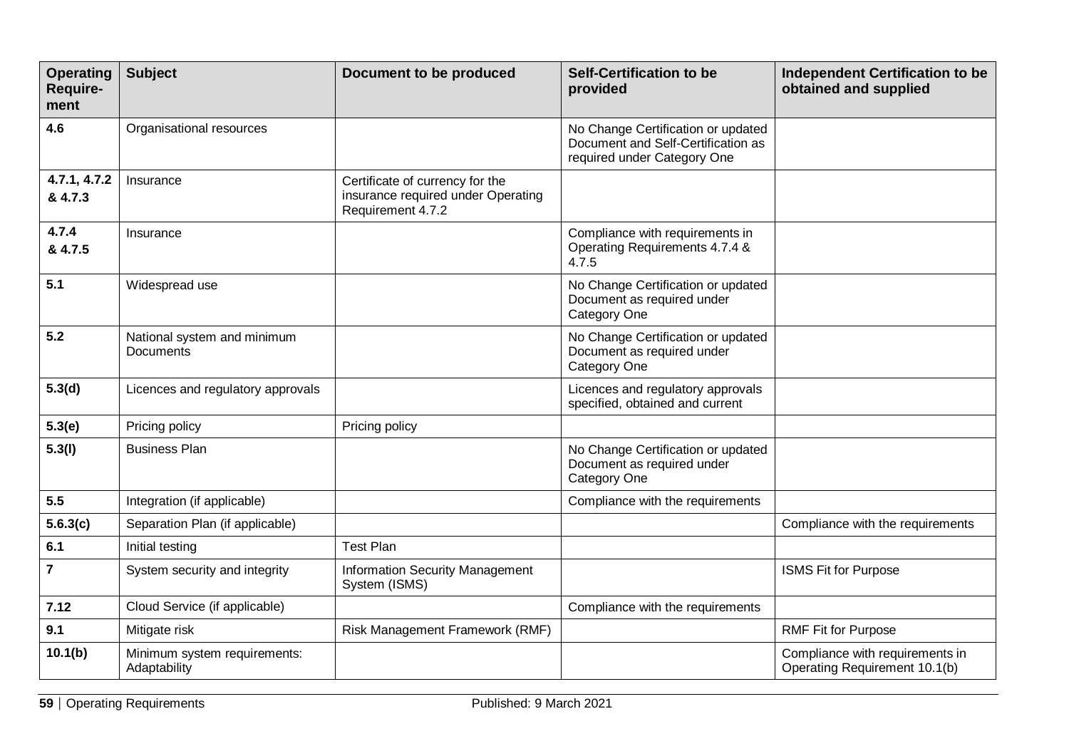| Operating Require-ment | Subject | Document to be produced | Self-Certification to be provided | Independent Certification to be obtained and supplied |
|---|---|---|---|---|
| **4.6** | Organisational resources | | No Change Certification or updated Document and Self-Certification as required under Category One | |
| **4.7.1, 4.7.2 & 4.7.3** | Insurance | Certificate of currency for the insurance required under Operating Requirement 4.7.2 | | |
| **4.7.4 & 4.7.5** | Insurance | | Compliance with requirements in Operating Requirements 4.7.4 & 4.7.5 | |
| **5.1** | Widespread use | | No Change Certification or updated Document as required under Category One | |
| **5.2** | National system and minimum Documents | | No Change Certification or updated Document as required under Category One | |
| **5.3(d)** | Licences and regulatory approvals | | Licences and regulatory approvals specified, obtained and current | |
| **5.3(e)** | Pricing policy | Pricing policy | | |
| **5.3(l)** | Business Plan | | No Change Certification or updated Document as required under Category One | |
| **5.5** | Integration (if applicable) | | Compliance with the requirements | |
| **5.6.3(c)** | Separation Plan (if applicable) | | | Compliance with the requirements |
| **6.1** | Initial testing | Test Plan | | |
| **7** | System security and integrity | Information Security Management System (ISMS) | | ISMS Fit for Purpose |
| **7.12** | Cloud Service (if applicable) | | Compliance with the requirements | |
| **9.1** | Mitigate risk | Risk Management Framework (RMF) | | RMF Fit for Purpose |
| **10.1(b)** | Minimum system requirements: Adaptability | | | Compliance with requirements in Operating Requirement 10.1(b) |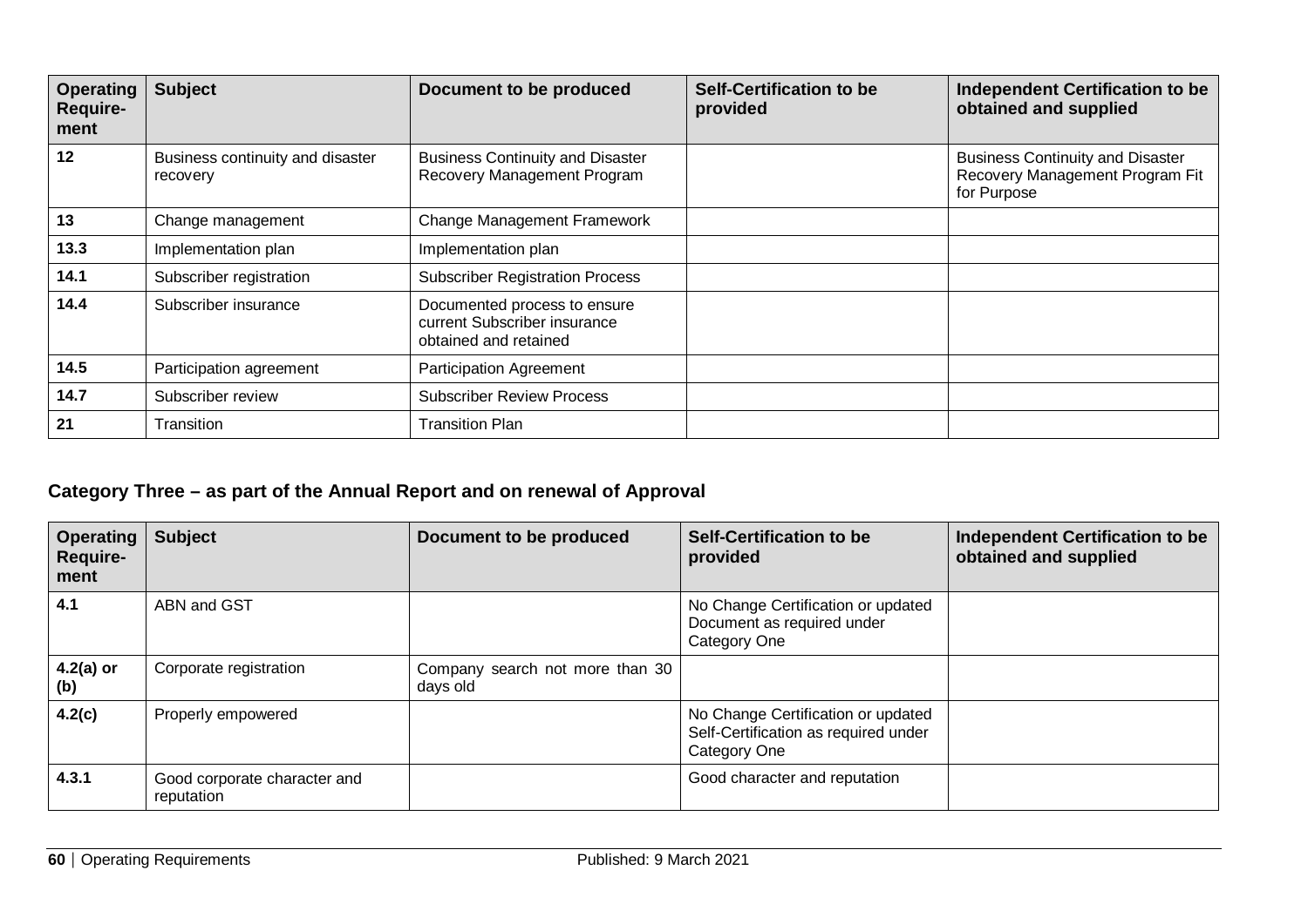| Operating Require-ment | Subject | Document to be produced | Self-Certification to be provided | Independent Certification to be obtained and supplied |
|---|---|---|---|---|
| **12** | Business continuity and disaster recovery | Business Continuity and Disaster Recovery Management Program | | Business Continuity and Disaster Recovery Management Program Fit for Purpose |
| **13** | Change management | Change Management Framework | | |
| **13.3** | Implementation plan | Implementation plan | | |
| **14.1** | Subscriber registration | Subscriber Registration Process | | |
| **14.4** | Subscriber insurance | Documented process to ensure current Subscriber insurance obtained and retained | | |
| **14.5** | Participation agreement | Participation Agreement | | |
| **14.7** | Subscriber review | Subscriber Review Process | | |
| **21** | Transition | Transition Plan | | |

### Category Three – as part of the Annual Report and on renewal of Approval

| Operating Require-ment | Subject | Document to be produced | Self-Certification to be provided | Independent Certification to be obtained and supplied |
|---|---|---|---|---|
| **4.1** | ABN and GST | | No Change Certification or updated Document as required under Category One | |
| **4.2(a) or (b)** | Corporate registration | Company search not more than 30 days old | | |
| **4.2(c)** | Properly empowered | | No Change Certification or updated Self-Certification as required under Category One | |
| **4.3.1** | Good corporate character and reputation | | Good character and reputation | |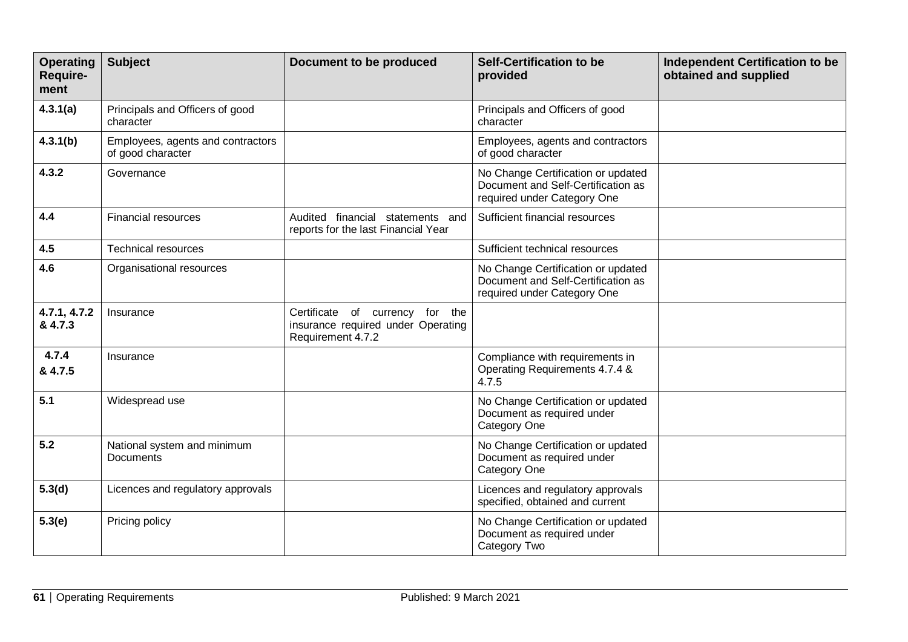| Operating Require-ment | Subject | Document to be produced | Self-Certification to be provided | Independent Certification to be obtained and supplied |
| --- | --- | --- | --- | --- |
| **4.3.1(a)** | Principals and Officers of good character | | Principals and Officers of good character | |
| **4.3.1(b)** | Employees, agents and contractors of good character | | Employees, agents and contractors of good character | |
| **4.3.2** | Governance | | No Change Certification or updated Document and Self-Certification as required under Category One | |
| **4.4** | Financial resources | Audited financial statements and reports for the last Financial Year | Sufficient financial resources | |
| **4.5** | Technical resources | | Sufficient technical resources | |
| **4.6** | Organisational resources | | No Change Certification or updated Document and Self-Certification as required under Category One | |
| **4.7.1, 4.7.2 & 4.7.3** | Insurance | Certificate of currency for the insurance required under Operating Requirement 4.7.2 | | |
| **4.7.4 & 4.7.5** | Insurance | | Compliance with requirements in Operating Requirements 4.7.4 & 4.7.5 | |
| **5.1** | Widespread use | | No Change Certification or updated Document as required under Category One | |
| **5.2** | National system and minimum Documents | | No Change Certification or updated Document as required under Category One | |
| **5.3(d)** | Licences and regulatory approvals | | Licences and regulatory approvals specified, obtained and current | |
| **5.3(e)** | Pricing policy | | No Change Certification or updated Document as required under Category Two | |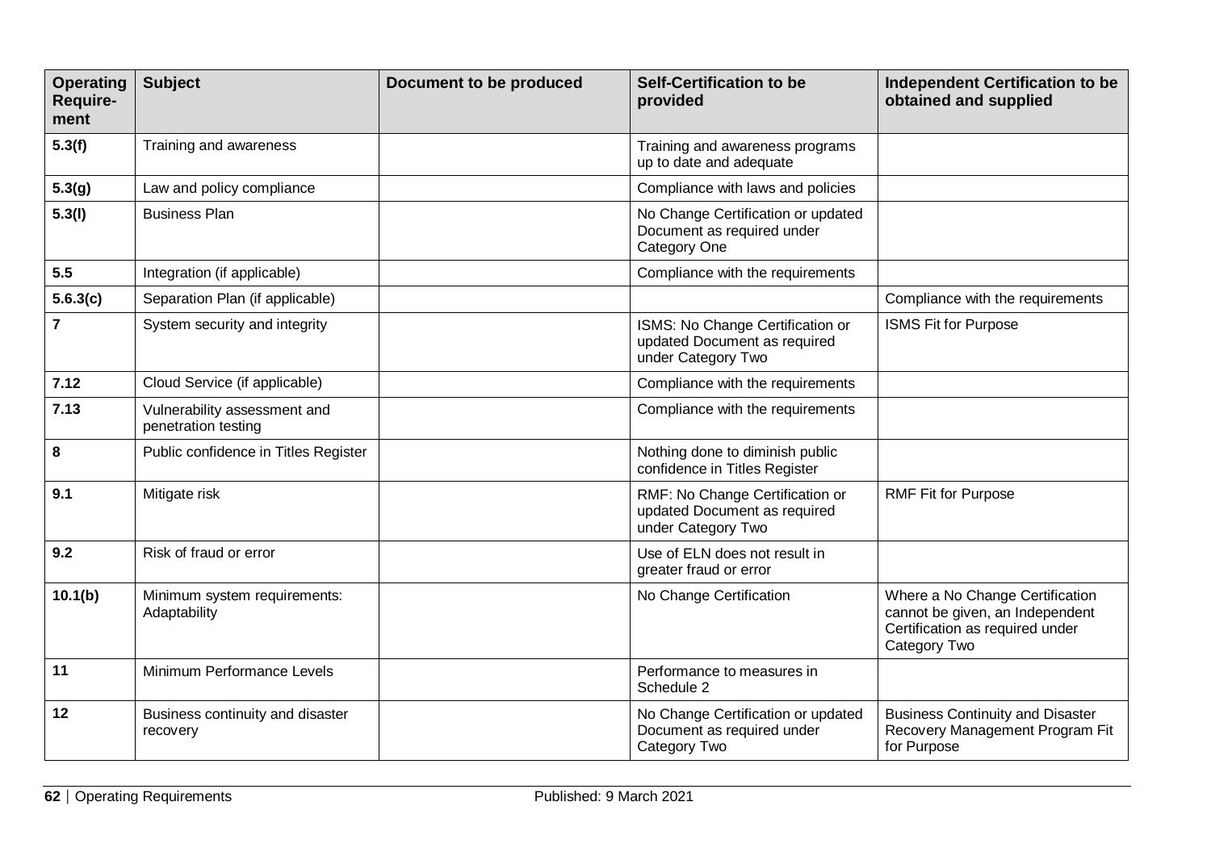| Operating Require-ment | Subject | Document to be produced | Self-Certification to be provided | Independent Certification to be obtained and supplied |
|---|---|---|---|---|
| **5.3(f)** | Training and awareness | | Training and awareness programs up to date and adequate | |
| **5.3(g)** | Law and policy compliance | | Compliance with laws and policies | |
| **5.3(l)** | Business Plan | | No Change Certification or updated Document as required under Category One | |
| **5.5** | Integration (if applicable) | | Compliance with the requirements | |
| **5.6.3(c)** | Separation Plan (if applicable) | | | Compliance with the requirements |
| **7** | System security and integrity | | ISMS: No Change Certification or updated Document as required under Category Two | ISMS Fit for Purpose |
| **7.12** | Cloud Service (if applicable) | | Compliance with the requirements | |
| **7.13** | Vulnerability assessment and penetration testing | | Compliance with the requirements | |
| **8** | Public confidence in Titles Register | | Nothing done to diminish public confidence in Titles Register | |
| **9.1** | Mitigate risk | | RMF: No Change Certification or updated Document as required under Category Two | RMF Fit for Purpose |
| **9.2** | Risk of fraud or error | | Use of ELN does not result in greater fraud or error | |
| **10.1(b)** | Minimum system requirements: Adaptability | | No Change Certification | Where a No Change Certification cannot be given, an Independent Certification as required under Category Two |
| **11** | Minimum Performance Levels | | Performance to measures in Schedule 2 | |
| **12** | Business continuity and disaster recovery | | No Change Certification or updated Document as required under Category Two | Business Continuity and Disaster Recovery Management Program Fit for Purpose |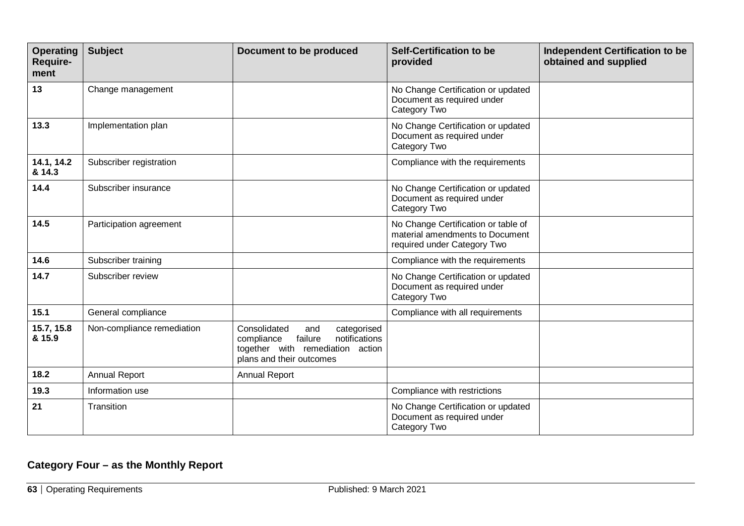| Operating Require-ment | Subject | Document to be produced | Self-Certification to be provided | Independent Certification to be obtained and supplied |
|---|---|---|---|---|
| **13** | Change management | | No Change Certification or updated Document as required under Category Two | |
| **13.3** | Implementation plan | | No Change Certification or updated Document as required under Category Two | |
| **14.1, 14.2 & 14.3** | Subscriber registration | | Compliance with the requirements | |
| **14.4** | Subscriber insurance | | No Change Certification or updated Document as required under Category Two | |
| **14.5** | Participation agreement | | No Change Certification or table of material amendments to Document required under Category Two | |
| **14.6** | Subscriber training | | Compliance with the requirements | |
| **14.7** | Subscriber review | | No Change Certification or updated Document as required under Category Two | |
| **15.1** | General compliance | | Compliance with all requirements | |
| **15.7, 15.8 & 15.9** | Non-compliance remediation | Consolidated and categorised compliance failure notifications together with remediation action plans and their outcomes | | |
| **18.2** | Annual Report | Annual Report | | |
| **19.3** | Information use | | Compliance with restrictions | |
| **21** | Transition | | No Change Certification or updated Document as required under Category Two | |

**Category Four – as the Monthly Report**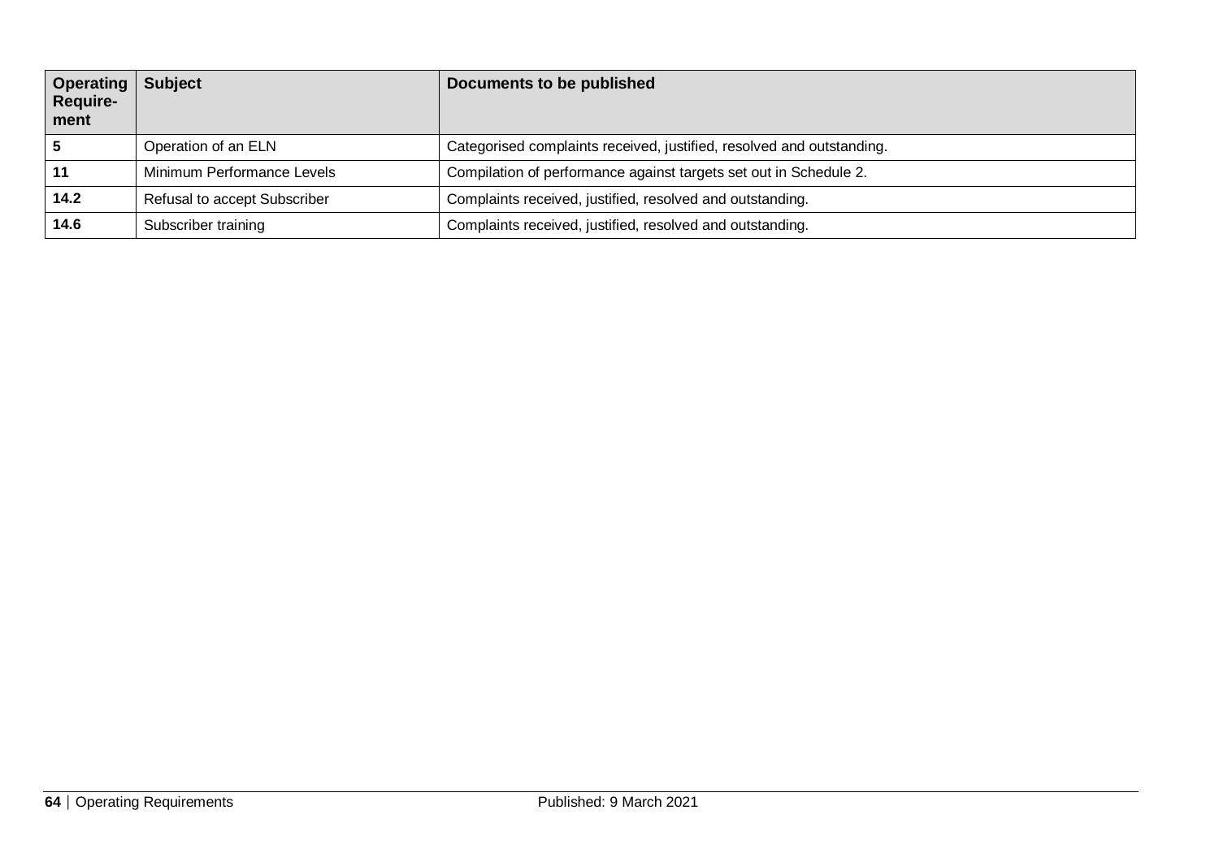| Operating Require-ment | Subject | Documents to be published |
|---|---|---|
| **5** | Operation of an ELN | Categorised complaints received, justified, resolved and outstanding. |
| **11** | Minimum Performance Levels | Compilation of performance against targets set out in Schedule 2. |
| **14.2** | Refusal to accept Subscriber | Complaints received, justified, resolved and outstanding. |
| **14.6** | Subscriber training | Complaints received, justified, resolved and outstanding. |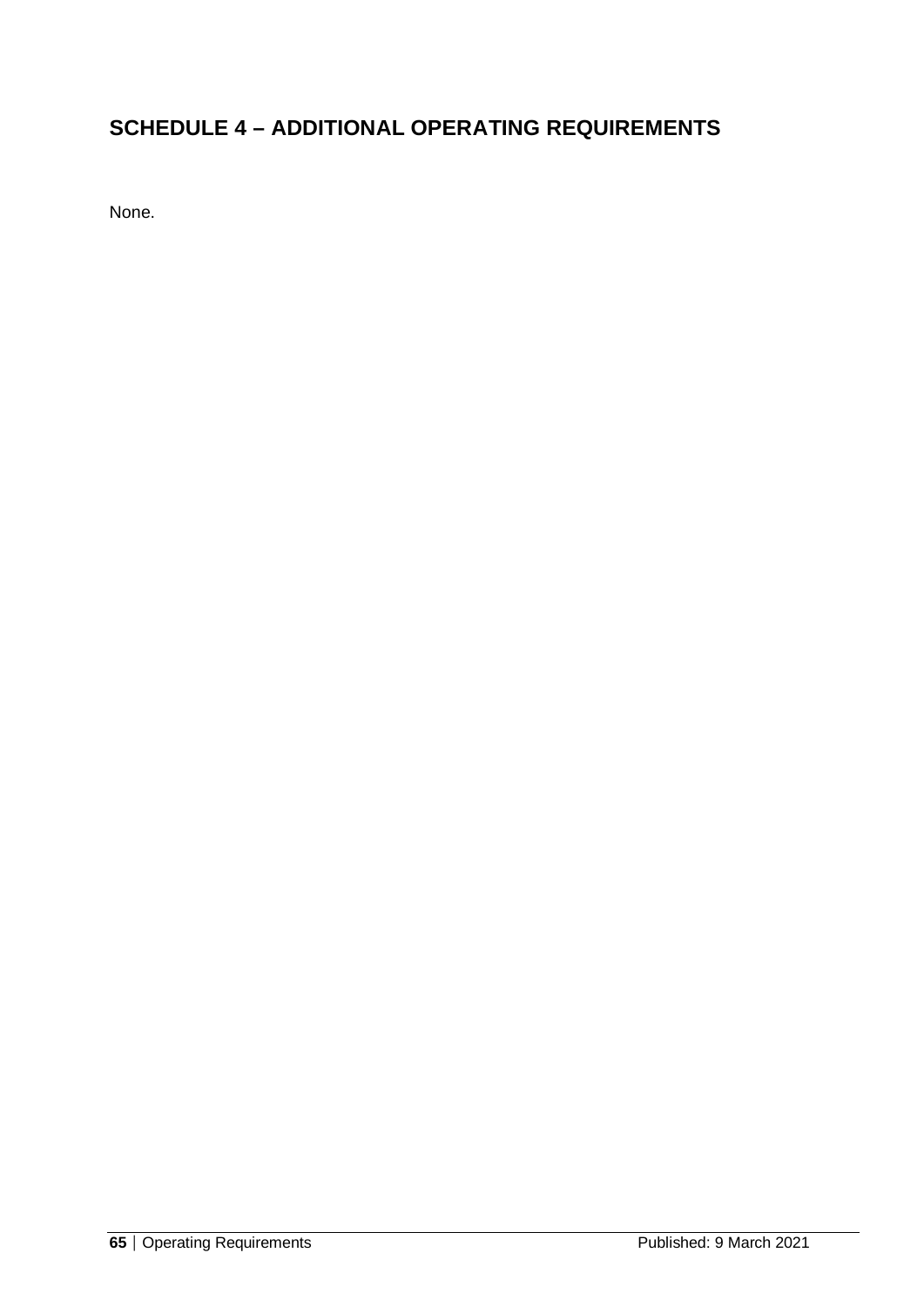## SCHEDULE 4 – ADDITIONAL OPERATING REQUIREMENTS

None.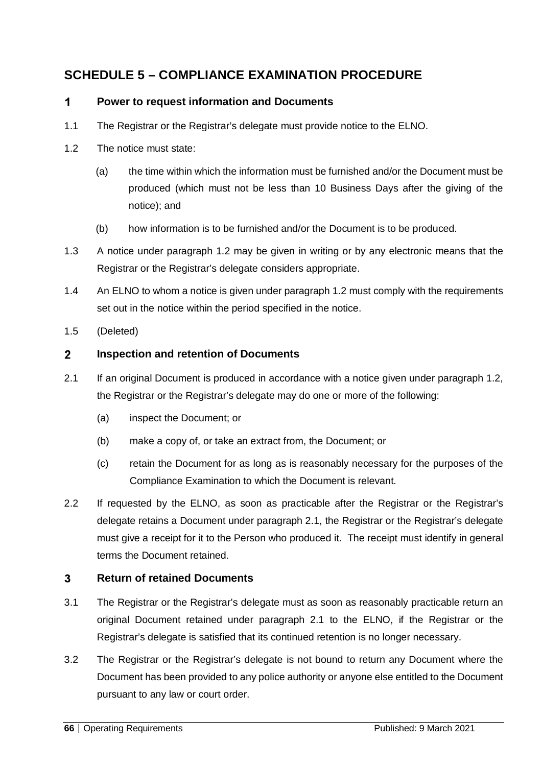# SCHEDULE 5 – COMPLIANCE EXAMINATION PROCEDURE

## 1 Power to request information and Documents

1.1 The Registrar or the Registrar's delegate must provide notice to the ELNO.

1.2 The notice must state:

(a) the time within which the information must be furnished and/or the Document must be produced (which must not be less than 10 Business Days after the giving of the notice); and

(b) how information is to be furnished and/or the Document is to be produced.

1.3 A notice under paragraph 1.2 may be given in writing or by any electronic means that the Registrar or the Registrar's delegate considers appropriate.

1.4 An ELNO to whom a notice is given under paragraph 1.2 must comply with the requirements set out in the notice within the period specified in the notice.

1.5 (Deleted)

## 2 Inspection and retention of Documents

2.1 If an original Document is produced in accordance with a notice given under paragraph 1.2, the Registrar or the Registrar's delegate may do one or more of the following:

(a) inspect the Document; or

(b) make a copy of, or take an extract from, the Document; or

(c) retain the Document for as long as is reasonably necessary for the purposes of the Compliance Examination to which the Document is relevant.

2.2 If requested by the ELNO, as soon as practicable after the Registrar or the Registrar's delegate retains a Document under paragraph 2.1, the Registrar or the Registrar's delegate must give a receipt for it to the Person who produced it. The receipt must identify in general terms the Document retained.

## 3 Return of retained Documents

3.1 The Registrar or the Registrar's delegate must as soon as reasonably practicable return an original Document retained under paragraph 2.1 to the ELNO, if the Registrar or the Registrar's delegate is satisfied that its continued retention is no longer necessary.

3.2 The Registrar or the Registrar's delegate is not bound to return any Document where the Document has been provided to any police authority or anyone else entitled to the Document pursuant to any law or court order.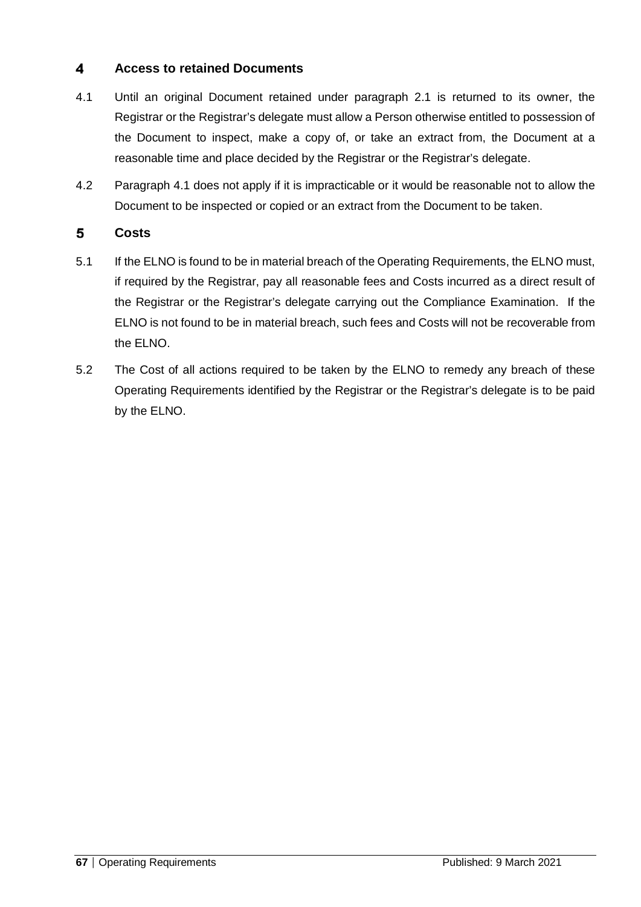## 4 Access to retained Documents

4.1 Until an original Document retained under paragraph 2.1 is returned to its owner, the Registrar or the Registrar's delegate must allow a Person otherwise entitled to possession of the Document to inspect, make a copy of, or take an extract from, the Document at a reasonable time and place decided by the Registrar or the Registrar's delegate.

4.2 Paragraph 4.1 does not apply if it is impracticable or it would be reasonable not to allow the Document to be inspected or copied or an extract from the Document to be taken.

## 5 Costs

5.1 If the ELNO is found to be in material breach of the Operating Requirements, the ELNO must, if required by the Registrar, pay all reasonable fees and Costs incurred as a direct result of the Registrar or the Registrar's delegate carrying out the Compliance Examination. If the ELNO is not found to be in material breach, such fees and Costs will not be recoverable from the ELNO.

5.2 The Cost of all actions required to be taken by the ELNO to remedy any breach of these Operating Requirements identified by the Registrar or the Registrar's delegate is to be paid by the ELNO.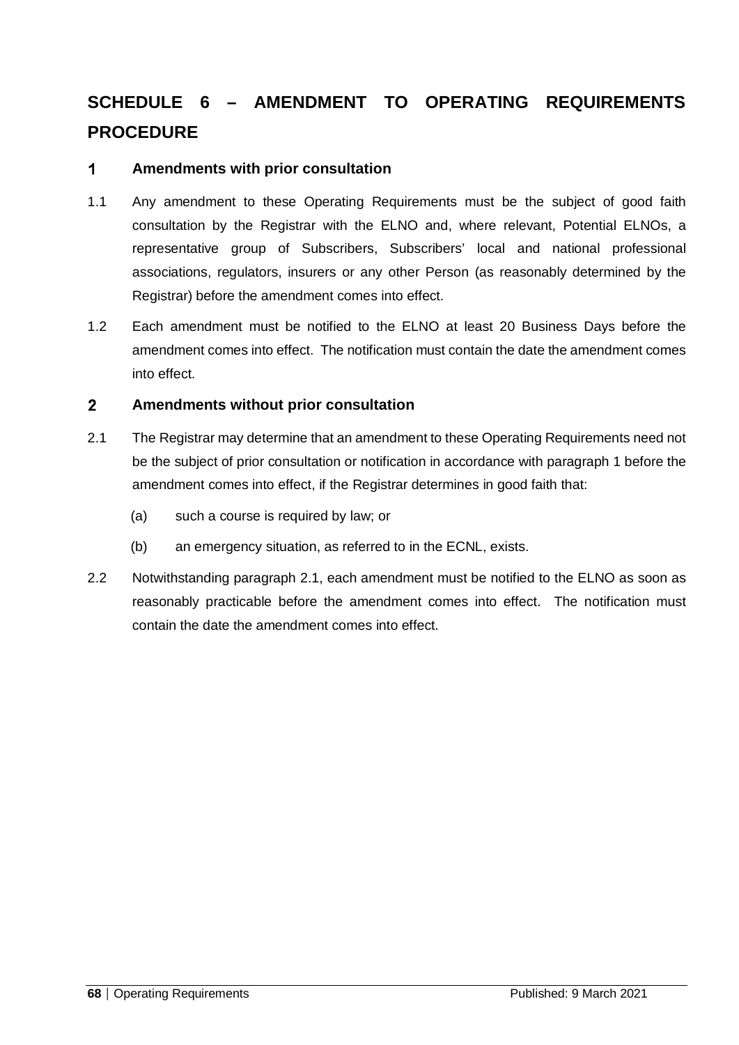# SCHEDULE 6 – AMENDMENT TO OPERATING REQUIREMENTS PROCEDURE

## 1 Amendments with prior consultation

1.1 Any amendment to these Operating Requirements must be the subject of good faith consultation by the Registrar with the ELNO and, where relevant, Potential ELNOs, a representative group of Subscribers, Subscribers' local and national professional associations, regulators, insurers or any other Person (as reasonably determined by the Registrar) before the amendment comes into effect.

1.2 Each amendment must be notified to the ELNO at least 20 Business Days before the amendment comes into effect. The notification must contain the date the amendment comes into effect.

## 2 Amendments without prior consultation

2.1 The Registrar may determine that an amendment to these Operating Requirements need not be the subject of prior consultation or notification in accordance with paragraph 1 before the amendment comes into effect, if the Registrar determines in good faith that:

(a) such a course is required by law; or

(b) an emergency situation, as referred to in the ECNL, exists.

2.2 Notwithstanding paragraph 2.1, each amendment must be notified to the ELNO as soon as reasonably practicable before the amendment comes into effect. The notification must contain the date the amendment comes into effect.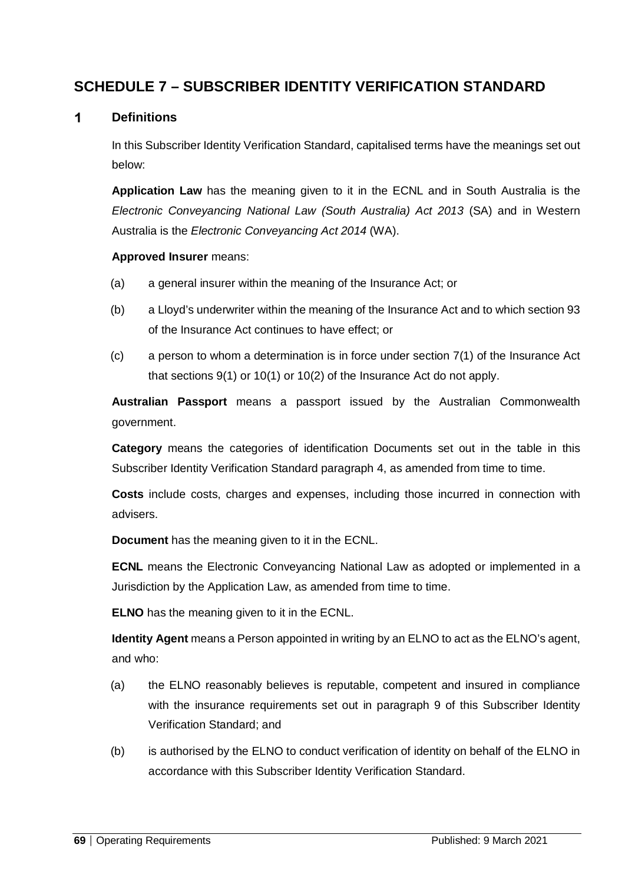## SCHEDULE 7 – SUBSCRIBER IDENTITY VERIFICATION STANDARD

### 1 Definitions

In this Subscriber Identity Verification Standard, capitalised terms have the meanings set out below:

**Application Law** has the meaning given to it in the ECNL and in South Australia is the *Electronic Conveyancing National Law (South Australia) Act 2013* (SA) and in Western Australia is the *Electronic Conveyancing Act 2014* (WA).

**Approved Insurer** means:

(a) a general insurer within the meaning of the Insurance Act; or

(b) a Lloyd's underwriter within the meaning of the Insurance Act and to which section 93 of the Insurance Act continues to have effect; or

(c) a person to whom a determination is in force under section 7(1) of the Insurance Act that sections 9(1) or 10(1) or 10(2) of the Insurance Act do not apply.

**Australian Passport** means a passport issued by the Australian Commonwealth government.

**Category** means the categories of identification Documents set out in the table in this Subscriber Identity Verification Standard paragraph 4, as amended from time to time.

**Costs** include costs, charges and expenses, including those incurred in connection with advisers.

**Document** has the meaning given to it in the ECNL.

**ECNL** means the Electronic Conveyancing National Law as adopted or implemented in a Jurisdiction by the Application Law, as amended from time to time.

**ELNO** has the meaning given to it in the ECNL.

**Identity Agent** means a Person appointed in writing by an ELNO to act as the ELNO's agent, and who:

(a) the ELNO reasonably believes is reputable, competent and insured in compliance with the insurance requirements set out in paragraph 9 of this Subscriber Identity Verification Standard; and

(b) is authorised by the ELNO to conduct verification of identity on behalf of the ELNO in accordance with this Subscriber Identity Verification Standard.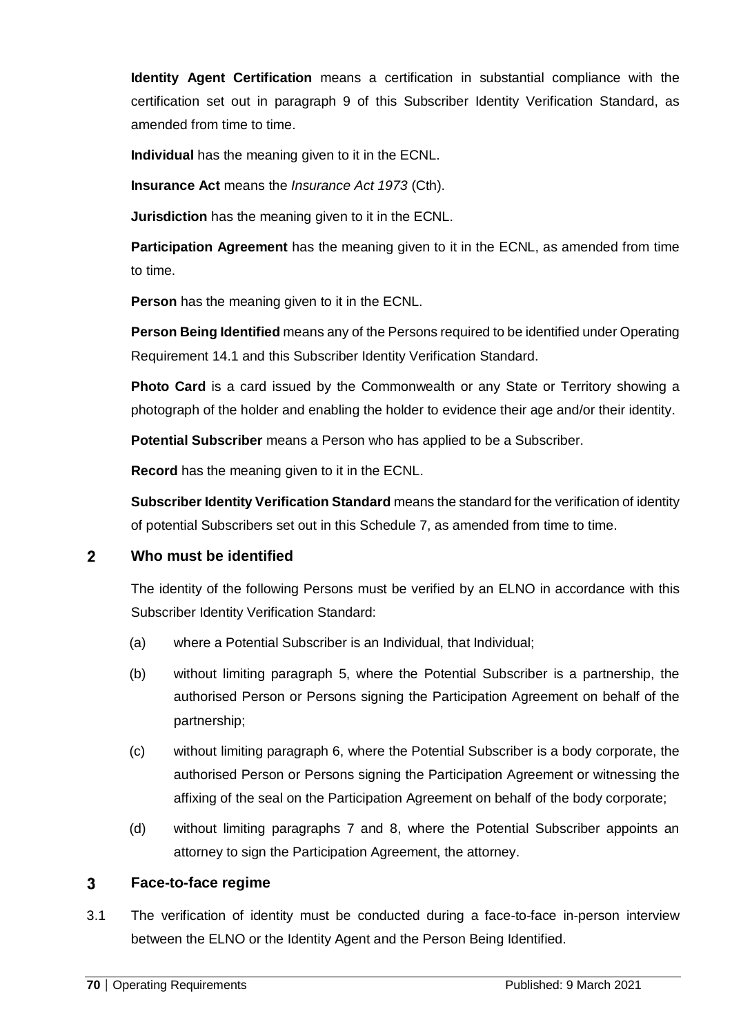**Identity Agent Certification** means a certification in substantial compliance with the certification set out in paragraph 9 of this Subscriber Identity Verification Standard, as amended from time to time.

**Individual** has the meaning given to it in the ECNL.

**Insurance Act** means the *Insurance Act 1973* (Cth).

**Jurisdiction** has the meaning given to it in the ECNL.

**Participation Agreement** has the meaning given to it in the ECNL, as amended from time to time.

**Person** has the meaning given to it in the ECNL.

**Person Being Identified** means any of the Persons required to be identified under Operating Requirement 14.1 and this Subscriber Identity Verification Standard.

**Photo Card** is a card issued by the Commonwealth or any State or Territory showing a photograph of the holder and enabling the holder to evidence their age and/or their identity.

**Potential Subscriber** means a Person who has applied to be a Subscriber.

**Record** has the meaning given to it in the ECNL.

**Subscriber Identity Verification Standard** means the standard for the verification of identity of potential Subscribers set out in this Schedule 7, as amended from time to time.

## 2 Who must be identified

The identity of the following Persons must be verified by an ELNO in accordance with this Subscriber Identity Verification Standard:

(a) where a Potential Subscriber is an Individual, that Individual;

(b) without limiting paragraph 5, where the Potential Subscriber is a partnership, the authorised Person or Persons signing the Participation Agreement on behalf of the partnership;

(c) without limiting paragraph 6, where the Potential Subscriber is a body corporate, the authorised Person or Persons signing the Participation Agreement or witnessing the affixing of the seal on the Participation Agreement on behalf of the body corporate;

(d) without limiting paragraphs 7 and 8, where the Potential Subscriber appoints an attorney to sign the Participation Agreement, the attorney.

## 3 Face-to-face regime

3.1 The verification of identity must be conducted during a face-to-face in-person interview between the ELNO or the Identity Agent and the Person Being Identified.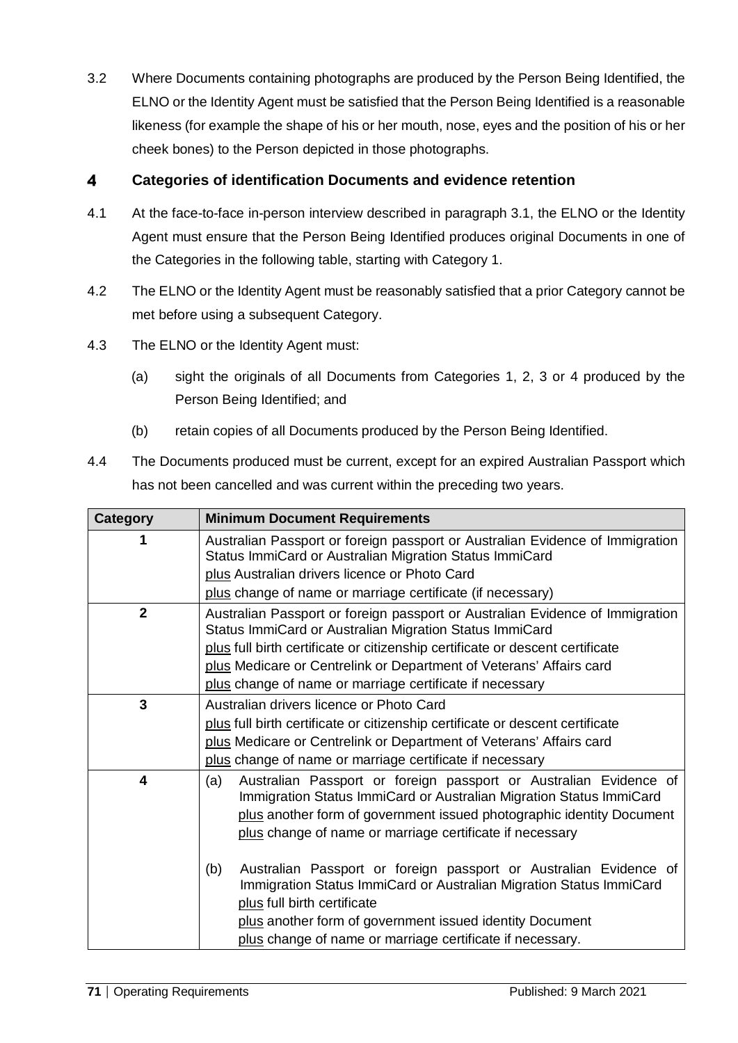3.2 Where Documents containing photographs are produced by the Person Being Identified, the ELNO or the Identity Agent must be satisfied that the Person Being Identified is a reasonable likeness (for example the shape of his or her mouth, nose, eyes and the position of his or her cheek bones) to the Person depicted in those photographs.

## 4 Categories of identification Documents and evidence retention

4.1 At the face-to-face in-person interview described in paragraph 3.1, the ELNO or the Identity Agent must ensure that the Person Being Identified produces original Documents in one of the Categories in the following table, starting with Category 1.

4.2 The ELNO or the Identity Agent must be reasonably satisfied that a prior Category cannot be met before using a subsequent Category.

4.3 The ELNO or the Identity Agent must:

(a) sight the originals of all Documents from Categories 1, 2, 3 or 4 produced by the Person Being Identified; and

(b) retain copies of all Documents produced by the Person Being Identified.

4.4 The Documents produced must be current, except for an expired Australian Passport which has not been cancelled and was current within the preceding two years.

| Category | Minimum Document Requirements |
|---|---|
| 1 | Australian Passport or foreign passport or Australian Evidence of Immigration Status ImmiCard or Australian Migration Status ImmiCard<br>plus Australian drivers licence or Photo Card<br>plus change of name or marriage certificate (if necessary) |
| 2 | Australian Passport or foreign passport or Australian Evidence of Immigration Status ImmiCard or Australian Migration Status ImmiCard<br>plus full birth certificate or citizenship certificate or descent certificate<br>plus Medicare or Centrelink or Department of Veterans' Affairs card<br>plus change of name or marriage certificate if necessary |
| 3 | Australian drivers licence or Photo Card<br>plus full birth certificate or citizenship certificate or descent certificate<br>plus Medicare or Centrelink or Department of Veterans' Affairs card<br>plus change of name or marriage certificate if necessary |
| 4 | (a) Australian Passport or foreign passport or Australian Evidence of Immigration Status ImmiCard or Australian Migration Status ImmiCard<br>plus another form of government issued photographic identity Document<br>plus change of name or marriage certificate if necessary<br><br>(b) Australian Passport or foreign passport or Australian Evidence of Immigration Status ImmiCard or Australian Migration Status ImmiCard<br>plus full birth certificate<br>plus another form of government issued identity Document<br>plus change of name or marriage certificate if necessary. |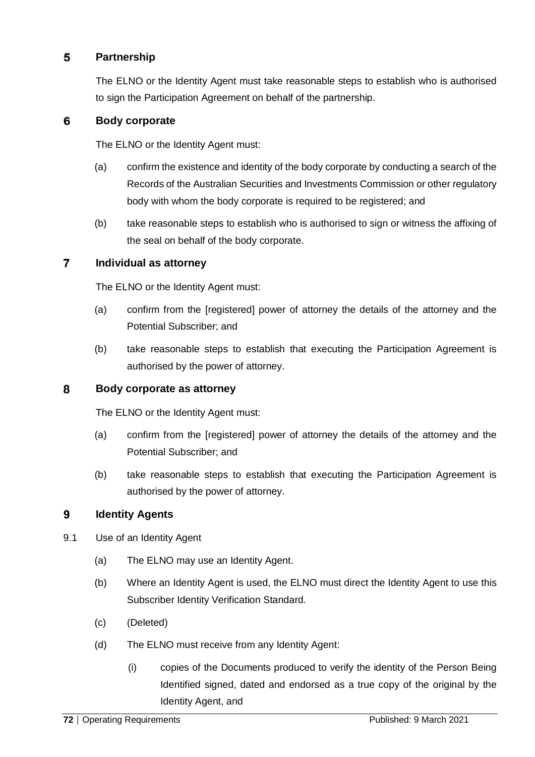## 5 Partnership

The ELNO or the Identity Agent must take reasonable steps to establish who is authorised to sign the Participation Agreement on behalf of the partnership.

## 6 Body corporate

The ELNO or the Identity Agent must:

(a) confirm the existence and identity of the body corporate by conducting a search of the Records of the Australian Securities and Investments Commission or other regulatory body with whom the body corporate is required to be registered; and

(b) take reasonable steps to establish who is authorised to sign or witness the affixing of the seal on behalf of the body corporate.

## 7 Individual as attorney

The ELNO or the Identity Agent must:

(a) confirm from the [registered] power of attorney the details of the attorney and the Potential Subscriber; and

(b) take reasonable steps to establish that executing the Participation Agreement is authorised by the power of attorney.

## 8 Body corporate as attorney

The ELNO or the Identity Agent must:

(a) confirm from the [registered] power of attorney the details of the attorney and the Potential Subscriber; and

(b) take reasonable steps to establish that executing the Participation Agreement is authorised by the power of attorney.

## 9 Identity Agents

9.1 Use of an Identity Agent

(a) The ELNO may use an Identity Agent.

(b) Where an Identity Agent is used, the ELNO must direct the Identity Agent to use this Subscriber Identity Verification Standard.

(c) (Deleted)

(d) The ELNO must receive from any Identity Agent:

(i) copies of the Documents produced to verify the identity of the Person Being Identified signed, dated and endorsed as a true copy of the original by the Identity Agent, and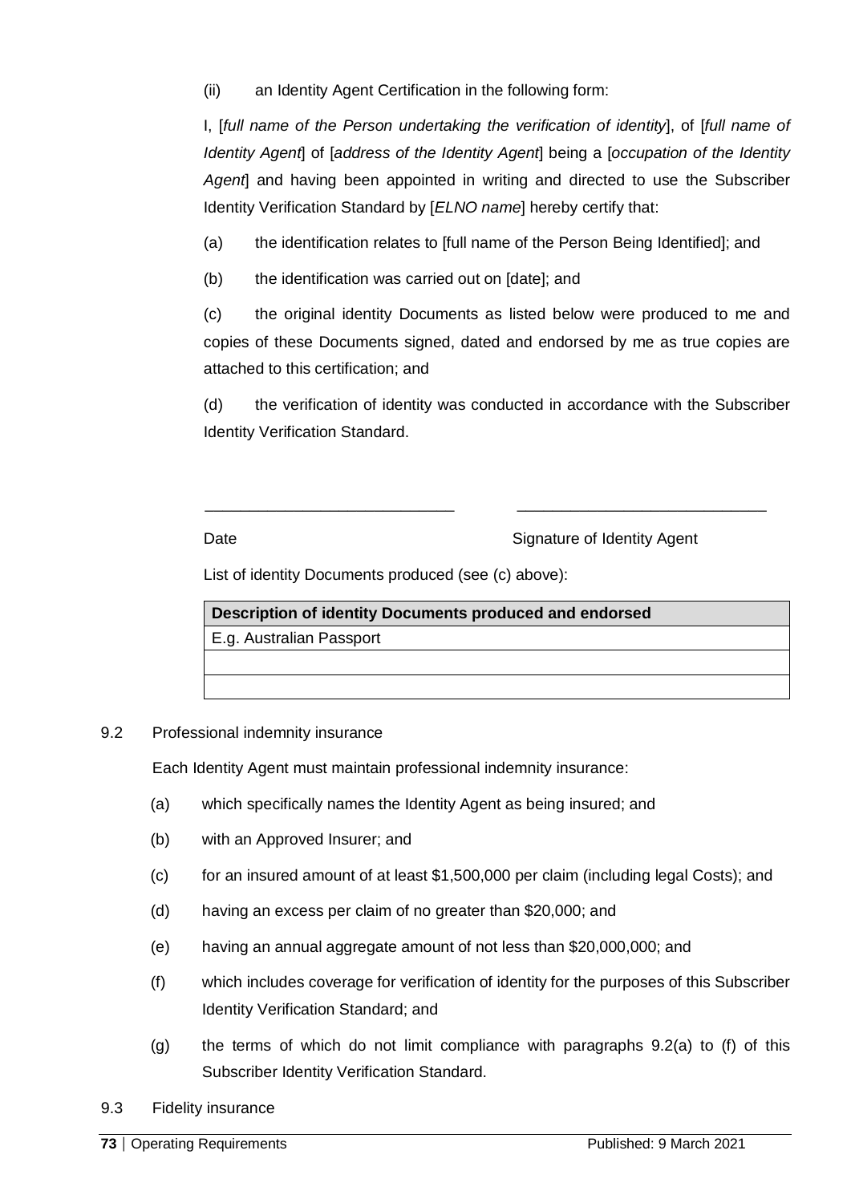(ii) an Identity Agent Certification in the following form:

I, [*full name of the Person undertaking the verification of identity*], of [*full name of Identity Agent*] of [*address of the Identity Agent*] being a [*occupation of the Identity Agent*] and having been appointed in writing and directed to use the Subscriber Identity Verification Standard by [*ELNO name*] hereby certify that:

(a) the identification relates to [full name of the Person Being Identified]; and

(b) the identification was carried out on [date]; and

(c) the original identity Documents as listed below were produced to me and copies of these Documents signed, dated and endorsed by me as true copies are attached to this certification; and

(d) the verification of identity was conducted in accordance with the Subscriber Identity Verification Standard.

\_\_\_\_\_\_\_\_\_\_\_\_\_\_\_\_\_\_\_\_\_\_\_\_\_\_\_\_ \_\_\_\_\_\_\_\_\_\_\_\_\_\_\_\_\_\_\_\_\_\_\_\_\_\_\_\_

Date Signature of Identity Agent

List of identity Documents produced (see (c) above):

| **Description of identity Documents produced and endorsed** |
|---|
| E.g. Australian Passport |
| |
| |

9.2 Professional indemnity insurance

Each Identity Agent must maintain professional indemnity insurance:

(a) which specifically names the Identity Agent as being insured; and

(b) with an Approved Insurer; and

(c) for an insured amount of at least $1,500,000 per claim (including legal Costs); and

(d) having an excess per claim of no greater than $20,000; and

(e) having an annual aggregate amount of not less than $20,000,000; and

(f) which includes coverage for verification of identity for the purposes of this Subscriber Identity Verification Standard; and

(g) the terms of which do not limit compliance with paragraphs 9.2(a) to (f) of this Subscriber Identity Verification Standard.

9.3 Fidelity insurance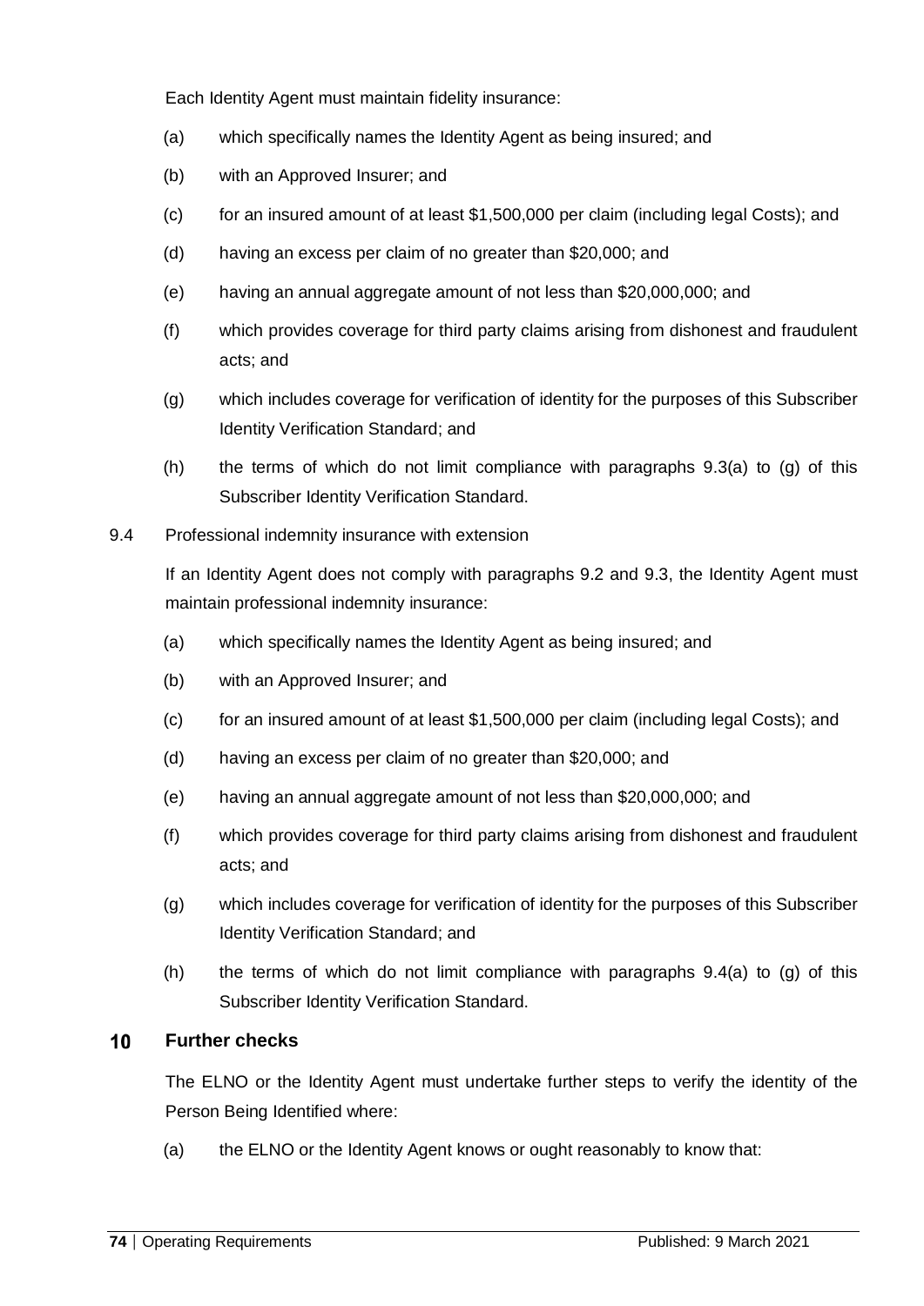Each Identity Agent must maintain fidelity insurance:

(a) which specifically names the Identity Agent as being insured; and

(b) with an Approved Insurer; and

(c) for an insured amount of at least $1,500,000 per claim (including legal Costs); and

(d) having an excess per claim of no greater than $20,000; and

(e) having an annual aggregate amount of not less than $20,000,000; and

(f) which provides coverage for third party claims arising from dishonest and fraudulent acts; and

(g) which includes coverage for verification of identity for the purposes of this Subscriber Identity Verification Standard; and

(h) the terms of which do not limit compliance with paragraphs 9.3(a) to (g) of this Subscriber Identity Verification Standard.

9.4 Professional indemnity insurance with extension

If an Identity Agent does not comply with paragraphs 9.2 and 9.3, the Identity Agent must maintain professional indemnity insurance:

(a) which specifically names the Identity Agent as being insured; and

(b) with an Approved Insurer; and

(c) for an insured amount of at least $1,500,000 per claim (including legal Costs); and

(d) having an excess per claim of no greater than $20,000; and

(e) having an annual aggregate amount of not less than $20,000,000; and

(f) which provides coverage for third party claims arising from dishonest and fraudulent acts; and

(g) which includes coverage for verification of identity for the purposes of this Subscriber Identity Verification Standard; and

(h) the terms of which do not limit compliance with paragraphs 9.4(a) to (g) of this Subscriber Identity Verification Standard.

## 10 Further checks

The ELNO or the Identity Agent must undertake further steps to verify the identity of the Person Being Identified where:

(a) the ELNO or the Identity Agent knows or ought reasonably to know that: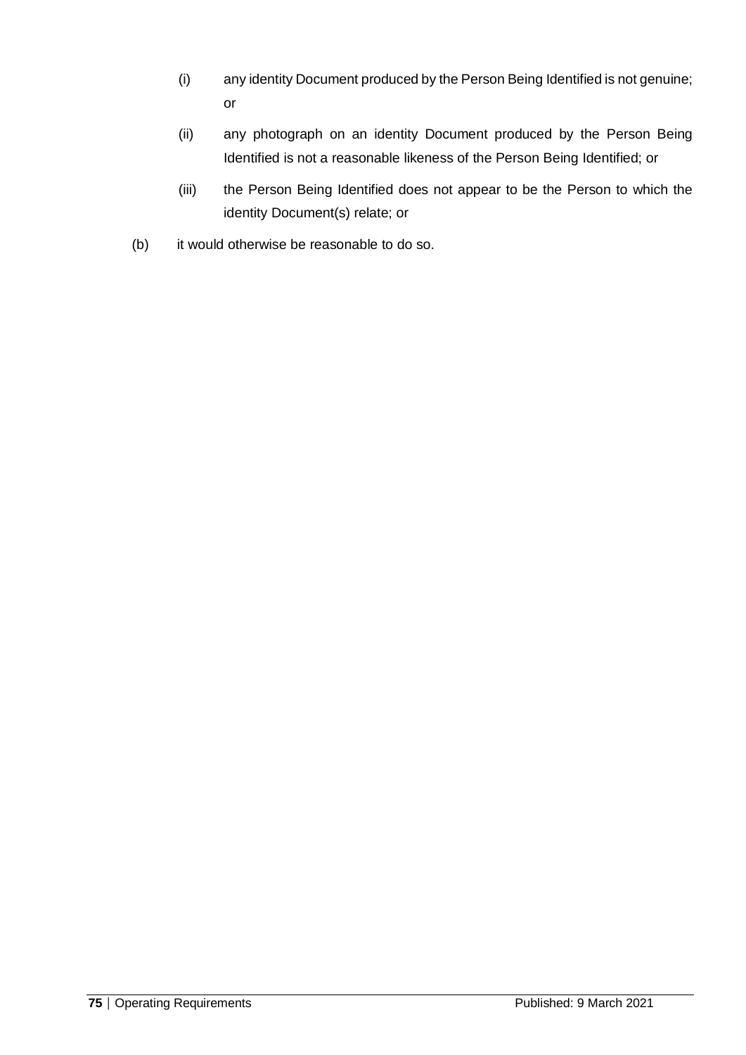(i) any identity Document produced by the Person Being Identified is not genuine; or

(ii) any photograph on an identity Document produced by the Person Being Identified is not a reasonable likeness of the Person Being Identified; or

(iii) the Person Being Identified does not appear to be the Person to which the identity Document(s) relate; or

(b) it would otherwise be reasonable to do so.